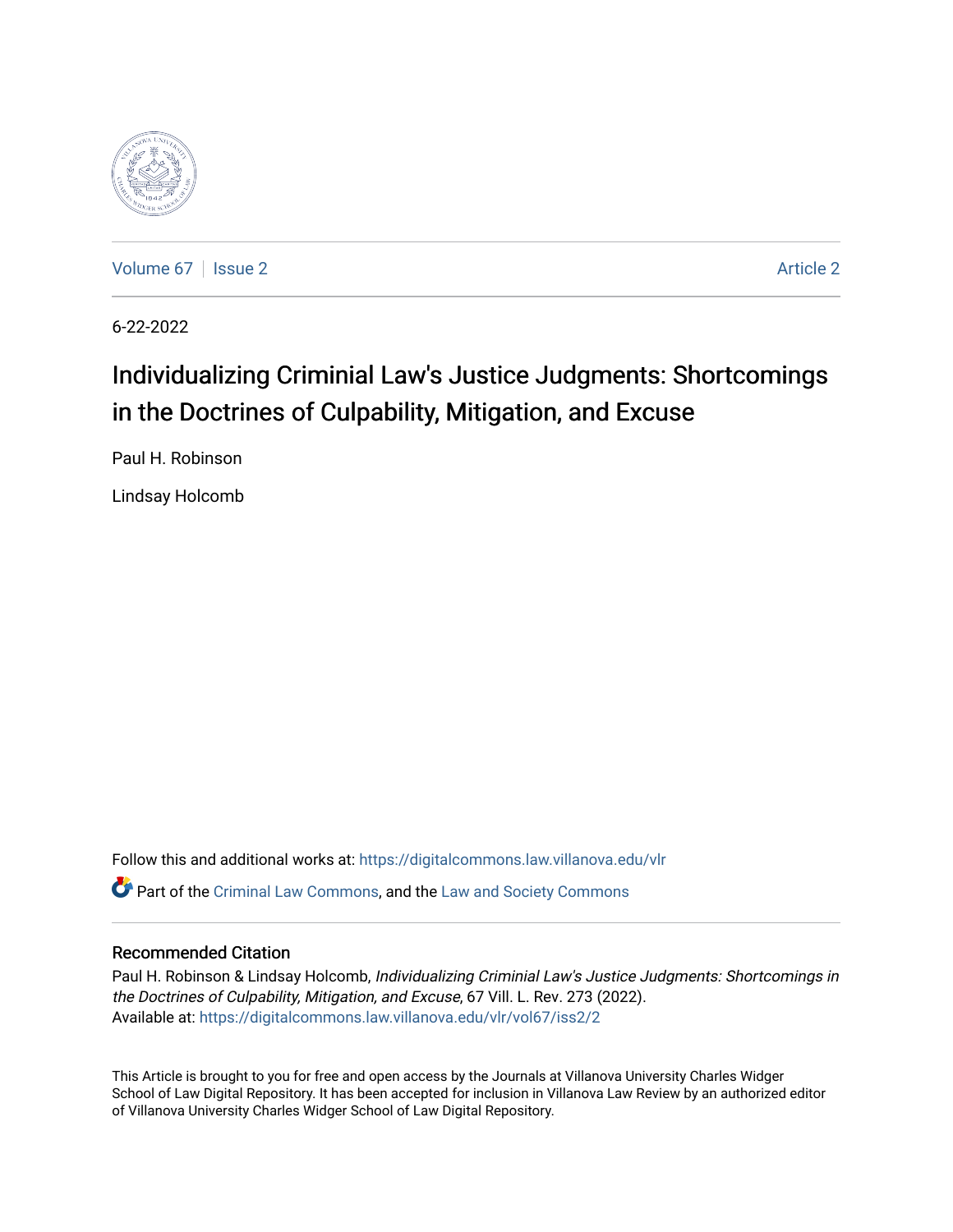Volume 67 | Issue 2 | Article 2

6-22-2022

# Individualizing Criminial Law's Justice Judgments: Shortcomings in the Doctrines of Culpability, Mitigation, and Excuse

Paul H. Robinson

Lindsay Holcomb

Follow this and additional works at: https://digitalcommons.law.villanova.edu/vlr

Part of the Criminal Law Commons, and the Law and Society Commons

## Recommended Citation

Paul H. Robinson & Lindsay Holcomb, *Individualizing Criminial Law's Justice Judgments: Shortcomings in the Doctrines of Culpability, Mitigation, and Excuse*, 67 Vill. L. Rev. 273 (2022).
Available at: https://digitalcommons.law.villanova.edu/vlr/vol67/iss2/2

This Article is brought to you for free and open access by the Journals at Villanova University Charles Widger School of Law Digital Repository. It has been accepted for inclusion in Villanova Law Review by an authorized editor of Villanova University Charles Widger School of Law Digital Repository.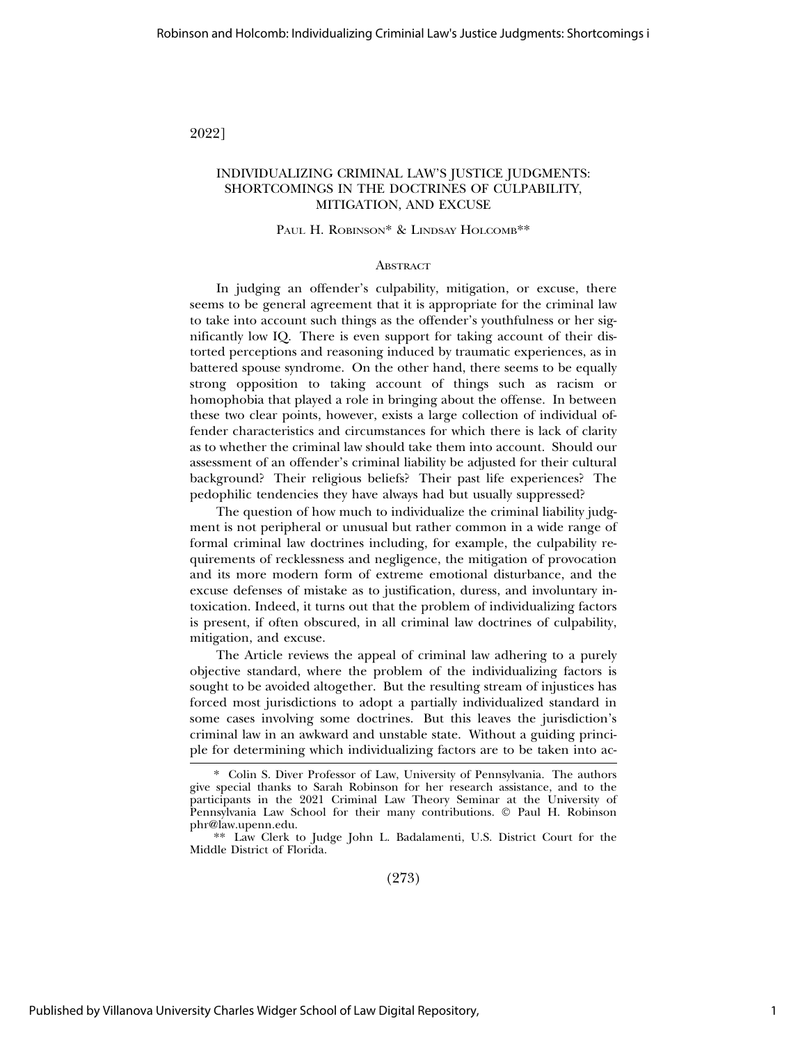2022]

# INDIVIDUALIZING CRIMINAL LAW'S JUSTICE JUDGMENTS: SHORTCOMINGS IN THE DOCTRINES OF CULPABILITY, MITIGATION, AND EXCUSE

PAUL H. ROBINSON* & LINDSAY HOLCOMB**

## ABSTRACT

In judging an offender's culpability, mitigation, or excuse, there seems to be general agreement that it is appropriate for the criminal law to take into account such things as the offender's youthfulness or her significantly low IQ. There is even support for taking account of their distorted perceptions and reasoning induced by traumatic experiences, as in battered spouse syndrome. On the other hand, there seems to be equally strong opposition to taking account of things such as racism or homophobia that played a role in bringing about the offense. In between these two clear points, however, exists a large collection of individual offender characteristics and circumstances for which there is lack of clarity as to whether the criminal law should take them into account. Should our assessment of an offender's criminal liability be adjusted for their cultural background? Their religious beliefs? Their past life experiences? The pedophilic tendencies they have always had but usually suppressed?

The question of how much to individualize the criminal liability judgment is not peripheral or unusual but rather common in a wide range of formal criminal law doctrines including, for example, the culpability requirements of recklessness and negligence, the mitigation of provocation and its more modern form of extreme emotional disturbance, and the excuse defenses of mistake as to justification, duress, and involuntary intoxication. Indeed, it turns out that the problem of individualizing factors is present, if often obscured, in all criminal law doctrines of culpability, mitigation, and excuse.

The Article reviews the appeal of criminal law adhering to a purely objective standard, where the problem of the individualizing factors is sought to be avoided altogether. But the resulting stream of injustices has forced most jurisdictions to adopt a partially individualized standard in some cases involving some doctrines. But this leaves the jurisdiction's criminal law in an awkward and unstable state. Without a guiding principle for determining which individualizing factors are to be taken into ac-

---

\* Colin S. Diver Professor of Law, University of Pennsylvania. The authors give special thanks to Sarah Robinson for her research assistance, and to the participants in the 2021 Criminal Law Theory Seminar at the University of Pennsylvania Law School for their many contributions. © Paul H. Robinson phr@law.upenn.edu.

\*\* Law Clerk to Judge John L. Badalamenti, U.S. District Court for the Middle District of Florida.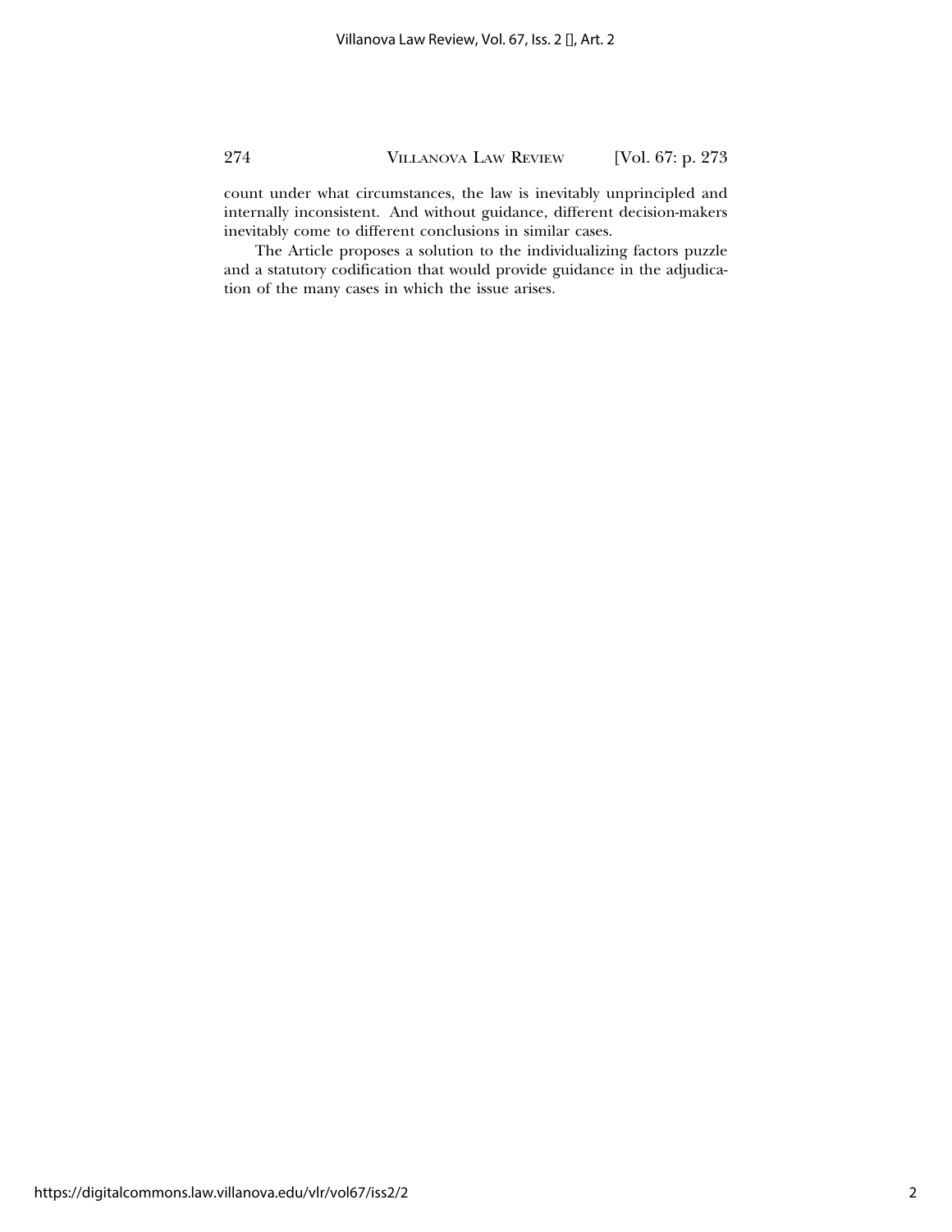count under what circumstances, the law is inevitably unprincipled and internally inconsistent. And without guidance, different decision-makers inevitably come to different conclusions in similar cases.

The Article proposes a solution to the individualizing factors puzzle and a statutory codification that would provide guidance in the adjudication of the many cases in which the issue arises.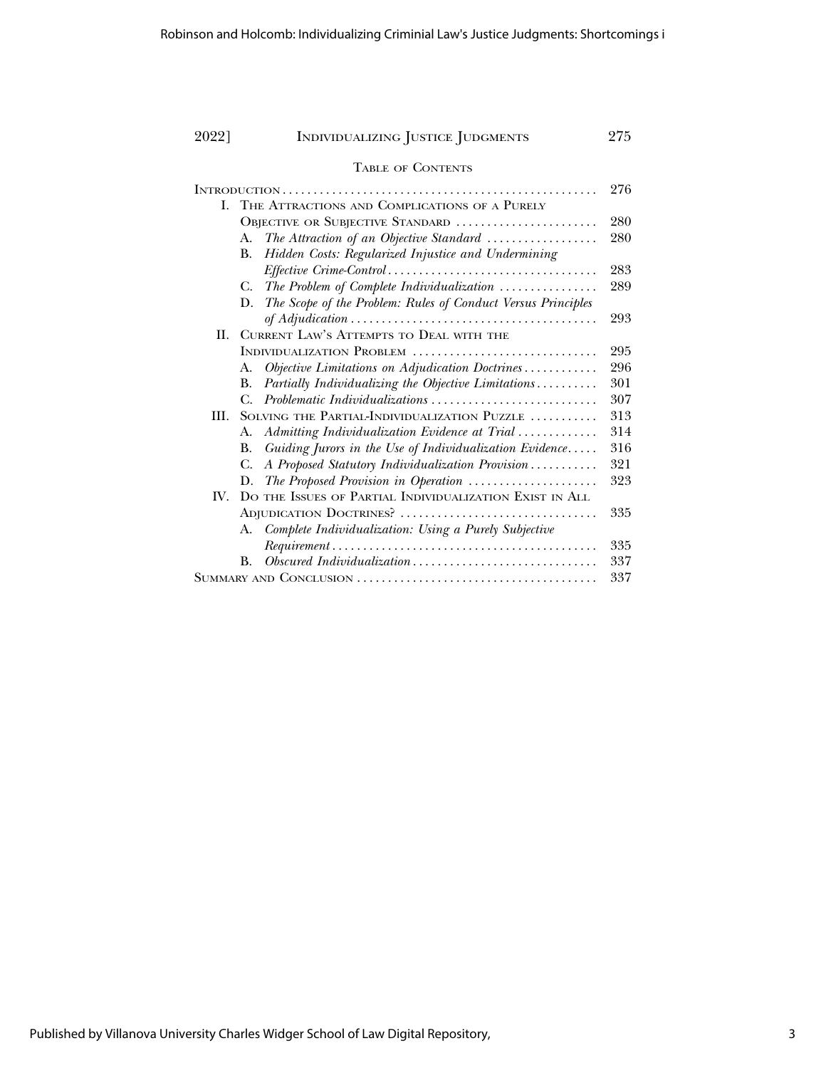## Table of Contents

- Introduction ........ 276
- I. The Attractions and Complications of a Purely Objective or Subjective Standard ........ 280
  - A. *The Attraction of an Objective Standard* ........ 280
  - B. *Hidden Costs: Regularized Injustice and Undermining Effective Crime-Control* ........ 283
  - C. *The Problem of Complete Individualization* ........ 289
  - D. *The Scope of the Problem: Rules of Conduct Versus Principles of Adjudication* ........ 293
- II. Current Law's Attempts to Deal with the Individualization Problem ........ 295
  - A. *Objective Limitations on Adjudication Doctrines* ........ 296
  - B. *Partially Individualizing the Objective Limitations* ........ 301
  - C. *Problematic Individualizations* ........ 307
- III. Solving the Partial-Individualization Puzzle ........ 313
  - A. *Admitting Individualization Evidence at Trial* ........ 314
  - B. *Guiding Jurors in the Use of Individualization Evidence* ........ 316
  - C. *A Proposed Statutory Individualization Provision* ........ 321
  - D. *The Proposed Provision in Operation* ........ 323
- IV. Do the Issues of Partial Individualization Exist in All Adjudication Doctrines? ........ 335
  - A. *Complete Individualization: Using a Purely Subjective Requirement* ........ 335
  - B. *Obscured Individualization* ........ 337
- Summary and Conclusion ........ 337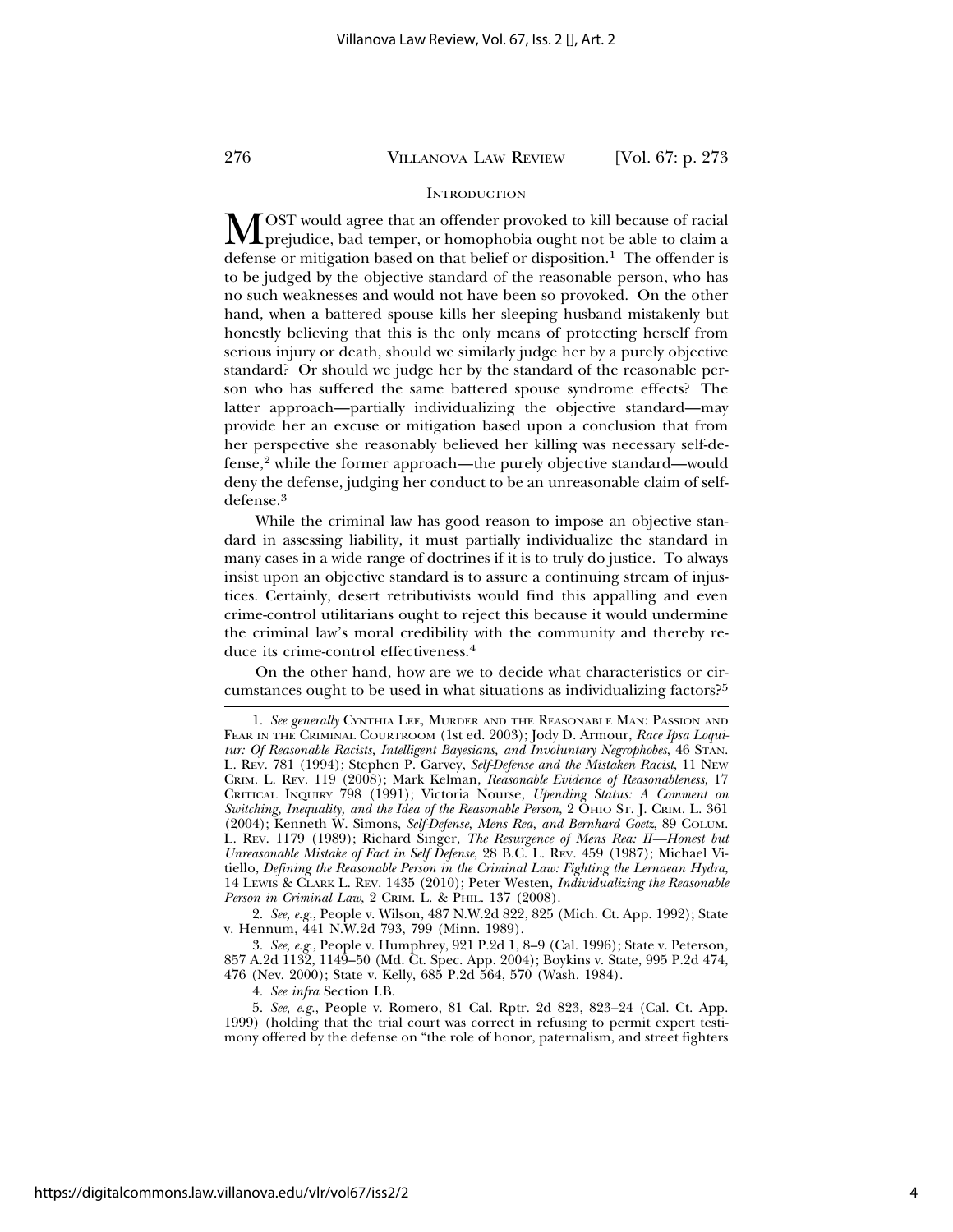## INTRODUCTION

MOST would agree that an offender provoked to kill because of racial prejudice, bad temper, or homophobia ought not be able to claim a defense or mitigation based on that belief or disposition.[1] The offender is to be judged by the objective standard of the reasonable person, who has no such weaknesses and would not have been so provoked. On the other hand, when a battered spouse kills her sleeping husband mistakenly but honestly believing that this is the only means of protecting herself from serious injury or death, should we similarly judge her by a purely objective standard? Or should we judge her by the standard of the reasonable person who has suffered the same battered spouse syndrome effects? The latter approach—partially individualizing the objective standard—may provide her an excuse or mitigation based upon a conclusion that from her perspective she reasonably believed her killing was necessary self-defense,[2] while the former approach—the purely objective standard—would deny the defense, judging her conduct to be an unreasonable claim of self-defense.[3]

While the criminal law has good reason to impose an objective standard in assessing liability, it must partially individualize the standard in many cases in a wide range of doctrines if it is to truly do justice. To always insist upon an objective standard is to assure a continuing stream of injustices. Certainly, desert retributivists would find this appalling and even crime-control utilitarians ought to reject this because it would undermine the criminal law's moral credibility with the community and thereby reduce its crime-control effectiveness.[4]

On the other hand, how are we to decide what characteristics or circumstances ought to be used in what situations as individualizing factors?[5]

---

1. *See generally* CYNTHIA LEE, MURDER AND THE REASONABLE MAN: PASSION AND FEAR IN THE CRIMINAL COURTROOM (1st ed. 2003); Jody D. Armour, *Race Ipsa Loquitur: Of Reasonable Racists, Intelligent Bayesians, and Involuntary Negrophobes*, 46 STAN. L. REV. 781 (1994); Stephen P. Garvey, *Self-Defense and the Mistaken Racist*, 11 NEW CRIM. L. REV. 119 (2008); Mark Kelman, *Reasonable Evidence of Reasonableness*, 17 CRITICAL INQUIRY 798 (1991); Victoria Nourse, *Upending Status: A Comment on Switching, Inequality, and the Idea of the Reasonable Person*, 2 OHIO ST. J. CRIM. L. 361 (2004); Kenneth W. Simons, *Self-Defense, Mens Rea, and Bernhard Goetz*, 89 COLUM. L. REV. 1179 (1989); Richard Singer, *The Resurgence of Mens Rea: II—Honest but Unreasonable Mistake of Fact in Self Defense*, 28 B.C. L. REV. 459 (1987); Michael Vitiello, *Defining the Reasonable Person in the Criminal Law: Fighting the Lernaean Hydra*, 14 LEWIS & CLARK L. REV. 1435 (2010); Peter Westen, *Individualizing the Reasonable Person in Criminal Law*, 2 CRIM. L. & PHIL. 137 (2008).

2. *See, e.g.*, People v. Wilson, 487 N.W.2d 822, 825 (Mich. Ct. App. 1992); State v. Hennum, 441 N.W.2d 793, 799 (Minn. 1989).

3. *See, e.g.*, People v. Humphrey, 921 P.2d 1, 8–9 (Cal. 1996); State v. Peterson, 857 A.2d 1132, 1149–50 (Md. Ct. Spec. App. 2004); Boykins v. State, 995 P.2d 474, 476 (Nev. 2000); State v. Kelly, 685 P.2d 564, 570 (Wash. 1984).

4. *See infra* Section I.B.

5. *See, e.g.*, People v. Romero, 81 Cal. Rptr. 2d 823, 823–24 (Cal. Ct. App. 1999) (holding that the trial court was correct in refusing to permit expert testimony offered by the defense on "the role of honor, paternalism, and street fighters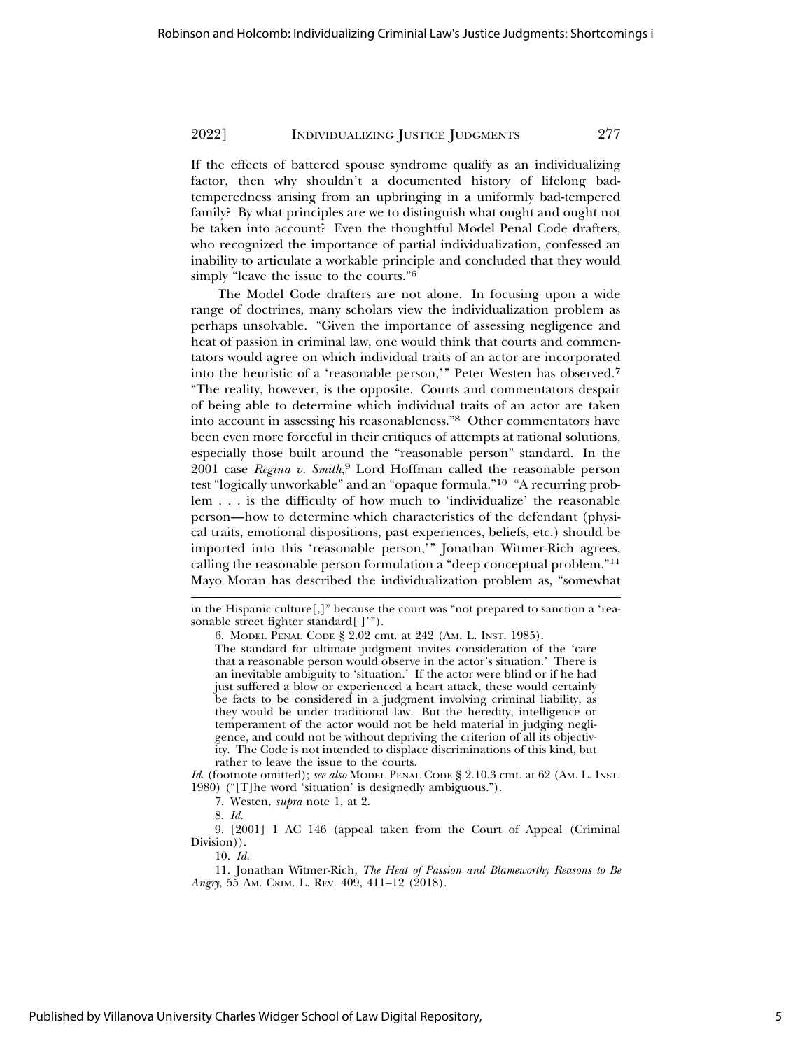If the effects of battered spouse syndrome qualify as an individualizing factor, then why shouldn't a documented history of lifelong bad-temperedness arising from an upbringing in a uniformly bad-tempered family? By what principles are we to distinguish what ought and ought not be taken into account? Even the thoughtful Model Penal Code drafters, who recognized the importance of partial individualization, confessed an inability to articulate a workable principle and concluded that they would simply "leave the issue to the courts."[6]

The Model Code drafters are not alone. In focusing upon a wide range of doctrines, many scholars view the individualization problem as perhaps unsolvable. "Given the importance of assessing negligence and heat of passion in criminal law, one would think that courts and commentators would agree on which individual traits of an actor are incorporated into the heuristic of a 'reasonable person,'" Peter Westen has observed.[7] "The reality, however, is the opposite. Courts and commentators despair of being able to determine which individual traits of an actor are taken into account in assessing his reasonableness."[8] Other commentators have been even more forceful in their critiques of attempts at rational solutions, especially those built around the "reasonable person" standard. In the 2001 case *Regina v. Smith*,[9] Lord Hoffman called the reasonable person test "logically unworkable" and an "opaque formula."[10] "A recurring problem . . . is the difficulty of how much to 'individualize' the reasonable person—how to determine which characteristics of the defendant (physical traits, emotional dispositions, past experiences, beliefs, etc.) should be imported into this 'reasonable person,'" Jonathan Witmer-Rich agrees, calling the reasonable person formulation a "deep conceptual problem."[11] Mayo Moran has described the individualization problem as, "somewhat

---

in the Hispanic culture[,]" because the court was "not prepared to sanction a 'reasonable street fighter standard[ ]'").

6. Model Penal Code § 2.02 cmt. at 242 (Am. L. Inst. 1985).

> The standard for ultimate judgment invites consideration of the 'care that a reasonable person would observe in the actor's situation.' There is an inevitable ambiguity to 'situation.' If the actor were blind or if he had just suffered a blow or experienced a heart attack, these would certainly be facts to be considered in a judgment involving criminal liability, as they would be under traditional law. But the heredity, intelligence or temperament of the actor would not be held material in judging negligence, and could not be without depriving the criterion of all its objectivity. The Code is not intended to displace discriminations of this kind, but rather to leave the issue to the courts.

*Id.* (footnote omitted); *see also* Model Penal Code § 2.10.3 cmt. at 62 (Am. L. Inst. 1980) ("[T]he word 'situation' is designedly ambiguous.").

7. Westen, *supra* note 1, at 2.

8. *Id.*

9. [2001] 1 AC 146 (appeal taken from the Court of Appeal (Criminal Division)).

10. *Id.*

11. Jonathan Witmer-Rich, *The Heat of Passion and Blameworthy Reasons to Be Angry*, 55 Am. Crim. L. Rev. 409, 411–12 (2018).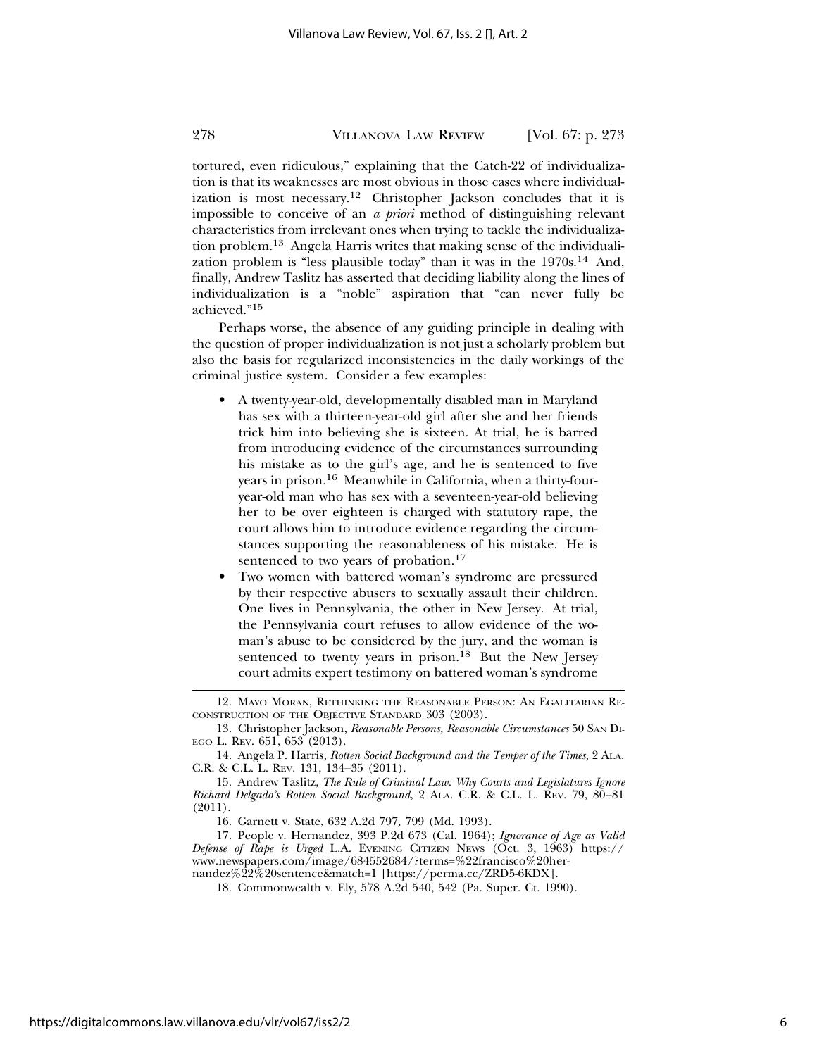tortured, even ridiculous," explaining that the Catch-22 of individualization is that its weaknesses are most obvious in those cases where individualization is most necessary.[12] Christopher Jackson concludes that it is impossible to conceive of an *a priori* method of distinguishing relevant characteristics from irrelevant ones when trying to tackle the individualization problem.[13] Angela Harris writes that making sense of the individualization problem is "less plausible today" than it was in the 1970s.[14] And, finally, Andrew Taslitz has asserted that deciding liability along the lines of individualization is a "noble" aspiration that "can never fully be achieved."[15]

Perhaps worse, the absence of any guiding principle in dealing with the question of proper individualization is not just a scholarly problem but also the basis for regularized inconsistencies in the daily workings of the criminal justice system. Consider a few examples:

- A twenty-year-old, developmentally disabled man in Maryland has sex with a thirteen-year-old girl after she and her friends trick him into believing she is sixteen. At trial, he is barred from introducing evidence of the circumstances surrounding his mistake as to the girl's age, and he is sentenced to five years in prison.[16] Meanwhile in California, when a thirty-four-year-old man who has sex with a seventeen-year-old believing her to be over eighteen is charged with statutory rape, the court allows him to introduce evidence regarding the circumstances supporting the reasonableness of his mistake. He is sentenced to two years of probation.[17]
- Two women with battered woman's syndrome are pressured by their respective abusers to sexually assault their children. One lives in Pennsylvania, the other in New Jersey. At trial, the Pennsylvania court refuses to allow evidence of the woman's abuse to be considered by the jury, and the woman is sentenced to twenty years in prison.[18] But the New Jersey court admits expert testimony on battered woman's syndrome

---

12. Mayo Moran, Rethinking the Reasonable Person: An Egalitarian Reconstruction of the Objective Standard 303 (2003).

13. Christopher Jackson, *Reasonable Persons, Reasonable Circumstances* 50 San Diego L. Rev. 651, 653 (2013).

14. Angela P. Harris, *Rotten Social Background and the Temper of the Times*, 2 Ala. C.R. & C.L. L. Rev. 131, 134–35 (2011).

15. Andrew Taslitz, *The Rule of Criminal Law: Why Courts and Legislatures Ignore Richard Delgado's Rotten Social Background*, 2 Ala. C.R. & C.L. L. Rev. 79, 80–81 (2011).

16. Garnett v. State, 632 A.2d 797, 799 (Md. 1993).

17. People v. Hernandez, 393 P.2d 673 (Cal. 1964); *Ignorance of Age as Valid Defense of Rape is Urged* L.A. Evening Citizen News (Oct. 3, 1963) https://www.newspapers.com/image/684552684/?terms=%22francisco%20hernandez%22%20sentence&match=1 [https://perma.cc/ZRD5-6KDX].

18. Commonwealth v. Ely, 578 A.2d 540, 542 (Pa. Super. Ct. 1990).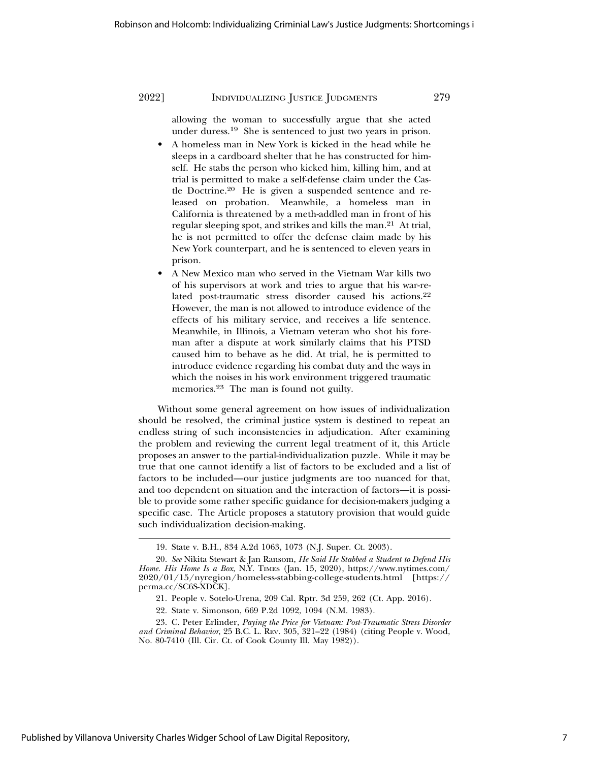allowing the woman to successfully argue that she acted under duress.[19] She is sentenced to just two years in prison.

- A homeless man in New York is kicked in the head while he sleeps in a cardboard shelter that he has constructed for himself. He stabs the person who kicked him, killing him, and at trial is permitted to make a self-defense claim under the Castle Doctrine.[20] He is given a suspended sentence and released on probation. Meanwhile, a homeless man in California is threatened by a meth-addled man in front of his regular sleeping spot, and strikes and kills the man.[21] At trial, he is not permitted to offer the defense claim made by his New York counterpart, and he is sentenced to eleven years in prison.
- A New Mexico man who served in the Vietnam War kills two of his supervisors at work and tries to argue that his war-related post-traumatic stress disorder caused his actions.[22] However, the man is not allowed to introduce evidence of the effects of his military service, and receives a life sentence. Meanwhile, in Illinois, a Vietnam veteran who shot his foreman after a dispute at work similarly claims that his PTSD caused him to behave as he did. At trial, he is permitted to introduce evidence regarding his combat duty and the ways in which the noises in his work environment triggered traumatic memories.[23] The man is found not guilty.

Without some general agreement on how issues of individualization should be resolved, the criminal justice system is destined to repeat an endless string of such inconsistencies in adjudication. After examining the problem and reviewing the current legal treatment of it, this Article proposes an answer to the partial-individualization puzzle. While it may be true that one cannot identify a list of factors to be excluded and a list of factors to be included—our justice judgments are too nuanced for that, and too dependent on situation and the interaction of factors—it is possible to provide some rather specific guidance for decision-makers judging a specific case. The Article proposes a statutory provision that would guide such individualization decision-making.

---

19. State v. B.H., 834 A.2d 1063, 1073 (N.J. Super. Ct. 2003).

20. *See* Nikita Stewart & Jan Ransom, *He Said He Stabbed a Student to Defend His Home. His Home Is a Box*, N.Y. TIMES (Jan. 15, 2020), https://www.nytimes.com/2020/01/15/nyregion/homeless-stabbing-college-students.html [https://perma.cc/SC6S-XDCK].

21. People v. Sotelo-Urena, 209 Cal. Rptr. 3d 259, 262 (Ct. App. 2016).

22. State v. Simonson, 669 P.2d 1092, 1094 (N.M. 1983).

23. C. Peter Erlinder, *Paying the Price for Vietnam: Post-Traumatic Stress Disorder and Criminal Behavior*, 25 B.C. L. REV. 305, 321–22 (1984) (citing People v. Wood, No. 80-7410 (Ill. Cir. Ct. of Cook County Ill. May 1982)).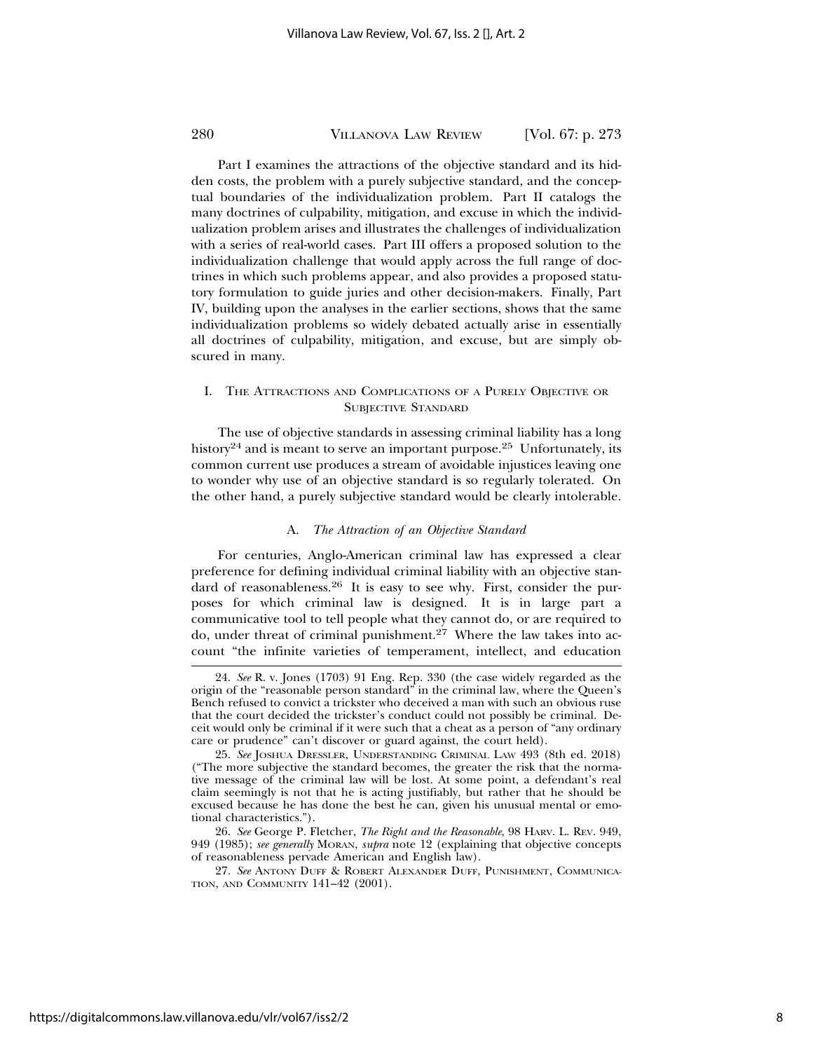Part I examines the attractions of the objective standard and its hidden costs, the problem with a purely subjective standard, and the conceptual boundaries of the individualization problem. Part II catalogs the many doctrines of culpability, mitigation, and excuse in which the individualization problem arises and illustrates the challenges of individualization with a series of real-world cases. Part III offers a proposed solution to the individualization challenge that would apply across the full range of doctrines in which such problems appear, and also provides a proposed statutory formulation to guide juries and other decision-makers. Finally, Part IV, building upon the analyses in the earlier sections, shows that the same individualization problems so widely debated actually arise in essentially all doctrines of culpability, mitigation, and excuse, but are simply obscured in many.

## I. The Attractions and Complications of a Purely Objective or Subjective Standard

The use of objective standards in assessing criminal liability has a long history[24] and is meant to serve an important purpose.[25] Unfortunately, its common current use produces a stream of avoidable injustices leaving one to wonder why use of an objective standard is so regularly tolerated. On the other hand, a purely subjective standard would be clearly intolerable.

### A. *The Attraction of an Objective Standard*

For centuries, Anglo-American criminal law has expressed a clear preference for defining individual criminal liability with an objective standard of reasonableness.[26] It is easy to see why. First, consider the purposes for which criminal law is designed. It is in large part a communicative tool to tell people what they cannot do, or are required to do, under threat of criminal punishment.[27] Where the law takes into account "the infinite varieties of temperament, intellect, and education

---

24. *See* R. v. Jones (1703) 91 Eng. Rep. 330 (the case widely regarded as the origin of the "reasonable person standard" in the criminal law, where the Queen's Bench refused to convict a trickster who deceived a man with such an obvious ruse that the court decided the trickster's conduct could not possibly be criminal. Deceit would only be criminal if it were such that a cheat as a person of "any ordinary care or prudence" can't discover or guard against, the court held).

25. *See* Joshua Dressler, Understanding Criminal Law 493 (8th ed. 2018) ("The more subjective the standard becomes, the greater the risk that the normative message of the criminal law will be lost. At some point, a defendant's real claim seemingly is not that he is acting justifiably, but rather that he should be excused because he has done the best he can, given his unusual mental or emotional characteristics.").

26. *See* George P. Fletcher, *The Right and the Reasonable*, 98 Harv. L. Rev. 949, 949 (1985); *see generally* Moran, *supra* note 12 (explaining that objective concepts of reasonableness pervade American and English law).

27. *See* Antony Duff & Robert Alexander Duff, Punishment, Communication, and Community 141–42 (2001).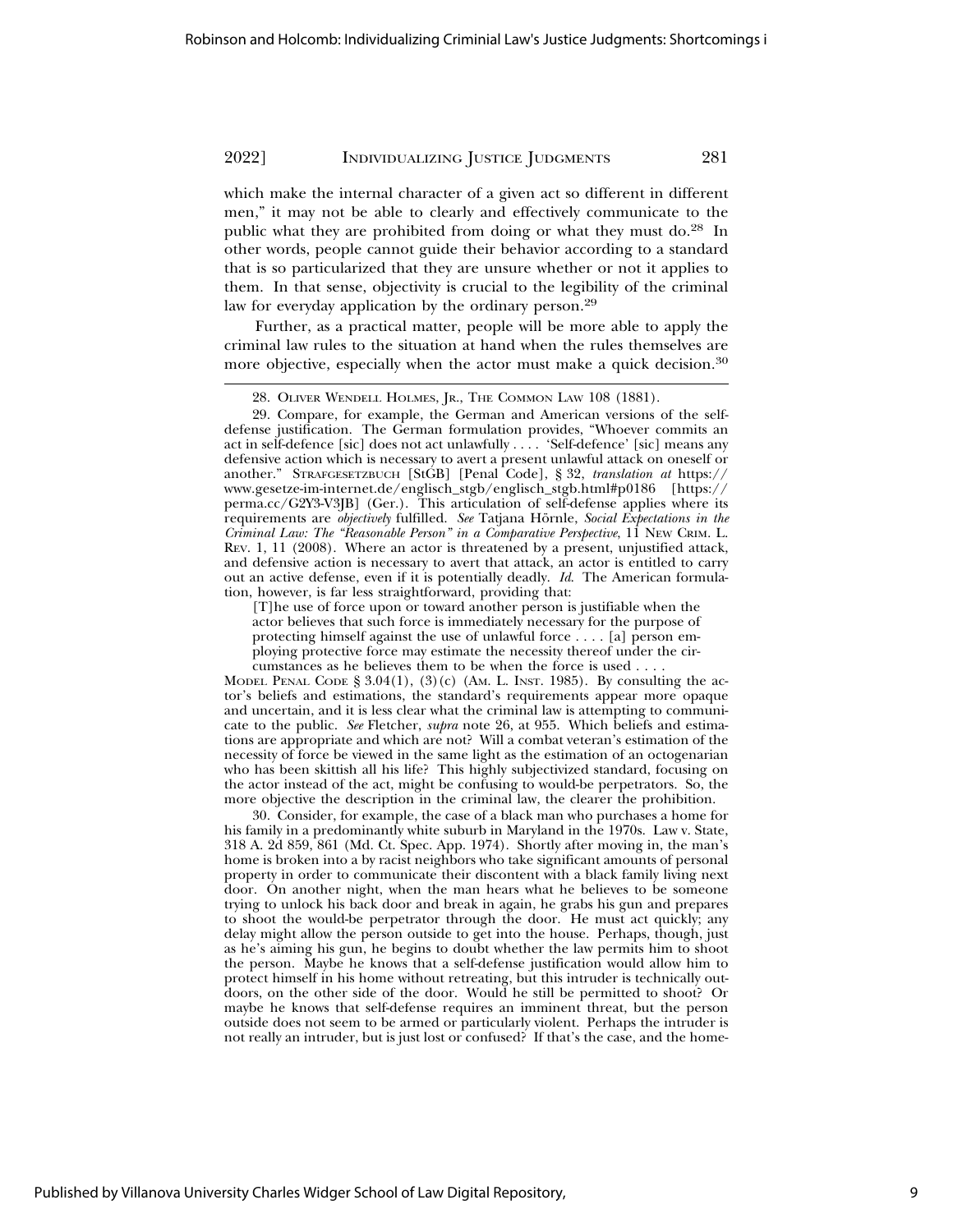which make the internal character of a given act so different in different men," it may not be able to clearly and effectively communicate to the public what they are prohibited from doing or what they must do.[28] In other words, people cannot guide their behavior according to a standard that is so particularized that they are unsure whether or not it applies to them. In that sense, objectivity is crucial to the legibility of the criminal law for everyday application by the ordinary person.[29]

Further, as a practical matter, people will be more able to apply the criminal law rules to the situation at hand when the rules themselves are more objective, especially when the actor must make a quick decision.[30]

---

28. OLIVER WENDELL HOLMES, JR., THE COMMON LAW 108 (1881).

29. Compare, for example, the German and American versions of the self-defense justification. The German formulation provides, "Whoever commits an act in self-defence [sic] does not act unlawfully . . . . 'Self-defence' [sic] means any defensive action which is necessary to avert a present unlawful attack on oneself or another." STRAFGESETZBUCH [StGB] [Penal Code], § 32, *translation at* https://www.gesetze-im-internet.de/englisch_stgb/englisch_stgb.html#p0186 [https://perma.cc/G2Y3-V3JB] (Ger.). This articulation of self-defense applies where its requirements are *objectively* fulfilled. *See* Tatjana Hörnle, *Social Expectations in the Criminal Law: The "Reasonable Person" in a Comparative Perspective*, 11 NEW CRIM. L. REV. 1, 11 (2008). Where an actor is threatened by a present, unjustified attack, and defensive action is necessary to avert that attack, an actor is entitled to carry out an active defense, even if it is potentially deadly. *Id.* The American formulation, however, is far less straightforward, providing that:

> [T]he use of force upon or toward another person is justifiable when the actor believes that such force is immediately necessary for the purpose of protecting himself against the use of unlawful force . . . . [a] person employing protective force may estimate the necessity thereof under the circumstances as he believes them to be when the force is used . . . .

MODEL PENAL CODE § 3.04(1), (3)(c) (AM. L. INST. 1985). By consulting the actor's beliefs and estimations, the standard's requirements appear more opaque and uncertain, and it is less clear what the criminal law is attempting to communicate to the public. *See* Fletcher, *supra* note 26, at 955. Which beliefs and estimations are appropriate and which are not? Will a combat veteran's estimation of the necessity of force be viewed in the same light as the estimation of an octogenarian who has been skittish all his life? This highly subjectivized standard, focusing on the actor instead of the act, might be confusing to would-be perpetrators. So, the more objective the description in the criminal law, the clearer the prohibition.

30. Consider, for example, the case of a black man who purchases a home for his family in a predominantly white suburb in Maryland in the 1970s. Law v. State, 318 A. 2d 859, 861 (Md. Ct. Spec. App. 1974). Shortly after moving in, the man's home is broken into a by racist neighbors who take significant amounts of personal property in order to communicate their discontent with a black family living next door. On another night, when the man hears what he believes to be someone trying to unlock his back door and break in again, he grabs his gun and prepares to shoot the would-be perpetrator through the door. He must act quickly; any delay might allow the person outside to get into the house. Perhaps, though, just as he's aiming his gun, he begins to doubt whether the law permits him to shoot the person. Maybe he knows that a self-defense justification would allow him to protect himself in his home without retreating, but this intruder is technically outdoors, on the other side of the door. Would he still be permitted to shoot? Or maybe he knows that self-defense requires an imminent threat, but the person outside does not seem to be armed or particularly violent. Perhaps the intruder is not really an intruder, but is just lost or confused? If that's the case, and the home-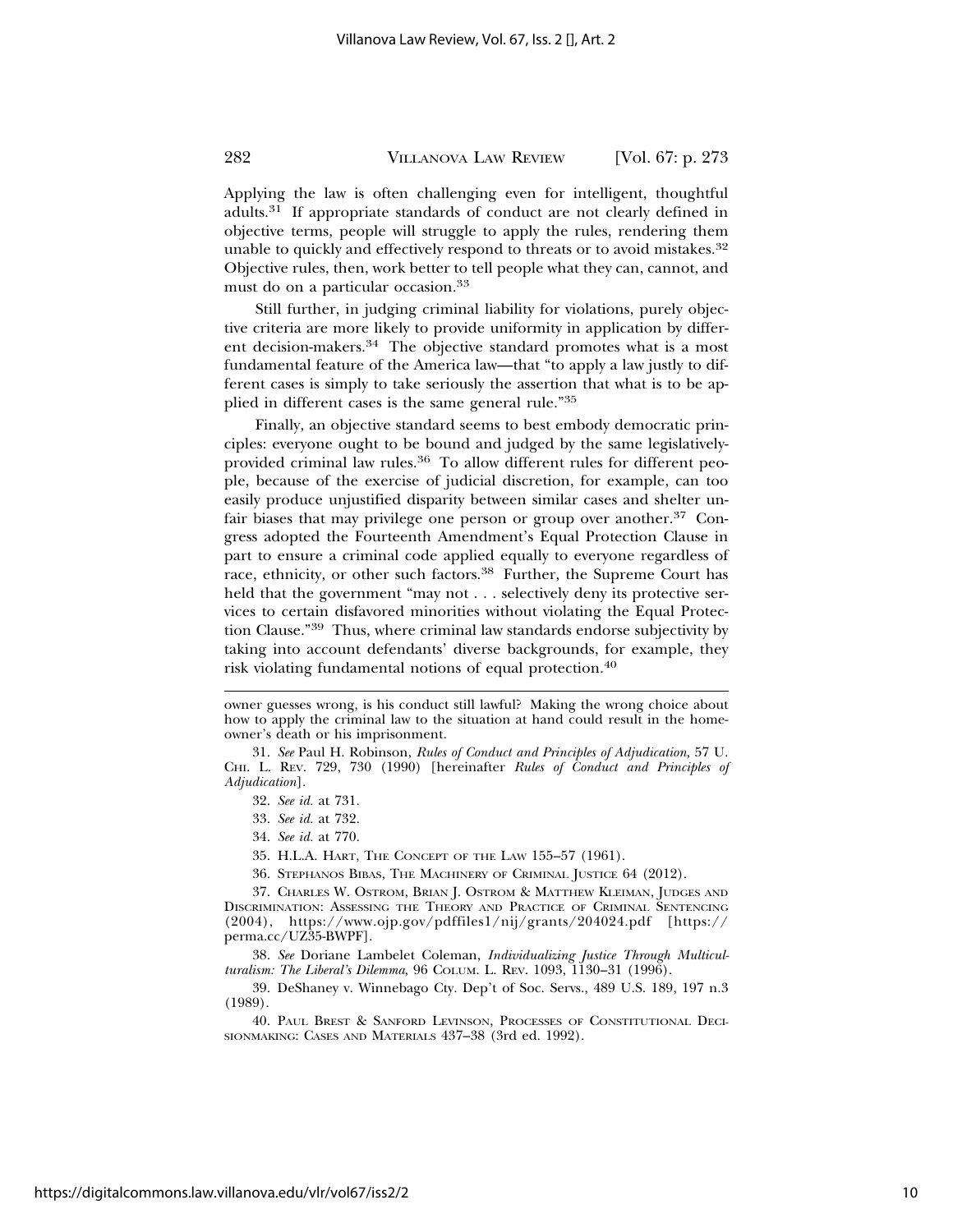Applying the law is often challenging even for intelligent, thoughtful adults.[31] If appropriate standards of conduct are not clearly defined in objective terms, people will struggle to apply the rules, rendering them unable to quickly and effectively respond to threats or to avoid mistakes.[32] Objective rules, then, work better to tell people what they can, cannot, and must do on a particular occasion.[33]

Still further, in judging criminal liability for violations, purely objective criteria are more likely to provide uniformity in application by different decision-makers.[34] The objective standard promotes what is a most fundamental feature of the America law—that "to apply a law justly to different cases is simply to take seriously the assertion that what is to be applied in different cases is the same general rule."[35]

Finally, an objective standard seems to best embody democratic principles: everyone ought to be bound and judged by the same legislatively-provided criminal law rules.[36] To allow different rules for different people, because of the exercise of judicial discretion, for example, can too easily produce unjustified disparity between similar cases and shelter unfair biases that may privilege one person or group over another.[37] Congress adopted the Fourteenth Amendment's Equal Protection Clause in part to ensure a criminal code applied equally to everyone regardless of race, ethnicity, or other such factors.[38] Further, the Supreme Court has held that the government "may not . . . selectively deny its protective services to certain disfavored minorities without violating the Equal Protection Clause."[39] Thus, where criminal law standards endorse subjectivity by taking into account defendants' diverse backgrounds, for example, they risk violating fundamental notions of equal protection.[40]

---

owner guesses wrong, is his conduct still lawful? Making the wrong choice about how to apply the criminal law to the situation at hand could result in the homeowner's death or his imprisonment.

31. *See* Paul H. Robinson, *Rules of Conduct and Principles of Adjudication*, 57 U. CHI. L. REV. 729, 730 (1990) [hereinafter *Rules of Conduct and Principles of Adjudication*].

32. *See id.* at 731.

33. *See id.* at 732.

34. *See id.* at 770.

35. H.L.A. HART, THE CONCEPT OF THE LAW 155–57 (1961).

36. STEPHANOS BIBAS, THE MACHINERY OF CRIMINAL JUSTICE 64 (2012).

37. CHARLES W. OSTROM, BRIAN J. OSTROM & MATTHEW KLEIMAN, JUDGES AND DISCRIMINATION: ASSESSING THE THEORY AND PRACTICE OF CRIMINAL SENTENCING (2004), https://www.ojp.gov/pdffiles1/nij/grants/204024.pdf [https://perma.cc/UZ35-BWPF].

38. *See* Doriane Lambelet Coleman, *Individualizing Justice Through Multiculturalism: The Liberal's Dilemma*, 96 COLUM. L. REV. 1093, 1130–31 (1996).

39. DeShaney v. Winnebago Cty. Dep't of Soc. Servs., 489 U.S. 189, 197 n.3 (1989).

40. PAUL BREST & SANFORD LEVINSON, PROCESSES OF CONSTITUTIONAL DECISIONMAKING: CASES AND MATERIALS 437–38 (3rd ed. 1992).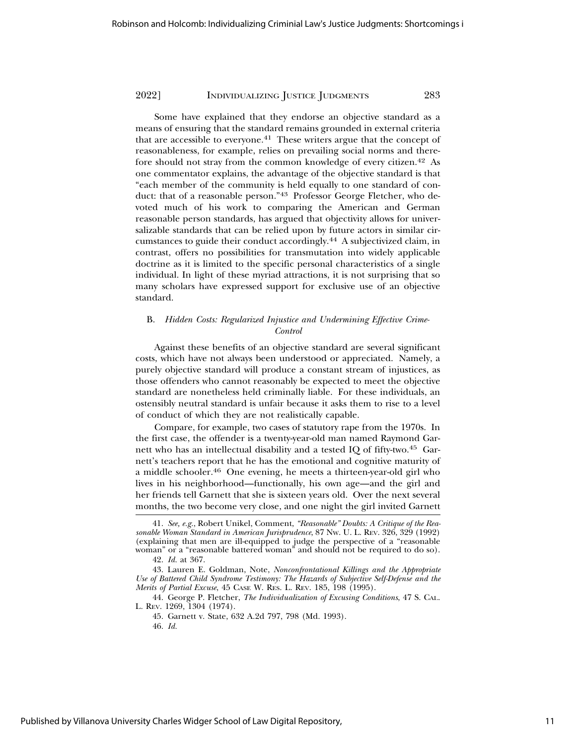Some have explained that they endorse an objective standard as a means of ensuring that the standard remains grounded in external criteria that are accessible to everyone.[41] These writers argue that the concept of reasonableness, for example, relies on prevailing social norms and therefore should not stray from the common knowledge of every citizen.[42] As one commentator explains, the advantage of the objective standard is that "each member of the community is held equally to one standard of conduct: that of a reasonable person."[43] Professor George Fletcher, who devoted much of his work to comparing the American and German reasonable person standards, has argued that objectivity allows for universalizable standards that can be relied upon by future actors in similar circumstances to guide their conduct accordingly.[44] A subjectivized claim, in contrast, offers no possibilities for transmutation into widely applicable doctrine as it is limited to the specific personal characteristics of a single individual. In light of these myriad attractions, it is not surprising that so many scholars have expressed support for exclusive use of an objective standard.

### B. *Hidden Costs: Regularized Injustice and Undermining Effective Crime-Control*

Against these benefits of an objective standard are several significant costs, which have not always been understood or appreciated. Namely, a purely objective standard will produce a constant stream of injustices, as those offenders who cannot reasonably be expected to meet the objective standard are nonetheless held criminally liable. For these individuals, an ostensibly neutral standard is unfair because it asks them to rise to a level of conduct of which they are not realistically capable.

Compare, for example, two cases of statutory rape from the 1970s. In the first case, the offender is a twenty-year-old man named Raymond Garnett who has an intellectual disability and a tested IQ of fifty-two.[45] Garnett's teachers report that he has the emotional and cognitive maturity of a middle schooler.[46] One evening, he meets a thirteen-year-old girl who lives in his neighborhood—functionally, his own age—and the girl and her friends tell Garnett that she is sixteen years old. Over the next several months, the two become very close, and one night the girl invited Garnett

---

41. *See, e.g.*, Robert Unikel, Comment, *"Reasonable" Doubts: A Critique of the Reasonable Woman Standard in American Jurisprudence*, 87 NW. U. L. REV. 326, 329 (1992) (explaining that men are ill-equipped to judge the perspective of a "reasonable woman" or a "reasonable battered woman" and should not be required to do so).

42. *Id.* at 367.

43. Lauren E. Goldman, Note, *Nonconfrontational Killings and the Appropriate Use of Battered Child Syndrome Testimony: The Hazards of Subjective Self-Defense and the Merits of Partial Excuse*, 45 CASE W. RES. L. REV. 185, 198 (1995).

44. George P. Fletcher, *The Individualization of Excusing Conditions*, 47 S. CAL. L. REV. 1269, 1304 (1974).

45. Garnett v. State, 632 A.2d 797, 798 (Md. 1993).

46. *Id.*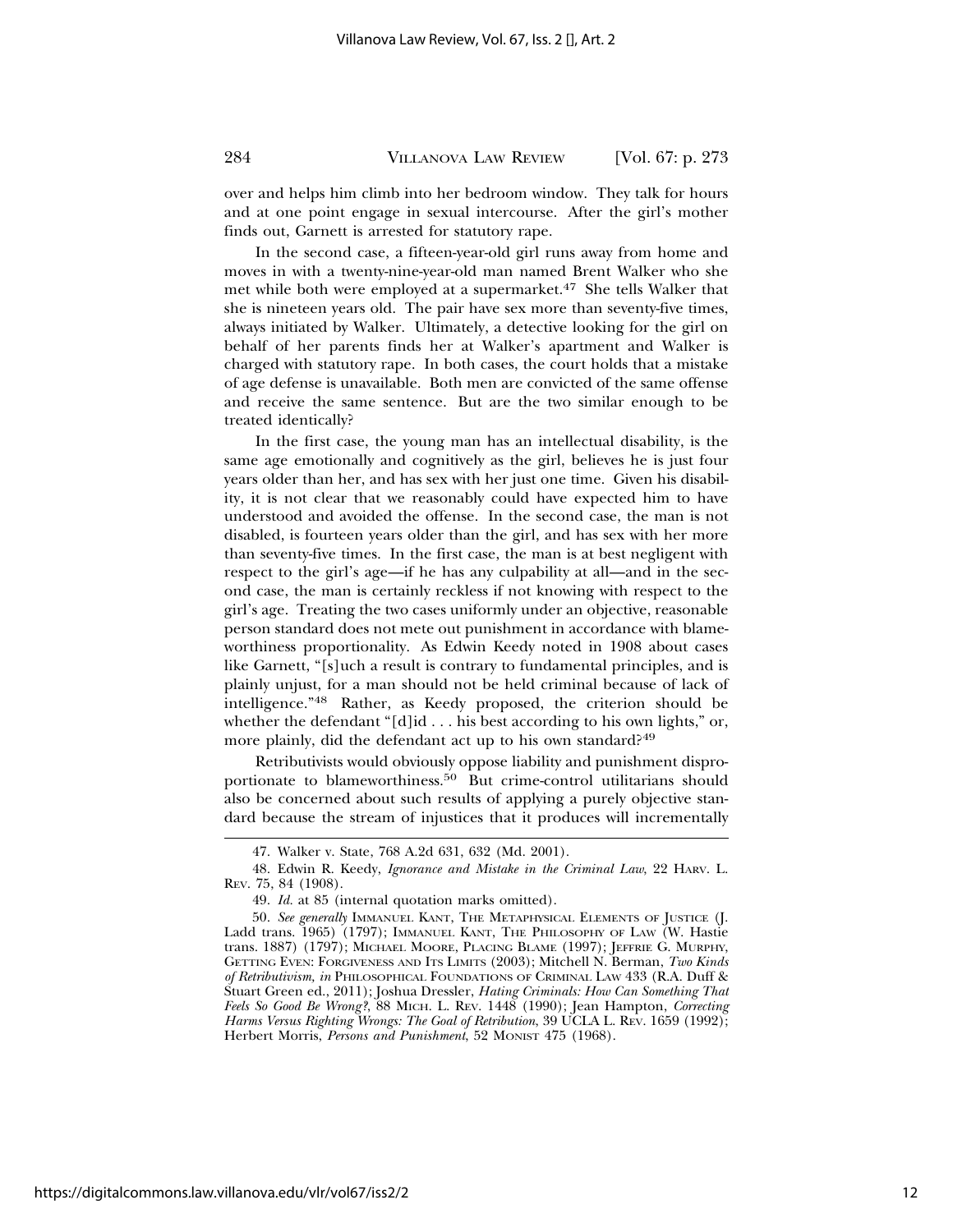over and helps him climb into her bedroom window. They talk for hours and at one point engage in sexual intercourse. After the girl's mother finds out, Garnett is arrested for statutory rape.

In the second case, a fifteen-year-old girl runs away from home and moves in with a twenty-nine-year-old man named Brent Walker who she met while both were employed at a supermarket.[47] She tells Walker that she is nineteen years old. The pair have sex more than seventy-five times, always initiated by Walker. Ultimately, a detective looking for the girl on behalf of her parents finds her at Walker's apartment and Walker is charged with statutory rape. In both cases, the court holds that a mistake of age defense is unavailable. Both men are convicted of the same offense and receive the same sentence. But are the two similar enough to be treated identically?

In the first case, the young man has an intellectual disability, is the same age emotionally and cognitively as the girl, believes he is just four years older than her, and has sex with her just one time. Given his disability, it is not clear that we reasonably could have expected him to have understood and avoided the offense. In the second case, the man is not disabled, is fourteen years older than the girl, and has sex with her more than seventy-five times. In the first case, the man is at best negligent with respect to the girl's age—if he has any culpability at all—and in the second case, the man is certainly reckless if not knowing with respect to the girl's age. Treating the two cases uniformly under an objective, reasonable person standard does not mete out punishment in accordance with blameworthiness proportionality. As Edwin Keedy noted in 1908 about cases like Garnett, "[s]uch a result is contrary to fundamental principles, and is plainly unjust, for a man should not be held criminal because of lack of intelligence."[48] Rather, as Keedy proposed, the criterion should be whether the defendant "[d]id . . . his best according to his own lights," or, more plainly, did the defendant act up to his own standard?[49]

Retributivists would obviously oppose liability and punishment disproportionate to blameworthiness.[50] But crime-control utilitarians should also be concerned about such results of applying a purely objective standard because the stream of injustices that it produces will incrementally

---

47. Walker v. State, 768 A.2d 631, 632 (Md. 2001).

48. Edwin R. Keedy, *Ignorance and Mistake in the Criminal Law*, 22 HARV. L. REV. 75, 84 (1908).

49. *Id.* at 85 (internal quotation marks omitted).

50. *See generally* IMMANUEL KANT, THE METAPHYSICAL ELEMENTS OF JUSTICE (J. Ladd trans. 1965) (1797); IMMANUEL KANT, THE PHILOSOPHY OF LAW (W. Hastie trans. 1887) (1797); MICHAEL MOORE, PLACING BLAME (1997); JEFFRIE G. MURPHY, GETTING EVEN: FORGIVENESS AND ITS LIMITS (2003); Mitchell N. Berman, *Two Kinds of Retributivism*, *in* PHILOSOPHICAL FOUNDATIONS OF CRIMINAL LAW 433 (R.A. Duff & Stuart Green ed., 2011); Joshua Dressler, *Hating Criminals: How Can Something That Feels So Good Be Wrong?*, 88 MICH. L. REV. 1448 (1990); Jean Hampton, *Correcting Harms Versus Righting Wrongs: The Goal of Retribution*, 39 UCLA L. REV. 1659 (1992); Herbert Morris, *Persons and Punishment*, 52 MONIST 475 (1968).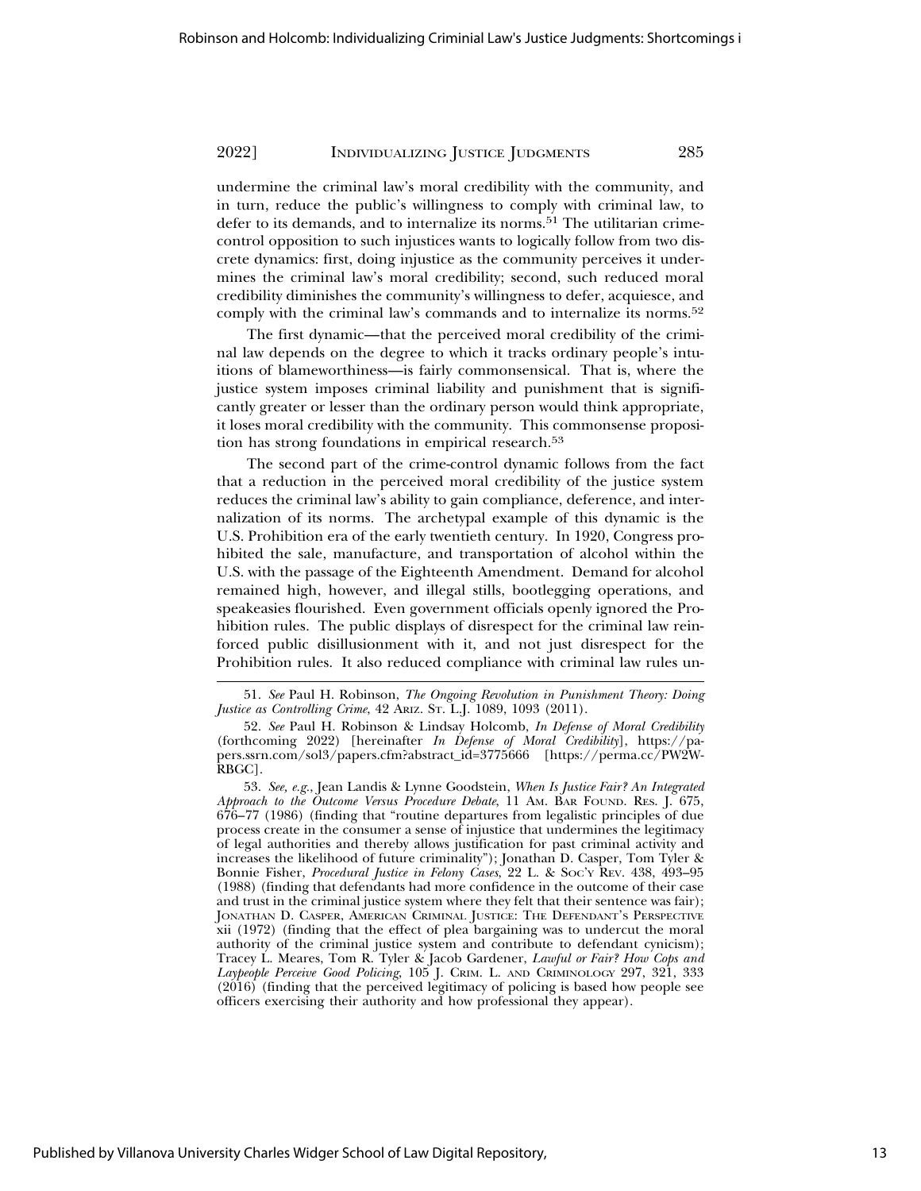undermine the criminal law's moral credibility with the community, and in turn, reduce the public's willingness to comply with criminal law, to defer to its demands, and to internalize its norms.[51] The utilitarian crime-control opposition to such injustices wants to logically follow from two discrete dynamics: first, doing injustice as the community perceives it undermines the criminal law's moral credibility; second, such reduced moral credibility diminishes the community's willingness to defer, acquiesce, and comply with the criminal law's commands and to internalize its norms.[52]

The first dynamic—that the perceived moral credibility of the criminal law depends on the degree to which it tracks ordinary people's intuitions of blameworthiness—is fairly commonsensical. That is, where the justice system imposes criminal liability and punishment that is significantly greater or lesser than the ordinary person would think appropriate, it loses moral credibility with the community. This commonsense proposition has strong foundations in empirical research.[53]

The second part of the crime-control dynamic follows from the fact that a reduction in the perceived moral credibility of the justice system reduces the criminal law's ability to gain compliance, deference, and internalization of its norms. The archetypal example of this dynamic is the U.S. Prohibition era of the early twentieth century. In 1920, Congress prohibited the sale, manufacture, and transportation of alcohol within the U.S. with the passage of the Eighteenth Amendment. Demand for alcohol remained high, however, and illegal stills, bootlegging operations, and speakeasies flourished. Even government officials openly ignored the Prohibition rules. The public displays of disrespect for the criminal law reinforced public disillusionment with it, and not just disrespect for the Prohibition rules. It also reduced compliance with criminal law rules un-

---

51. *See* Paul H. Robinson, *The Ongoing Revolution in Punishment Theory: Doing Justice as Controlling Crime*, 42 Ariz. St. L.J. 1089, 1093 (2011).

52. *See* Paul H. Robinson & Lindsay Holcomb, *In Defense of Moral Credibility* (forthcoming 2022) [hereinafter *In Defense of Moral Credibility*], https://papers.ssrn.com/sol3/papers.cfm?abstract_id=3775666 [https://perma.cc/PW2W-RBGC].

53. *See, e.g.*, Jean Landis & Lynne Goodstein, *When Is Justice Fair? An Integrated Approach to the Outcome Versus Procedure Debate*, 11 Am. Bar Found. Res. J. 675, 676–77 (1986) (finding that "routine departures from legalistic principles of due process create in the consumer a sense of injustice that undermines the legitimacy of legal authorities and thereby allows justification for past criminal activity and increases the likelihood of future criminality"); Jonathan D. Casper, Tom Tyler & Bonnie Fisher, *Procedural Justice in Felony Cases*, 22 L. & Soc'y Rev. 438, 493–95 (1988) (finding that defendants had more confidence in the outcome of their case and trust in the criminal justice system where they felt that their sentence was fair); Jonathan D. Casper, American Criminal Justice: The Defendant's Perspective xii (1972) (finding that the effect of plea bargaining was to undercut the moral authority of the criminal justice system and contribute to defendant cynicism); Tracey L. Meares, Tom R. Tyler & Jacob Gardener, *Lawful or Fair? How Cops and Laypeople Perceive Good Policing*, 105 J. Crim. L. and Criminology 297, 321, 333 (2016) (finding that the perceived legitimacy of policing is based how people see officers exercising their authority and how professional they appear).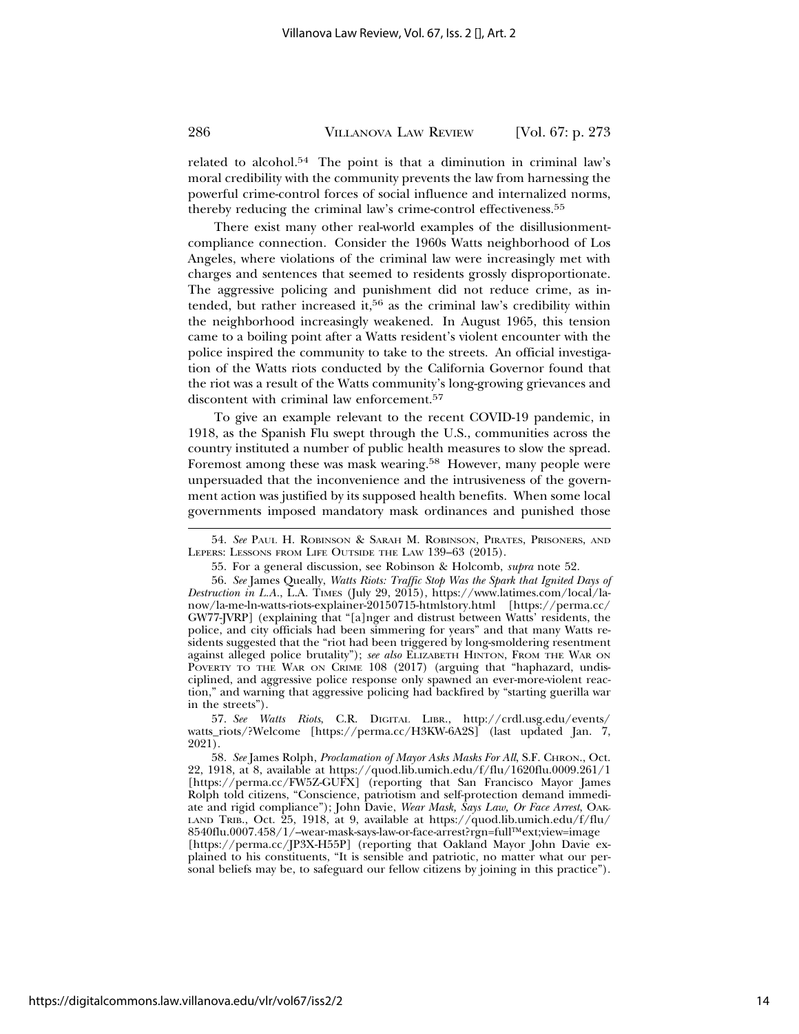related to alcohol.[54] The point is that a diminution in criminal law's moral credibility with the community prevents the law from harnessing the powerful crime-control forces of social influence and internalized norms, thereby reducing the criminal law's crime-control effectiveness.[55]

There exist many other real-world examples of the disillusionment-compliance connection. Consider the 1960s Watts neighborhood of Los Angeles, where violations of the criminal law were increasingly met with charges and sentences that seemed to residents grossly disproportionate. The aggressive policing and punishment did not reduce crime, as intended, but rather increased it,[56] as the criminal law's credibility within the neighborhood increasingly weakened. In August 1965, this tension came to a boiling point after a Watts resident's violent encounter with the police inspired the community to take to the streets. An official investigation of the Watts riots conducted by the California Governor found that the riot was a result of the Watts community's long-growing grievances and discontent with criminal law enforcement.[57]

To give an example relevant to the recent COVID-19 pandemic, in 1918, as the Spanish Flu swept through the U.S., communities across the country instituted a number of public health measures to slow the spread. Foremost among these was mask wearing.[58] However, many people were unpersuaded that the inconvenience and the intrusiveness of the government action was justified by its supposed health benefits. When some local governments imposed mandatory mask ordinances and punished those

---

54. *See* PAUL H. ROBINSON & SARAH M. ROBINSON, PIRATES, PRISONERS, AND LEPERS: LESSONS FROM LIFE OUTSIDE THE LAW 139–63 (2015).

55. For a general discussion, see Robinson & Holcomb, *supra* note 52.

56. *See* James Queally, *Watts Riots: Traffic Stop Was the Spark that Ignited Days of Destruction in L.A.*, L.A. TIMES (July 29, 2015), https://www.latimes.com/local/lanow/la-me-ln-watts-riots-explainer-20150715-htmlstory.html [https://perma.cc/GW77-JVRP] (explaining that "[a]nger and distrust between Watts' residents, the police, and city officials had been simmering for years" and that many Watts residents suggested that the "riot had been triggered by long-smoldering resentment against alleged police brutality"); *see also* ELIZABETH HINTON, FROM THE WAR ON POVERTY TO THE WAR ON CRIME 108 (2017) (arguing that "haphazard, undisciplined, and aggressive police response only spawned an ever-more-violent reaction," and warning that aggressive policing had backfired by "starting guerilla war in the streets").

57. *See Watts Riots*, C.R. DIGITAL LIBR., http://crdl.usg.edu/events/watts_riots/?Welcome [https://perma.cc/H3KW-6A2S] (last updated Jan. 7, 2021).

58. *See* James Rolph, *Proclamation of Mayor Asks Masks For All*, S.F. CHRON., Oct. 22, 1918, at 8, available at https://quod.lib.umich.edu/f/flu/1620flu.0009.261/1 [https://perma.cc/FW5Z-GUFX] (reporting that San Francisco Mayor James Rolph told citizens, "Conscience, patriotism and self-protection demand immediate and rigid compliance"); John Davie, *Wear Mask, Says Law, Or Face Arrest*, OAKLAND TRIB., Oct. 25, 1918, at 9, available at https://quod.lib.umich.edu/f/flu/8540flu.0007.458/1/--wear-mask-says-law-or-face-arrest?rgn=full™ext;view=image [https://perma.cc/JP3X-H55P] (reporting that Oakland Mayor John Davie explained to his constituents, "It is sensible and patriotic, no matter what our personal beliefs may be, to safeguard our fellow citizens by joining in this practice").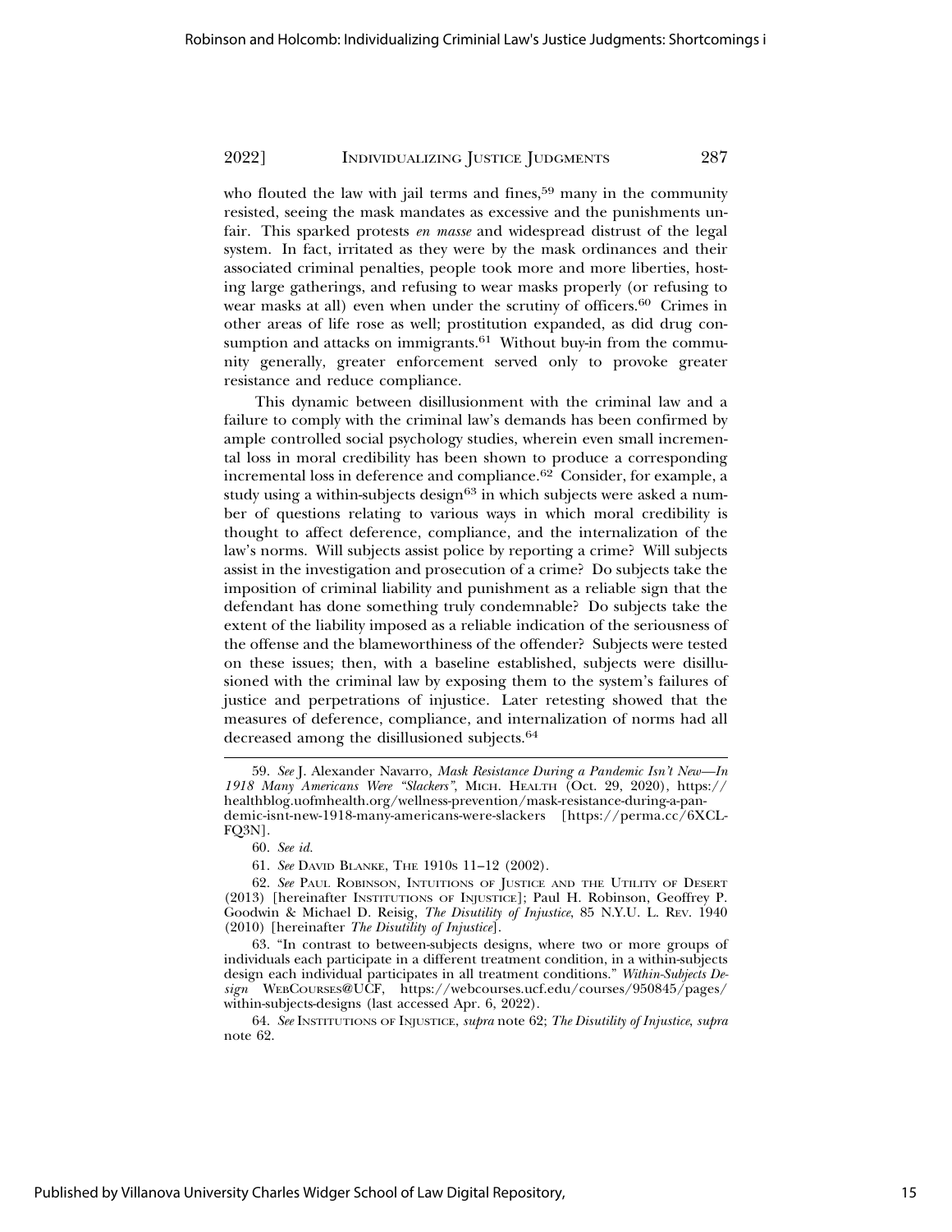who flouted the law with jail terms and fines,[59] many in the community resisted, seeing the mask mandates as excessive and the punishments unfair. This sparked protests *en masse* and widespread distrust of the legal system. In fact, irritated as they were by the mask ordinances and their associated criminal penalties, people took more and more liberties, hosting large gatherings, and refusing to wear masks properly (or refusing to wear masks at all) even when under the scrutiny of officers.[60] Crimes in other areas of life rose as well; prostitution expanded, as did drug consumption and attacks on immigrants.[61] Without buy-in from the community generally, greater enforcement served only to provoke greater resistance and reduce compliance.

This dynamic between disillusionment with the criminal law and a failure to comply with the criminal law's demands has been confirmed by ample controlled social psychology studies, wherein even small incremental loss in moral credibility has been shown to produce a corresponding incremental loss in deference and compliance.[62] Consider, for example, a study using a within-subjects design[63] in which subjects were asked a number of questions relating to various ways in which moral credibility is thought to affect deference, compliance, and the internalization of the law's norms. Will subjects assist police by reporting a crime? Will subjects assist in the investigation and prosecution of a crime? Do subjects take the imposition of criminal liability and punishment as a reliable sign that the defendant has done something truly condemnable? Do subjects take the extent of the liability imposed as a reliable indication of the seriousness of the offense and the blameworthiness of the offender? Subjects were tested on these issues; then, with a baseline established, subjects were disillusioned with the criminal law by exposing them to the system's failures of justice and perpetrations of injustice. Later retesting showed that the measures of deference, compliance, and internalization of norms had all decreased among the disillusioned subjects.[64]

---

59. *See* J. Alexander Navarro, *Mask Resistance During a Pandemic Isn't New—In 1918 Many Americans Were "Slackers"*, MICH. HEALTH (Oct. 29, 2020), https://healthblog.uofmhealth.org/wellness-prevention/mask-resistance-during-a-pandemic-isnt-new-1918-many-americans-were-slackers [https://perma.cc/6XCL-FQ3N].

60. *See id.*

61. *See* DAVID BLANKE, THE 1910S 11–12 (2002).

62. *See* PAUL ROBINSON, INTUITIONS OF JUSTICE AND THE UTILITY OF DESERT (2013) [hereinafter INSTITUTIONS OF INJUSTICE]; Paul H. Robinson, Geoffrey P. Goodwin & Michael D. Reisig, *The Disutility of Injustice*, 85 N.Y.U. L. REV. 1940 (2010) [hereinafter *The Disutility of Injustice*].

63. "In contrast to between-subjects designs, where two or more groups of individuals each participate in a different treatment condition, in a within-subjects design each individual participates in all treatment conditions." *Within-Subjects Design* WEBCOURSES@UCF, https://webcourses.ucf.edu/courses/950845/pages/within-subjects-designs (last accessed Apr. 6, 2022).

64. *See* INSTITUTIONS OF INJUSTICE, *supra* note 62; *The Disutility of Injustice*, *supra* note 62.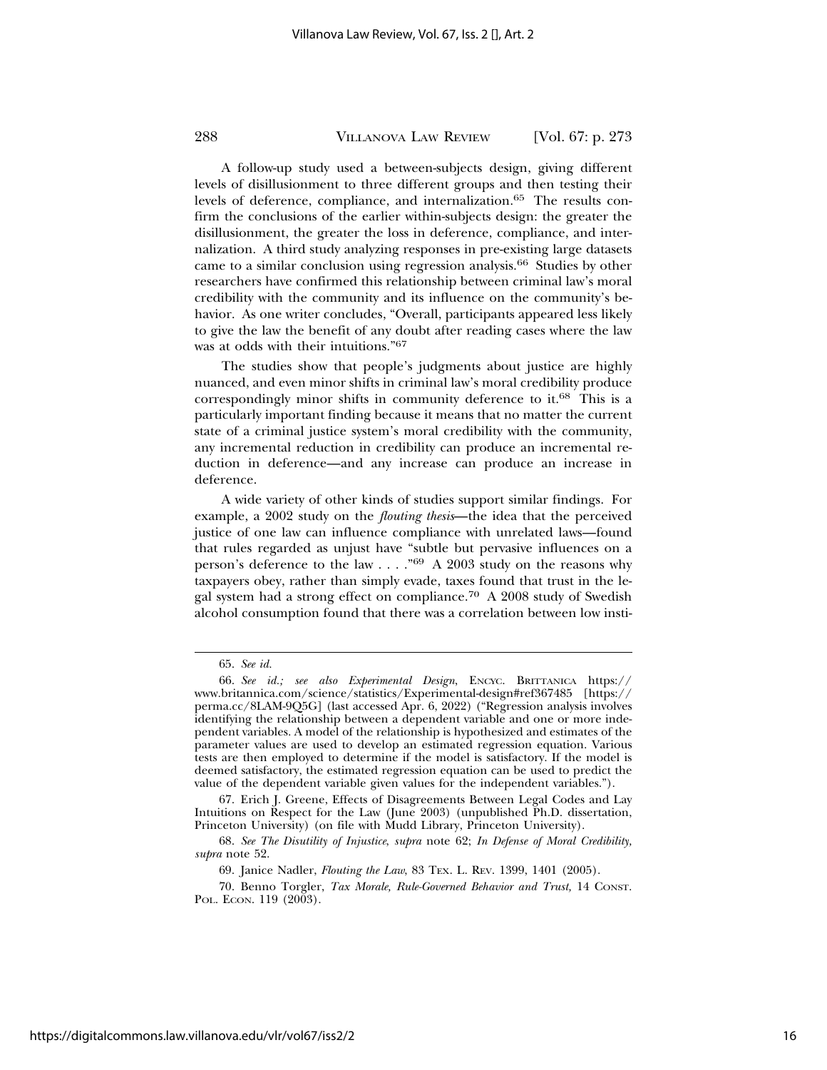A follow-up study used a between-subjects design, giving different levels of disillusionment to three different groups and then testing their levels of deference, compliance, and internalization.[65] The results confirm the conclusions of the earlier within-subjects design: the greater the disillusionment, the greater the loss in deference, compliance, and internalization. A third study analyzing responses in pre-existing large datasets came to a similar conclusion using regression analysis.[66] Studies by other researchers have confirmed this relationship between criminal law's moral credibility with the community and its influence on the community's behavior. As one writer concludes, "Overall, participants appeared less likely to give the law the benefit of any doubt after reading cases where the law was at odds with their intuitions."[67]

The studies show that people's judgments about justice are highly nuanced, and even minor shifts in criminal law's moral credibility produce correspondingly minor shifts in community deference to it.[68] This is a particularly important finding because it means that no matter the current state of a criminal justice system's moral credibility with the community, any incremental reduction in credibility can produce an incremental reduction in deference—and any increase can produce an increase in deference.

A wide variety of other kinds of studies support similar findings. For example, a 2002 study on the *flouting thesis*—the idea that the perceived justice of one law can influence compliance with unrelated laws—found that rules regarded as unjust have "subtle but pervasive influences on a person's deference to the law . . . ."[69] A 2003 study on the reasons why taxpayers obey, rather than simply evade, taxes found that trust in the legal system had a strong effect on compliance.[70] A 2008 study of Swedish alcohol consumption found that there was a correlation between low insti-

---

65. *See id.*

66. *See id.; see also Experimental Design*, ENCYC. BRITTANICA https://www.britannica.com/science/statistics/Experimental-design#ref367485 [https://perma.cc/8LAM-9Q5G] (last accessed Apr. 6, 2022) ("Regression analysis involves identifying the relationship between a dependent variable and one or more independent variables. A model of the relationship is hypothesized and estimates of the parameter values are used to develop an estimated regression equation. Various tests are then employed to determine if the model is satisfactory. If the model is deemed satisfactory, the estimated regression equation can be used to predict the value of the dependent variable given values for the independent variables.").

67. Erich J. Greene, Effects of Disagreements Between Legal Codes and Lay Intuitions on Respect for the Law (June 2003) (unpublished Ph.D. dissertation, Princeton University) (on file with Mudd Library, Princeton University).

68. *See The Disutility of Injustice*, *supra* note 62; *In Defense of Moral Credibility*, *supra* note 52.

69. Janice Nadler, *Flouting the Law*, 83 TEX. L. REV. 1399, 1401 (2005).

70. Benno Torgler, *Tax Morale, Rule-Governed Behavior and Trust,* 14 CONST. POL. ECON. 119 (2003).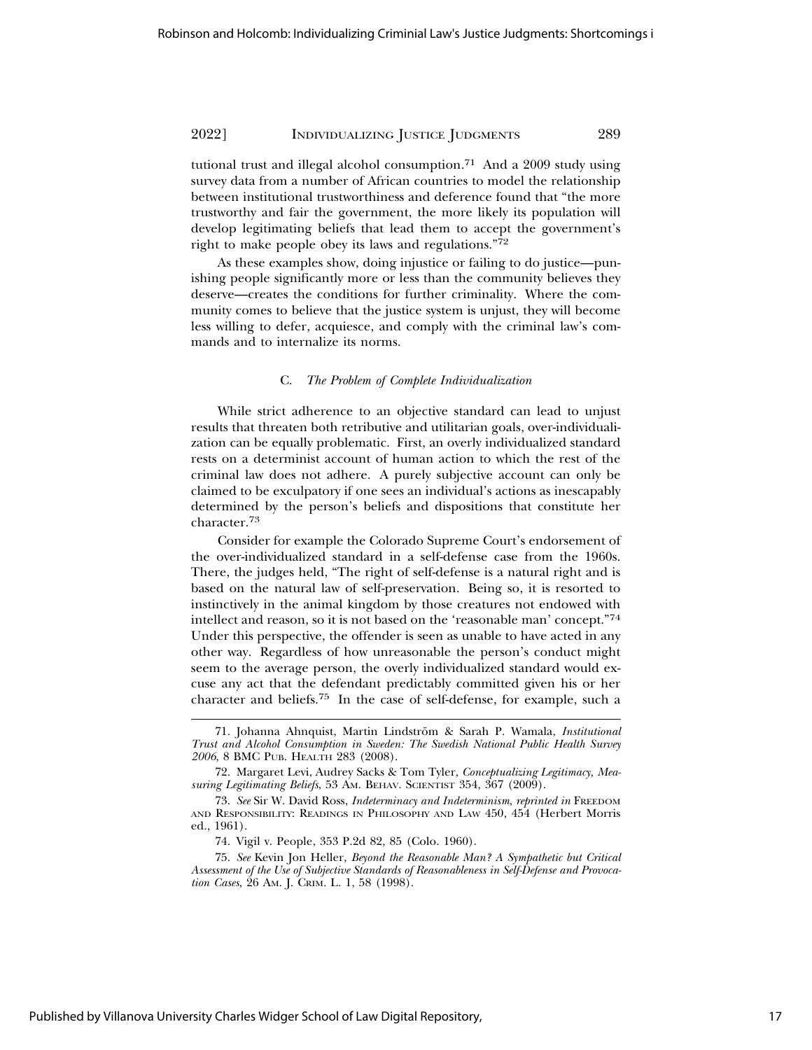tutional trust and illegal alcohol consumption.[71] And a 2009 study using survey data from a number of African countries to model the relationship between institutional trustworthiness and deference found that "the more trustworthy and fair the government, the more likely its population will develop legitimating beliefs that lead them to accept the government's right to make people obey its laws and regulations."[72]

As these examples show, doing injustice or failing to do justice—punishing people significantly more or less than the community believes they deserve—creates the conditions for further criminality. Where the community comes to believe that the justice system is unjust, they will become less willing to defer, acquiesce, and comply with the criminal law's commands and to internalize its norms.

### C. *The Problem of Complete Individualization*

While strict adherence to an objective standard can lead to unjust results that threaten both retributive and utilitarian goals, over-individualization can be equally problematic. First, an overly individualized standard rests on a determinist account of human action to which the rest of the criminal law does not adhere. A purely subjective account can only be claimed to be exculpatory if one sees an individual's actions as inescapably determined by the person's beliefs and dispositions that constitute her character.[73]

Consider for example the Colorado Supreme Court's endorsement of the over-individualized standard in a self-defense case from the 1960s. There, the judges held, "The right of self-defense is a natural right and is based on the natural law of self-preservation. Being so, it is resorted to instinctively in the animal kingdom by those creatures not endowed with intellect and reason, so it is not based on the 'reasonable man' concept."[74] Under this perspective, the offender is seen as unable to have acted in any other way. Regardless of how unreasonable the person's conduct might seem to the average person, the overly individualized standard would excuse any act that the defendant predictably committed given his or her character and beliefs.[75] In the case of self-defense, for example, such a

---

71. Johanna Ahnquist, Martin Lindström & Sarah P. Wamala, *Institutional Trust and Alcohol Consumption in Sweden: The Swedish National Public Health Survey 2006*, 8 BMC PUB. HEALTH 283 (2008).

72. Margaret Levi, Audrey Sacks & Tom Tyler, *Conceptualizing Legitimacy, Measuring Legitimating Beliefs*, 53 AM. BEHAV. SCIENTIST 354, 367 (2009).

73. *See* Sir W. David Ross, *Indeterminacy and Indeterminism*, *reprinted in* FREEDOM AND RESPONSIBILITY: READINGS IN PHILOSOPHY AND LAW 450, 454 (Herbert Morris ed., 1961).

74. Vigil v. People, 353 P.2d 82, 85 (Colo. 1960).

75. *See* Kevin Jon Heller, *Beyond the Reasonable Man? A Sympathetic but Critical Assessment of the Use of Subjective Standards of Reasonableness in Self-Defense and Provocation Cases*, 26 AM. J. CRIM. L. 1, 58 (1998).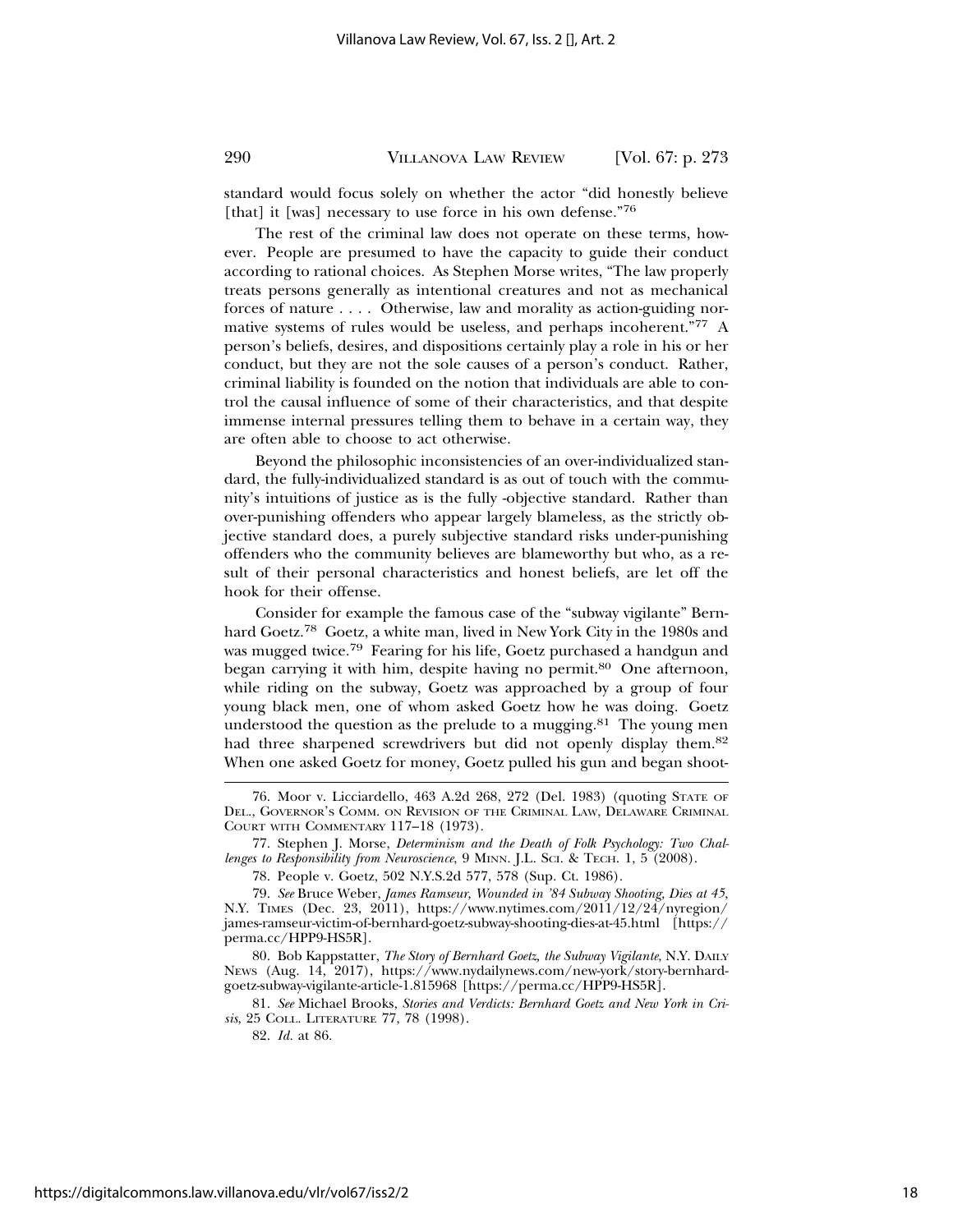standard would focus solely on whether the actor "did honestly believe [that] it [was] necessary to use force in his own defense."[76]

The rest of the criminal law does not operate on these terms, however. People are presumed to have the capacity to guide their conduct according to rational choices. As Stephen Morse writes, "The law properly treats persons generally as intentional creatures and not as mechanical forces of nature . . . . Otherwise, law and morality as action-guiding normative systems of rules would be useless, and perhaps incoherent."[77] A person's beliefs, desires, and dispositions certainly play a role in his or her conduct, but they are not the sole causes of a person's conduct. Rather, criminal liability is founded on the notion that individuals are able to control the causal influence of some of their characteristics, and that despite immense internal pressures telling them to behave in a certain way, they are often able to choose to act otherwise.

Beyond the philosophic inconsistencies of an over-individualized standard, the fully-individualized standard is as out of touch with the community's intuitions of justice as is the fully -objective standard. Rather than over-punishing offenders who appear largely blameless, as the strictly objective standard does, a purely subjective standard risks under-punishing offenders who the community believes are blameworthy but who, as a result of their personal characteristics and honest beliefs, are let off the hook for their offense.

Consider for example the famous case of the "subway vigilante" Bernhard Goetz.[78] Goetz, a white man, lived in New York City in the 1980s and was mugged twice.[79] Fearing for his life, Goetz purchased a handgun and began carrying it with him, despite having no permit.[80] One afternoon, while riding on the subway, Goetz was approached by a group of four young black men, one of whom asked Goetz how he was doing. Goetz understood the question as the prelude to a mugging.[81] The young men had three sharpened screwdrivers but did not openly display them.[82] When one asked Goetz for money, Goetz pulled his gun and began shoot-

---

76. Moor v. Licciardello, 463 A.2d 268, 272 (Del. 1983) (quoting State of Del., Governor's Comm. on Revision of the Criminal Law, Delaware Criminal Court with Commentary 117–18 (1973).

77. Stephen J. Morse, *Determinism and the Death of Folk Psychology: Two Challenges to Responsibility from Neuroscience*, 9 Minn. J.L. Sci. & Tech. 1, 5 (2008).

78. People v. Goetz, 502 N.Y.S.2d 577, 578 (Sup. Ct. 1986).

79. *See* Bruce Weber, *James Ramseur, Wounded in '84 Subway Shooting, Dies at 45*, N.Y. Times (Dec. 23, 2011), https://www.nytimes.com/2011/12/24/nyregion/james-ramseur-victim-of-bernhard-goetz-subway-shooting-dies-at-45.html [https://perma.cc/HPP9-HS5R].

80. Bob Kappstatter, *The Story of Bernhard Goetz, the Subway Vigilante*, N.Y. Daily News (Aug. 14, 2017), https://www.nydailynews.com/new-york/story-bernhard-goetz-subway-vigilante-article-1.815968 [https://perma.cc/HPP9-HS5R].

81. *See* Michael Brooks, *Stories and Verdicts: Bernhard Goetz and New York in Crisis*, 25 Coll. Literature 77, 78 (1998).

82. *Id.* at 86.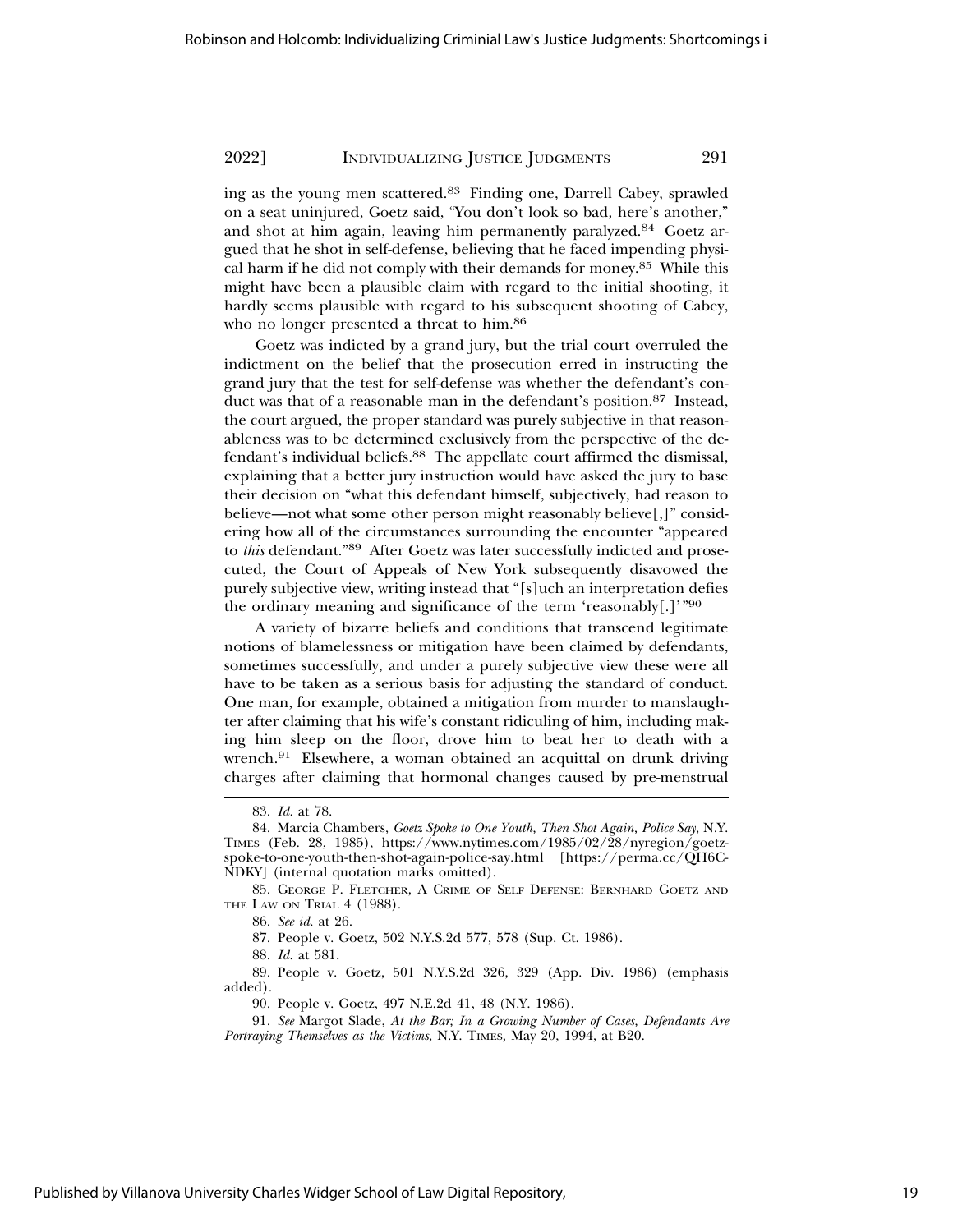ing as the young men scattered.[83] Finding one, Darrell Cabey, sprawled on a seat uninjured, Goetz said, "You don't look so bad, here's another," and shot at him again, leaving him permanently paralyzed.[84] Goetz argued that he shot in self-defense, believing that he faced impending physical harm if he did not comply with their demands for money.[85] While this might have been a plausible claim with regard to the initial shooting, it hardly seems plausible with regard to his subsequent shooting of Cabey, who no longer presented a threat to him.[86]

Goetz was indicted by a grand jury, but the trial court overruled the indictment on the belief that the prosecution erred in instructing the grand jury that the test for self-defense was whether the defendant's conduct was that of a reasonable man in the defendant's position.[87] Instead, the court argued, the proper standard was purely subjective in that reasonableness was to be determined exclusively from the perspective of the defendant's individual beliefs.[88] The appellate court affirmed the dismissal, explaining that a better jury instruction would have asked the jury to base their decision on "what this defendant himself, subjectively, had reason to believe—not what some other person might reasonably believe[,]" considering how all of the circumstances surrounding the encounter "appeared to *this* defendant."[89] After Goetz was later successfully indicted and prosecuted, the Court of Appeals of New York subsequently disavowed the purely subjective view, writing instead that "[s]uch an interpretation defies the ordinary meaning and significance of the term 'reasonably[.]'"[90]

A variety of bizarre beliefs and conditions that transcend legitimate notions of blamelessness or mitigation have been claimed by defendants, sometimes successfully, and under a purely subjective view these were all have to be taken as a serious basis for adjusting the standard of conduct. One man, for example, obtained a mitigation from murder to manslaughter after claiming that his wife's constant ridiculing of him, including making him sleep on the floor, drove him to beat her to death with a wrench.[91] Elsewhere, a woman obtained an acquittal on drunk driving charges after claiming that hormonal changes caused by pre-menstrual

---

83. *Id.* at 78.

84. Marcia Chambers, *Goetz Spoke to One Youth, Then Shot Again, Police Say*, N.Y. TIMES (Feb. 28, 1985), https://www.nytimes.com/1985/02/28/nyregion/goetz-spoke-to-one-youth-then-shot-again-police-say.html [https://perma.cc/QH6C-NDKY] (internal quotation marks omitted).

85. GEORGE P. FLETCHER, A CRIME OF SELF DEFENSE: BERNHARD GOETZ AND THE LAW ON TRIAL 4 (1988).

86. *See id.* at 26.

87. People v. Goetz, 502 N.Y.S.2d 577, 578 (Sup. Ct. 1986).

88. *Id.* at 581.

89. People v. Goetz, 501 N.Y.S.2d 326, 329 (App. Div. 1986) (emphasis added).

90. People v. Goetz, 497 N.E.2d 41, 48 (N.Y. 1986).

91. *See* Margot Slade, *At the Bar; In a Growing Number of Cases, Defendants Are Portraying Themselves as the Victims*, N.Y. TIMES, May 20, 1994, at B20.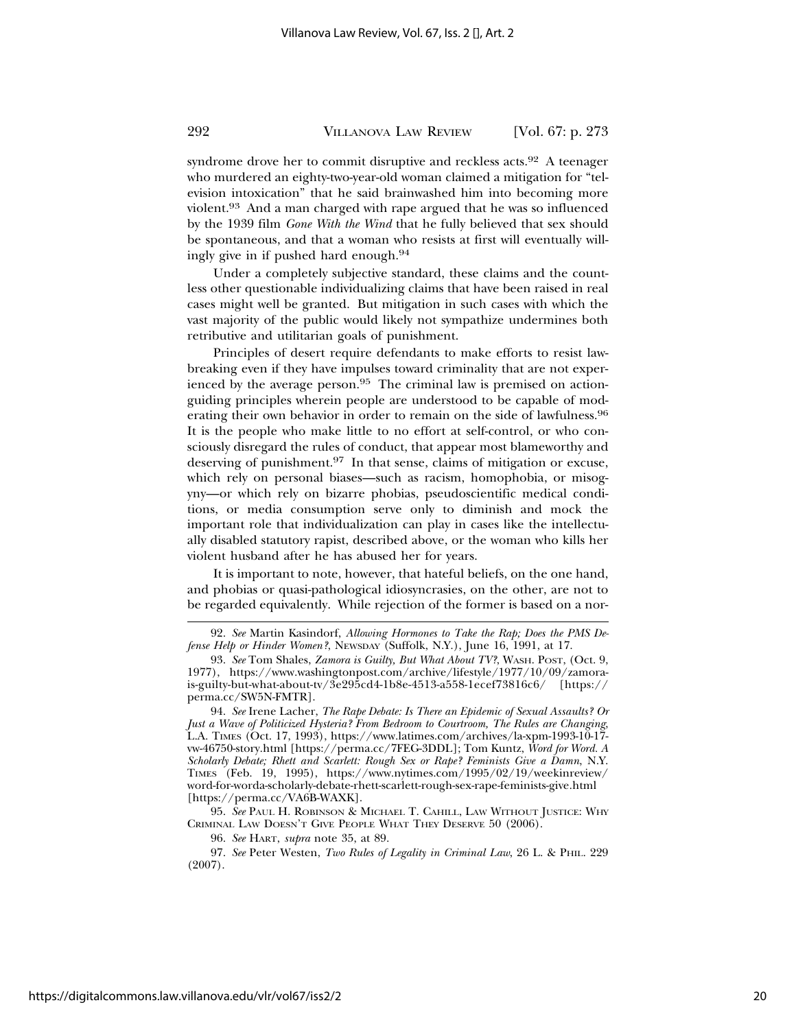syndrome drove her to commit disruptive and reckless acts.[92] A teenager who murdered an eighty-two-year-old woman claimed a mitigation for "television intoxication" that he said brainwashed him into becoming more violent.[93] And a man charged with rape argued that he was so influenced by the 1939 film *Gone With the Wind* that he fully believed that sex should be spontaneous, and that a woman who resists at first will eventually willingly give in if pushed hard enough.[94]

Under a completely subjective standard, these claims and the countless other questionable individualizing claims that have been raised in real cases might well be granted. But mitigation in such cases with which the vast majority of the public would likely not sympathize undermines both retributive and utilitarian goals of punishment.

Principles of desert require defendants to make efforts to resist lawbreaking even if they have impulses toward criminality that are not experienced by the average person.[95] The criminal law is premised on action-guiding principles wherein people are understood to be capable of moderating their own behavior in order to remain on the side of lawfulness.[96] It is the people who make little to no effort at self-control, or who consciously disregard the rules of conduct, that appear most blameworthy and deserving of punishment.[97] In that sense, claims of mitigation or excuse, which rely on personal biases—such as racism, homophobia, or misogyny—or which rely on bizarre phobias, pseudoscientific medical conditions, or media consumption serve only to diminish and mock the important role that individualization can play in cases like the intellectually disabled statutory rapist, described above, or the woman who kills her violent husband after he has abused her for years.

It is important to note, however, that hateful beliefs, on the one hand, and phobias or quasi-pathological idiosyncrasies, on the other, are not to be regarded equivalently. While rejection of the former is based on a nor-

---

92. *See* Martin Kasindorf, *Allowing Hormones to Take the Rap; Does the PMS Defense Help or Hinder Women?*, NEWSDAY (Suffolk, N.Y.), June 16, 1991, at 17.

93. *See* Tom Shales, *Zamora is Guilty, But What About TV?*, WASH. POST, (Oct. 9, 1977), https://www.washingtonpost.com/archive/lifestyle/1977/10/09/zamora-is-guilty-but-what-about-tv/3e295cd4-1b8e-4513-a558-1ecef73816c6/ [https://perma.cc/SW5N-FMTR].

94. *See* Irene Lacher, *The Rape Debate: Is There an Epidemic of Sexual Assaults? Or Just a Wave of Politicized Hysteria? From Bedroom to Courtroom, The Rules are Changing*, L.A. TIMES (Oct. 17, 1993), https://www.latimes.com/archives/la-xpm-1993-10-17-vw-46750-story.html [https://perma.cc/7FEG-3DDL]; Tom Kuntz, *Word for Word. A Scholarly Debate; Rhett and Scarlett: Rough Sex or Rape? Feminists Give a Damn*, N.Y. TIMES (Feb. 19, 1995), https://www.nytimes.com/1995/02/19/weekinreview/word-for-worda-scholarly-debate-rhett-scarlett-rough-sex-rape-feminists-give.html [https://perma.cc/VA6B-WAXK].

95. *See* PAUL H. ROBINSON & MICHAEL T. CAHILL, LAW WITHOUT JUSTICE: WHY CRIMINAL LAW DOESN'T GIVE PEOPLE WHAT THEY DESERVE 50 (2006).

96. *See* HART, *supra* note 35, at 89.

97. *See* Peter Westen, *Two Rules of Legality in Criminal Law*, 26 L. & PHIL. 229 (2007).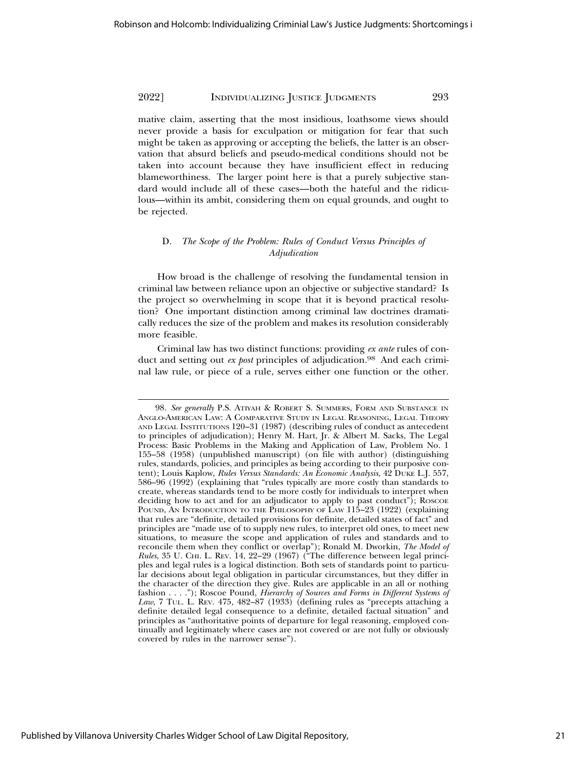mative claim, asserting that the most insidious, loathsome views should never provide a basis for exculpation or mitigation for fear that such might be taken as approving or accepting the beliefs, the latter is an observation that absurd beliefs and pseudo-medical conditions should not be taken into account because they have insufficient effect in reducing blameworthiness. The larger point here is that a purely subjective standard would include all of these cases—both the hateful and the ridiculous—within its ambit, considering them on equal grounds, and ought to be rejected.

### D. *The Scope of the Problem: Rules of Conduct Versus Principles of Adjudication*

How broad is the challenge of resolving the fundamental tension in criminal law between reliance upon an objective or subjective standard? Is the project so overwhelming in scope that it is beyond practical resolution? One important distinction among criminal law doctrines dramatically reduces the size of the problem and makes its resolution considerably more feasible.

Criminal law has two distinct functions: providing *ex ante* rules of conduct and setting out *ex post* principles of adjudication.[98] And each criminal law rule, or piece of a rule, serves either one function or the other.

---

98. *See generally* P.S. Atiyah & Robert S. Summers, Form and Substance in Anglo-American Law: A Comparative Study in Legal Reasoning, Legal Theory and Legal Institutions 120–31 (1987) (describing rules of conduct as antecedent to principles of adjudication); Henry M. Hart, Jr. & Albert M. Sacks, The Legal Process: Basic Problems in the Making and Application of Law, Problem No. 1 155–58 (1958) (unpublished manuscript) (on file with author) (distinguishing rules, standards, policies, and principles as being according to their purposive content); Louis Kaplow, *Rules Versus Standards: An Economic Analysis*, 42 Duke L.J. 557, 586–96 (1992) (explaining that "rules typically are more costly than standards to create, whereas standards tend to be more costly for individuals to interpret when deciding how to act and for an adjudicator to apply to past conduct"); Roscoe Pound, An Introduction to the Philosophy of Law 115–23 (1922) (explaining that rules are "definite, detailed provisions for definite, detailed states of fact" and principles are "made use of to supply new rules, to interpret old ones, to meet new situations, to measure the scope and application of rules and standards and to reconcile them when they conflict or overlap"); Ronald M. Dworkin, *The Model of Rules*, 35 U. Chi. L. Rev. 14, 22–29 (1967) ("The difference between legal principles and legal rules is a logical distinction. Both sets of standards point to particular decisions about legal obligation in particular circumstances, but they differ in the character of the direction they give. Rules are applicable in an all or nothing fashion . . . ."); Roscoe Pound, *Hierarchy of Sources and Forms in Different Systems of Law*, 7 Tul. L. Rev. 475, 482–87 (1933) (defining rules as "precepts attaching a definite detailed legal consequence to a definite, detailed factual situation" and principles as "authoritative points of departure for legal reasoning, employed continually and legitimately where cases are not covered or are not fully or obviously covered by rules in the narrower sense").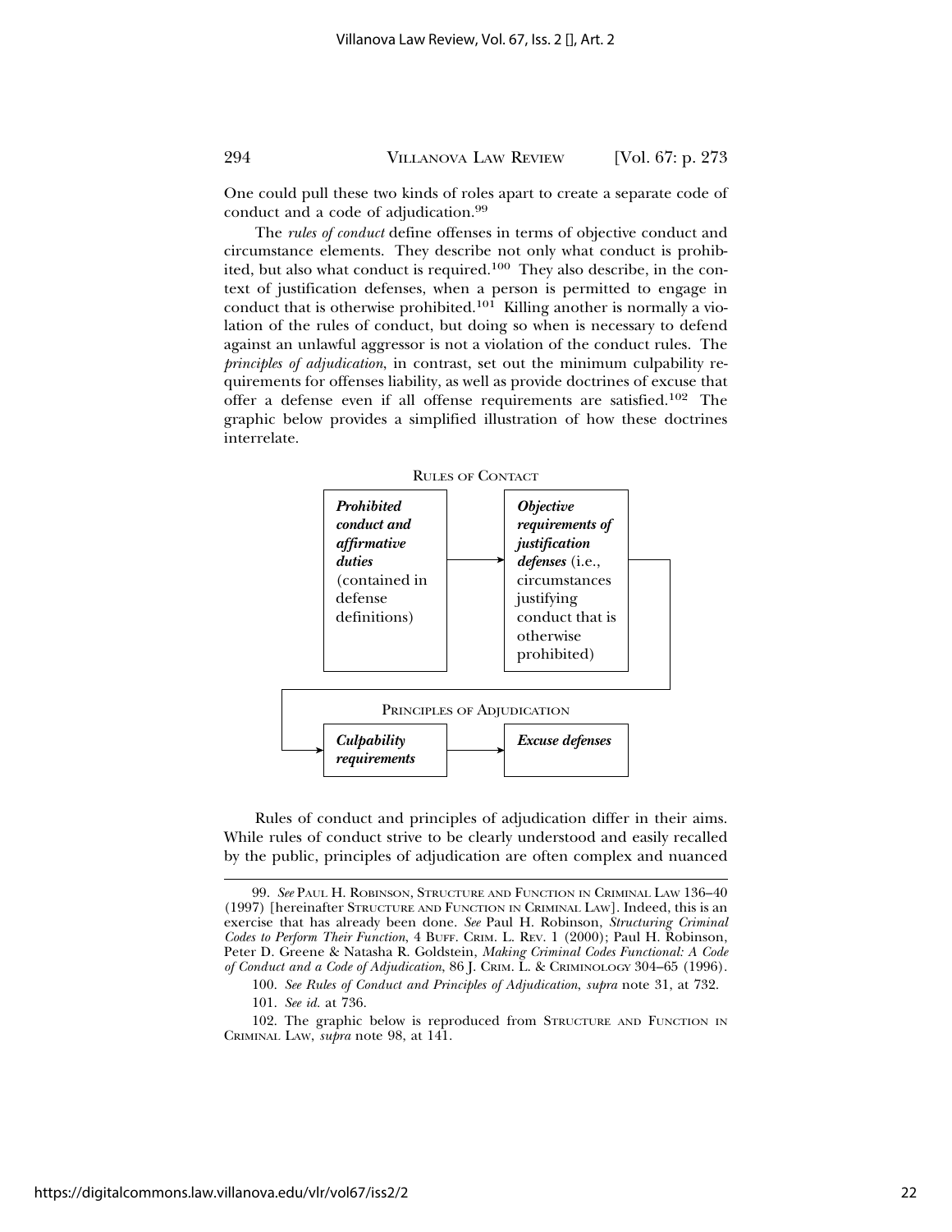One could pull these two kinds of roles apart to create a separate code of conduct and a code of adjudication.[99]

The *rules of conduct* define offenses in terms of objective conduct and circumstance elements. They describe not only what conduct is prohibited, but also what conduct is required.[100] They also describe, in the context of justification defenses, when a person is permitted to engage in conduct that is otherwise prohibited.[101] Killing another is normally a violation of the rules of conduct, but doing so when is necessary to defend against an unlawful aggressor is not a violation of the conduct rules. The *principles of adjudication*, in contrast, set out the minimum culpability requirements for offenses liability, as well as provide doctrines of excuse that offer a defense even if all offense requirements are satisfied.[102] The graphic below provides a simplified illustration of how these doctrines interrelate.

RULES OF CONTACT

| **Prohibited conduct and affirmative duties** (contained in defense definitions) | → | **Objective requirements of justification defenses** (i.e., circumstances justifying conduct that is otherwise prohibited) |
|---|---|---|

PRINCIPLES OF ADJUDICATION

| **Culpability requirements** | → | **Excuse defenses** |
|---|---|---|

Rules of conduct and principles of adjudication differ in their aims. While rules of conduct strive to be clearly understood and easily recalled by the public, principles of adjudication are often complex and nuanced

---

99. *See* PAUL H. ROBINSON, STRUCTURE AND FUNCTION IN CRIMINAL LAW 136–40 (1997) [hereinafter STRUCTURE AND FUNCTION IN CRIMINAL LAW]. Indeed, this is an exercise that has already been done. *See* Paul H. Robinson, *Structuring Criminal Codes to Perform Their Function*, 4 BUFF. CRIM. L. REV. 1 (2000); Paul H. Robinson, Peter D. Greene & Natasha R. Goldstein, *Making Criminal Codes Functional: A Code of Conduct and a Code of Adjudication*, 86 J. CRIM. L. & CRIMINOLOGY 304–65 (1996).

100. *See Rules of Conduct and Principles of Adjudication*, *supra* note 31, at 732.

101. *See id.* at 736.

102. The graphic below is reproduced from STRUCTURE AND FUNCTION IN CRIMINAL LAW, *supra* note 98, at 141.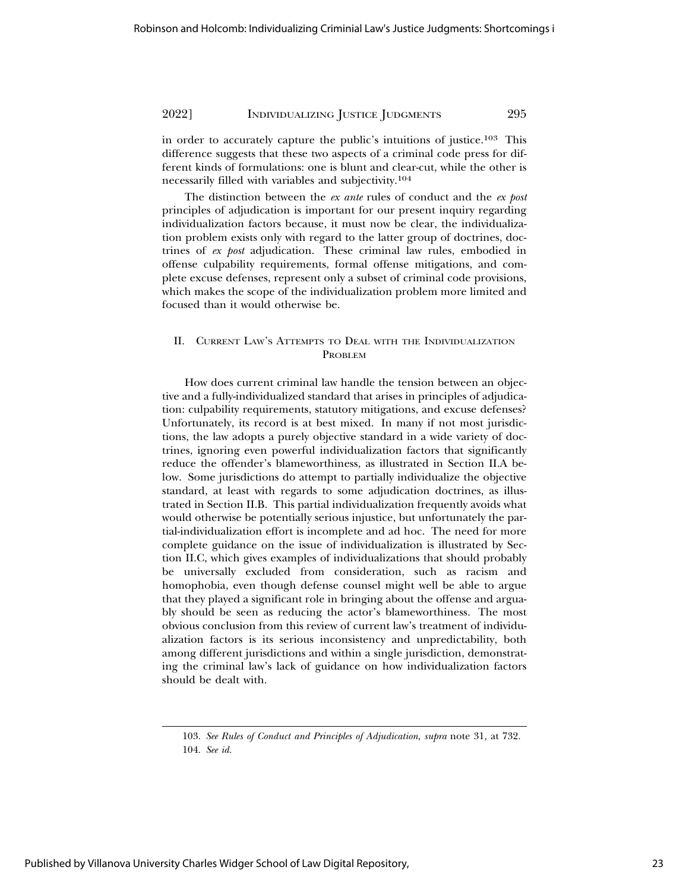in order to accurately capture the public's intuitions of justice.[103] This difference suggests that these two aspects of a criminal code press for different kinds of formulations: one is blunt and clear-cut, while the other is necessarily filled with variables and subjectivity.[104]

The distinction between the *ex ante* rules of conduct and the *ex post* principles of adjudication is important for our present inquiry regarding individualization factors because, it must now be clear, the individualization problem exists only with regard to the latter group of doctrines, doctrines of *ex post* adjudication. These criminal law rules, embodied in offense culpability requirements, formal offense mitigations, and complete excuse defenses, represent only a subset of criminal code provisions, which makes the scope of the individualization problem more limited and focused than it would otherwise be.

## II. Current Law's Attempts to Deal with the Individualization Problem

How does current criminal law handle the tension between an objective and a fully-individualized standard that arises in principles of adjudication: culpability requirements, statutory mitigations, and excuse defenses? Unfortunately, its record is at best mixed. In many if not most jurisdictions, the law adopts a purely objective standard in a wide variety of doctrines, ignoring even powerful individualization factors that significantly reduce the offender's blameworthiness, as illustrated in Section II.A below. Some jurisdictions do attempt to partially individualize the objective standard, at least with regards to some adjudication doctrines, as illustrated in Section II.B. This partial individualization frequently avoids what would otherwise be potentially serious injustice, but unfortunately the partial-individualization effort is incomplete and ad hoc. The need for more complete guidance on the issue of individualization is illustrated by Section II.C, which gives examples of individualizations that should probably be universally excluded from consideration, such as racism and homophobia, even though defense counsel might well be able to argue that they played a significant role in bringing about the offense and arguably should be seen as reducing the actor's blameworthiness. The most obvious conclusion from this review of current law's treatment of individualization factors is its serious inconsistency and unpredictability, both among different jurisdictions and within a single jurisdiction, demonstrating the criminal law's lack of guidance on how individualization factors should be dealt with.

---

103. *See Rules of Conduct and Principles of Adjudication*, *supra* note 31, at 732.

104. *See id.*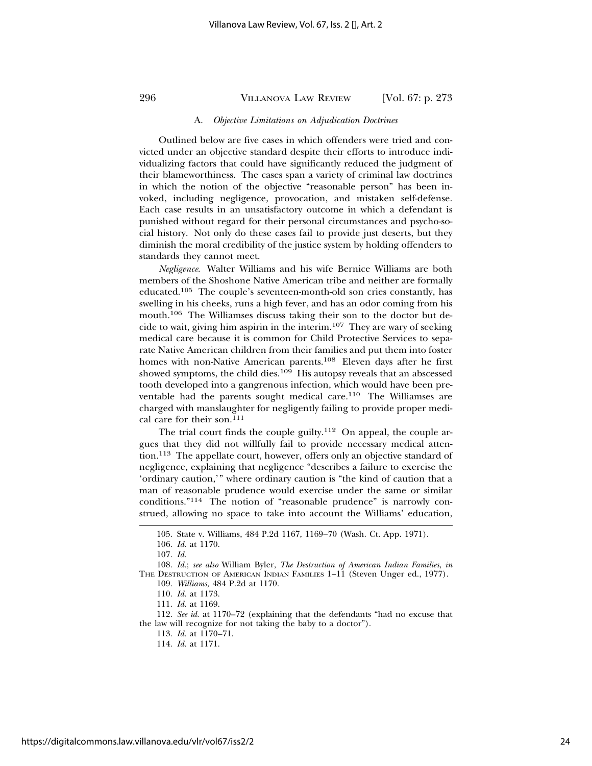### A. *Objective Limitations on Adjudication Doctrines*

Outlined below are five cases in which offenders were tried and convicted under an objective standard despite their efforts to introduce individualizing factors that could have significantly reduced the judgment of their blameworthiness. The cases span a variety of criminal law doctrines in which the notion of the objective "reasonable person" has been invoked, including negligence, provocation, and mistaken self-defense. Each case results in an unsatisfactory outcome in which a defendant is punished without regard for their personal circumstances and psycho-social history. Not only do these cases fail to provide just deserts, but they diminish the moral credibility of the justice system by holding offenders to standards they cannot meet.

*Negligence.* Walter Williams and his wife Bernice Williams are both members of the Shoshone Native American tribe and neither are formally educated.[105] The couple's seventeen-month-old son cries constantly, has swelling in his cheeks, runs a high fever, and has an odor coming from his mouth.[106] The Williamses discuss taking their son to the doctor but decide to wait, giving him aspirin in the interim.[107] They are wary of seeking medical care because it is common for Child Protective Services to separate Native American children from their families and put them into foster homes with non-Native American parents.[108] Eleven days after he first showed symptoms, the child dies.[109] His autopsy reveals that an abscessed tooth developed into a gangrenous infection, which would have been preventable had the parents sought medical care.[110] The Williamses are charged with manslaughter for negligently failing to provide proper medical care for their son.[111]

The trial court finds the couple guilty.[112] On appeal, the couple argues that they did not willfully fail to provide necessary medical attention.[113] The appellate court, however, offers only an objective standard of negligence, explaining that negligence "describes a failure to exercise the 'ordinary caution,'" where ordinary caution is "the kind of caution that a man of reasonable prudence would exercise under the same or similar conditions."[114] The notion of "reasonable prudence" is narrowly construed, allowing no space to take into account the Williams' education,

---

105. State v. Williams, 484 P.2d 1167, 1169–70 (Wash. Ct. App. 1971).

106. *Id.* at 1170.

107. *Id.*

108. *Id.*; *see also* William Byler, *The Destruction of American Indian Families*, *in* THE DESTRUCTION OF AMERICAN INDIAN FAMILIES 1–11 (Steven Unger ed., 1977).

109. *Williams*, 484 P.2d at 1170.

110. *Id.* at 1173.

111. *Id.* at 1169.

112. *See id.* at 1170–72 (explaining that the defendants "had no excuse that the law will recognize for not taking the baby to a doctor").

113. *Id.* at 1170–71.

114. *Id.* at 1171.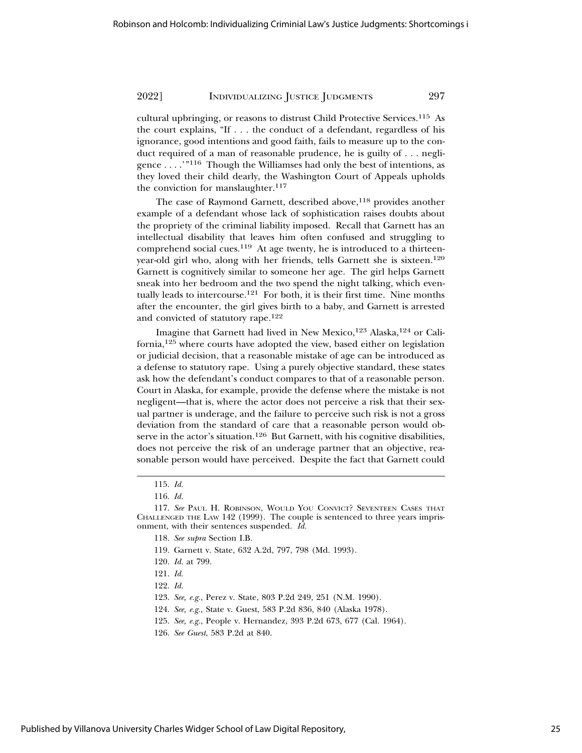cultural upbringing, or reasons to distrust Child Protective Services.[115] As the court explains, "If . . . the conduct of a defendant, regardless of his ignorance, good intentions and good faith, fails to measure up to the conduct required of a man of reasonable prudence, he is guilty of . . . negligence . . . .'"[116] Though the Williamses had only the best of intentions, as they loved their child dearly, the Washington Court of Appeals upholds the conviction for manslaughter.[117]

The case of Raymond Garnett, described above,[118] provides another example of a defendant whose lack of sophistication raises doubts about the propriety of the criminal liability imposed. Recall that Garnett has an intellectual disability that leaves him often confused and struggling to comprehend social cues.[119] At age twenty, he is introduced to a thirteen-year-old girl who, along with her friends, tells Garnett she is sixteen.[120] Garnett is cognitively similar to someone her age. The girl helps Garnett sneak into her bedroom and the two spend the night talking, which eventually leads to intercourse.[121] For both, it is their first time. Nine months after the encounter, the girl gives birth to a baby, and Garnett is arrested and convicted of statutory rape.[122]

Imagine that Garnett had lived in New Mexico,[123] Alaska,[124] or California,[125] where courts have adopted the view, based either on legislation or judicial decision, that a reasonable mistake of age can be introduced as a defense to statutory rape. Using a purely objective standard, these states ask how the defendant's conduct compares to that of a reasonable person. Court in Alaska, for example, provide the defense where the mistake is not negligent—that is, where the actor does not perceive a risk that their sexual partner is underage, and the failure to perceive such risk is not a gross deviation from the standard of care that a reasonable person would observe in the actor's situation.[126] But Garnett, with his cognitive disabilities, does not perceive the risk of an underage partner that an objective, reasonable person would have perceived. Despite the fact that Garnett could

---

115. *Id.*

116. *Id.*

117. *See* Paul H. Robinson, Would You Convict? Seventeen Cases that Challenged the Law 142 (1999). The couple is sentenced to three years imprisonment, with their sentences suspended. *Id.*

118. *See supra* Section I.B.

119. Garnett v. State, 632 A.2d, 797, 798 (Md. 1993).

120. *Id.* at 799.

121. *Id.*

122. *Id.*

123. *See, e.g.*, Perez v. State, 803 P.2d 249, 251 (N.M. 1990).

124. *See, e.g.*, State v. Guest, 583 P.2d 836, 840 (Alaska 1978).

125. *See, e.g.*, People v. Hernandez, 393 P.2d 673, 677 (Cal. 1964).

126. *See Guest*, 583 P.2d at 840.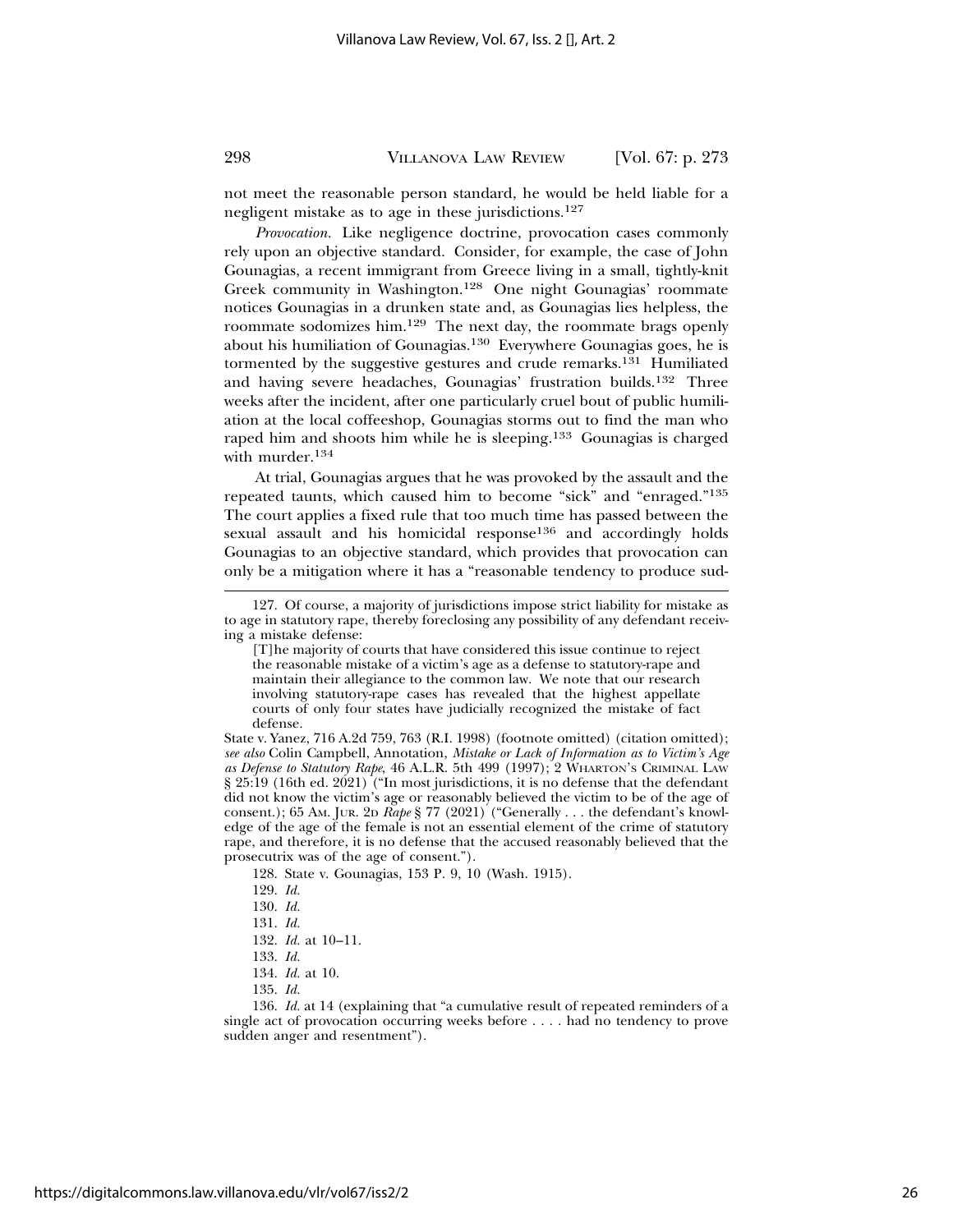not meet the reasonable person standard, he would be held liable for a negligent mistake as to age in these jurisdictions.[127]

*Provocation*. Like negligence doctrine, provocation cases commonly rely upon an objective standard. Consider, for example, the case of John Gounagias, a recent immigrant from Greece living in a small, tightly-knit Greek community in Washington.[128] One night Gounagias' roommate notices Gounagias in a drunken state and, as Gounagias lies helpless, the roommate sodomizes him.[129] The next day, the roommate brags openly about his humiliation of Gounagias.[130] Everywhere Gounagias goes, he is tormented by the suggestive gestures and crude remarks.[131] Humiliated and having severe headaches, Gounagias' frustration builds.[132] Three weeks after the incident, after one particularly cruel bout of public humiliation at the local coffeeshop, Gounagias storms out to find the man who raped him and shoots him while he is sleeping.[133] Gounagias is charged with murder.[134]

At trial, Gounagias argues that he was provoked by the assault and the repeated taunts, which caused him to become "sick" and "enraged."[135] The court applies a fixed rule that too much time has passed between the sexual assault and his homicidal response[136] and accordingly holds Gounagias to an objective standard, which provides that provocation can only be a mitigation where it has a "reasonable tendency to produce sud-

---

127. Of course, a majority of jurisdictions impose strict liability for mistake as to age in statutory rape, thereby foreclosing any possibility of any defendant receiving a mistake defense:

> [T]he majority of courts that have considered this issue continue to reject the reasonable mistake of a victim's age as a defense to statutory-rape and maintain their allegiance to the common law. We note that our research involving statutory-rape cases has revealed that the highest appellate courts of only four states have judicially recognized the mistake of fact defense.

State v. Yanez, 716 A.2d 759, 763 (R.I. 1998) (footnote omitted) (citation omitted); *see also* Colin Campbell, Annotation, *Mistake or Lack of Information as to Victim's Age as Defense to Statutory Rape*, 46 A.L.R. 5th 499 (1997); 2 WHARTON'S CRIMINAL LAW § 25:19 (16th ed. 2021) ("In most jurisdictions, it is no defense that the defendant did not know the victim's age or reasonably believed the victim to be of the age of consent.); 65 AM. JUR. 2D *Rape* § 77 (2021) ("Generally . . . the defendant's knowledge of the age of the female is not an essential element of the crime of statutory rape, and therefore, it is no defense that the accused reasonably believed that the prosecutrix was of the age of consent.").

128. State v. Gounagias, 153 P. 9, 10 (Wash. 1915).

129. *Id.*

130. *Id.*

131. *Id.*

132. *Id.* at 10–11.

133. *Id.*

134. *Id.* at 10.

135. *Id.*

136. *Id.* at 14 (explaining that "a cumulative result of repeated reminders of a single act of provocation occurring weeks before . . . . had no tendency to prove sudden anger and resentment").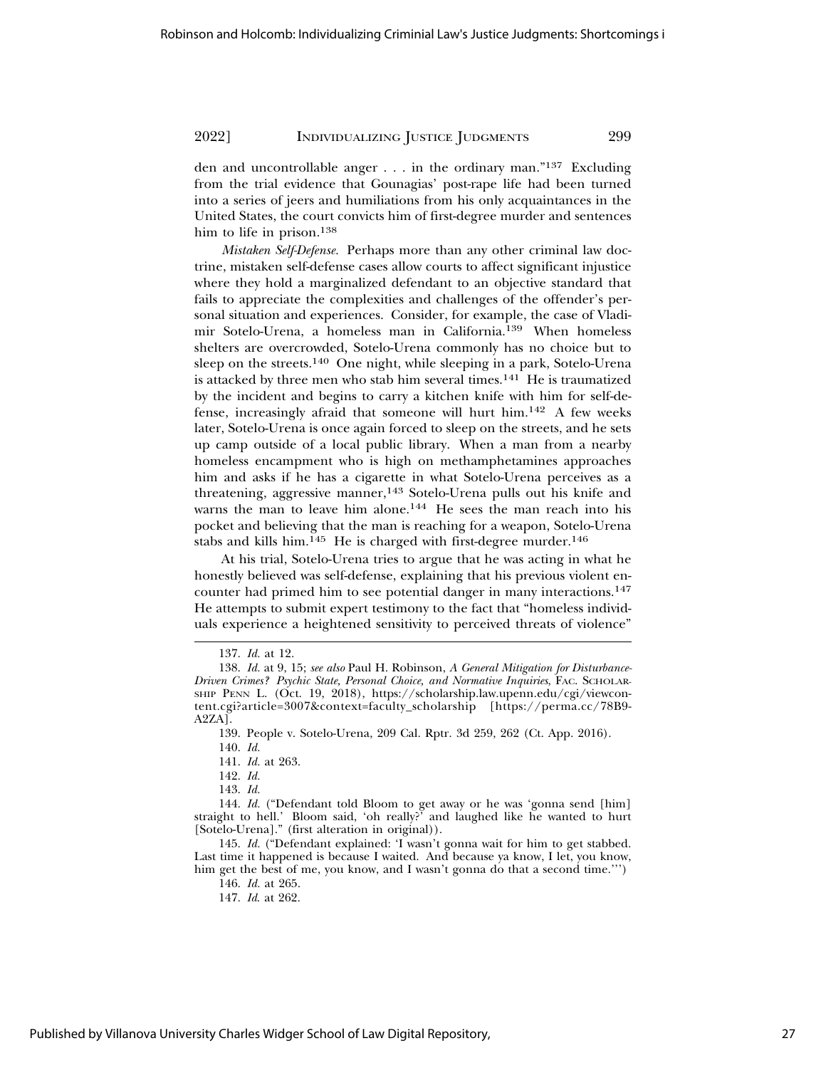den and uncontrollable anger . . . in the ordinary man."[137] Excluding from the trial evidence that Gounagias' post-rape life had been turned into a series of jeers and humiliations from his only acquaintances in the United States, the court convicts him of first-degree murder and sentences him to life in prison.[138]

*Mistaken Self-Defense.* Perhaps more than any other criminal law doctrine, mistaken self-defense cases allow courts to affect significant injustice where they hold a marginalized defendant to an objective standard that fails to appreciate the complexities and challenges of the offender's personal situation and experiences. Consider, for example, the case of Vladimir Sotelo-Urena, a homeless man in California.[139] When homeless shelters are overcrowded, Sotelo-Urena commonly has no choice but to sleep on the streets.[140] One night, while sleeping in a park, Sotelo-Urena is attacked by three men who stab him several times.[141] He is traumatized by the incident and begins to carry a kitchen knife with him for self-defense, increasingly afraid that someone will hurt him.[142] A few weeks later, Sotelo-Urena is once again forced to sleep on the streets, and he sets up camp outside of a local public library. When a man from a nearby homeless encampment who is high on methamphetamines approaches him and asks if he has a cigarette in what Sotelo-Urena perceives as a threatening, aggressive manner,[143] Sotelo-Urena pulls out his knife and warns the man to leave him alone.[144] He sees the man reach into his pocket and believing that the man is reaching for a weapon, Sotelo-Urena stabs and kills him.[145] He is charged with first-degree murder.[146]

At his trial, Sotelo-Urena tries to argue that he was acting in what he honestly believed was self-defense, explaining that his previous violent encounter had primed him to see potential danger in many interactions.[147] He attempts to submit expert testimony to the fact that "homeless individuals experience a heightened sensitivity to perceived threats of violence"

---

137. *Id.* at 12.

138. *Id.* at 9, 15; *see also* Paul H. Robinson, *A General Mitigation for Disturbance-Driven Crimes? Psychic State, Personal Choice, and Normative Inquiries*, FAC. SCHOLARSHIP PENN L. (Oct. 19, 2018), https://scholarship.law.upenn.edu/cgi/viewcontent.cgi?article=3007&context=faculty_scholarship [https://perma.cc/78B9-A2ZA].

139. People v. Sotelo-Urena, 209 Cal. Rptr. 3d 259, 262 (Ct. App. 2016).

140. *Id.*

141. *Id.* at 263.

142. *Id.*

143. *Id.*

144. *Id.* ("Defendant told Bloom to get away or he was 'gonna send [him] straight to hell.' Bloom said, 'oh really?' and laughed like he wanted to hurt [Sotelo-Urena]." (first alteration in original)).

145. *Id.* ("Defendant explained: 'I wasn't gonna wait for him to get stabbed. Last time it happened is because I waited. And because ya know, I let, you know, him get the best of me, you know, and I wasn't gonna do that a second time.'")

146. *Id.* at 265.

147. *Id.* at 262.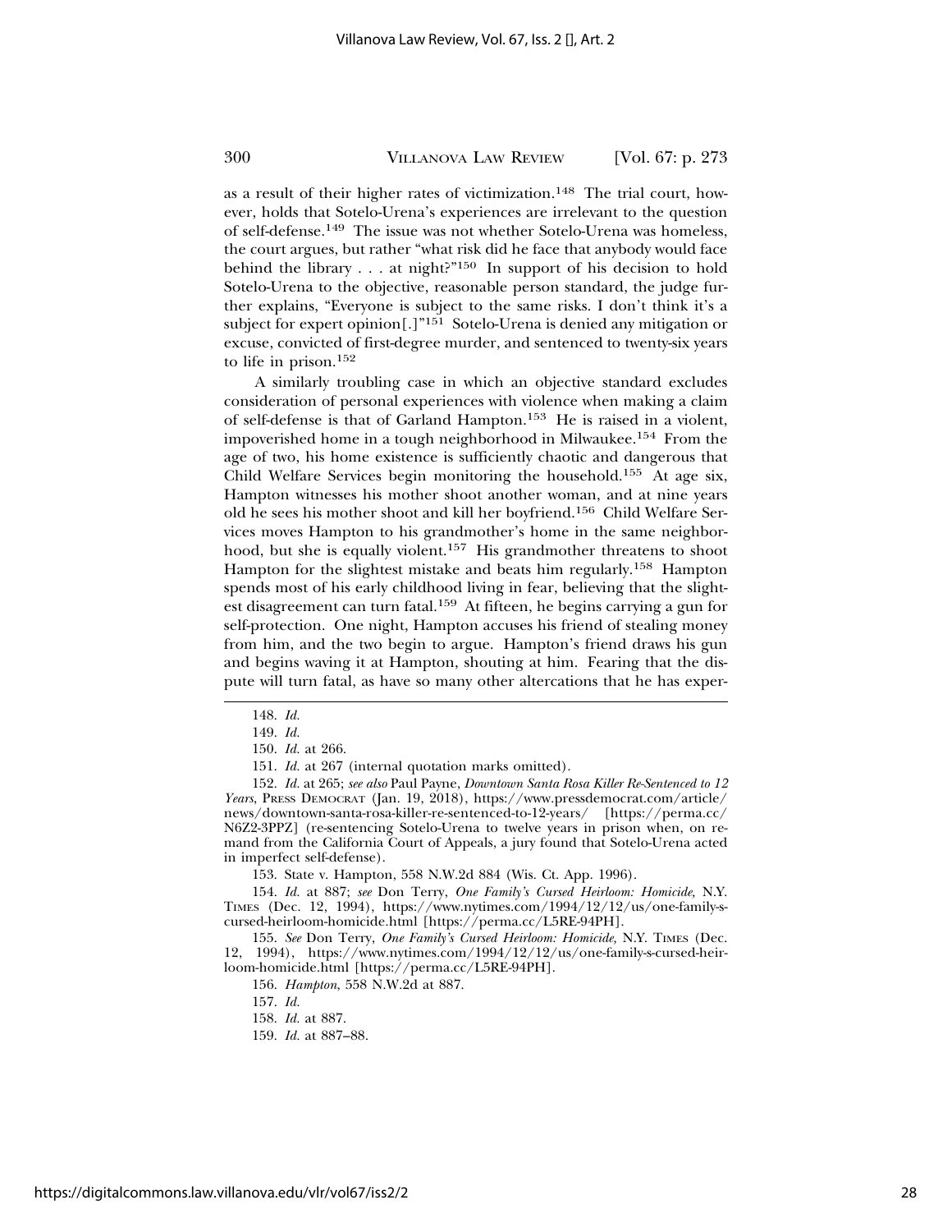as a result of their higher rates of victimization.[148] The trial court, however, holds that Sotelo-Urena's experiences are irrelevant to the question of self-defense.[149] The issue was not whether Sotelo-Urena was homeless, the court argues, but rather "what risk did he face that anybody would face behind the library . . . at night?"[150] In support of his decision to hold Sotelo-Urena to the objective, reasonable person standard, the judge further explains, "Everyone is subject to the same risks. I don't think it's a subject for expert opinion[.]"[151] Sotelo-Urena is denied any mitigation or excuse, convicted of first-degree murder, and sentenced to twenty-six years to life in prison.[152]

A similarly troubling case in which an objective standard excludes consideration of personal experiences with violence when making a claim of self-defense is that of Garland Hampton.[153] He is raised in a violent, impoverished home in a tough neighborhood in Milwaukee.[154] From the age of two, his home existence is sufficiently chaotic and dangerous that Child Welfare Services begin monitoring the household.[155] At age six, Hampton witnesses his mother shoot another woman, and at nine years old he sees his mother shoot and kill her boyfriend.[156] Child Welfare Services moves Hampton to his grandmother's home in the same neighborhood, but she is equally violent.[157] His grandmother threatens to shoot Hampton for the slightest mistake and beats him regularly.[158] Hampton spends most of his early childhood living in fear, believing that the slightest disagreement can turn fatal.[159] At fifteen, he begins carrying a gun for self-protection. One night, Hampton accuses his friend of stealing money from him, and the two begin to argue. Hampton's friend draws his gun and begins waving it at Hampton, shouting at him. Fearing that the dispute will turn fatal, as have so many other altercations that he has exper-

---

148. *Id.*

149. *Id.*

150. *Id.* at 266.

151. *Id.* at 267 (internal quotation marks omitted).

152. *Id.* at 265; *see also* Paul Payne, *Downtown Santa Rosa Killer Re-Sentenced to 12 Years*, PRESS DEMOCRAT (Jan. 19, 2018), https://www.pressdemocrat.com/article/news/downtown-santa-rosa-killer-re-sentenced-to-12-years/ [https://perma.cc/N6Z2-3PPZ] (re-sentencing Sotelo-Urena to twelve years in prison when, on remand from the California Court of Appeals, a jury found that Sotelo-Urena acted in imperfect self-defense).

153. State v. Hampton, 558 N.W.2d 884 (Wis. Ct. App. 1996).

154. *Id.* at 887; *see* Don Terry, *One Family's Cursed Heirloom: Homicide*, N.Y. TIMES (Dec. 12, 1994), https://www.nytimes.com/1994/12/12/us/one-family-s-cursed-heirloom-homicide.html [https://perma.cc/L5RE-94PH].

155. *See* Don Terry, *One Family's Cursed Heirloom: Homicide*, N.Y. TIMES (Dec. 12, 1994), https://www.nytimes.com/1994/12/12/us/one-family-s-cursed-heirloom-homicide.html [https://perma.cc/L5RE-94PH].

156. *Hampton*, 558 N.W.2d at 887.

157. *Id.*

158. *Id.* at 887.

159. *Id.* at 887–88.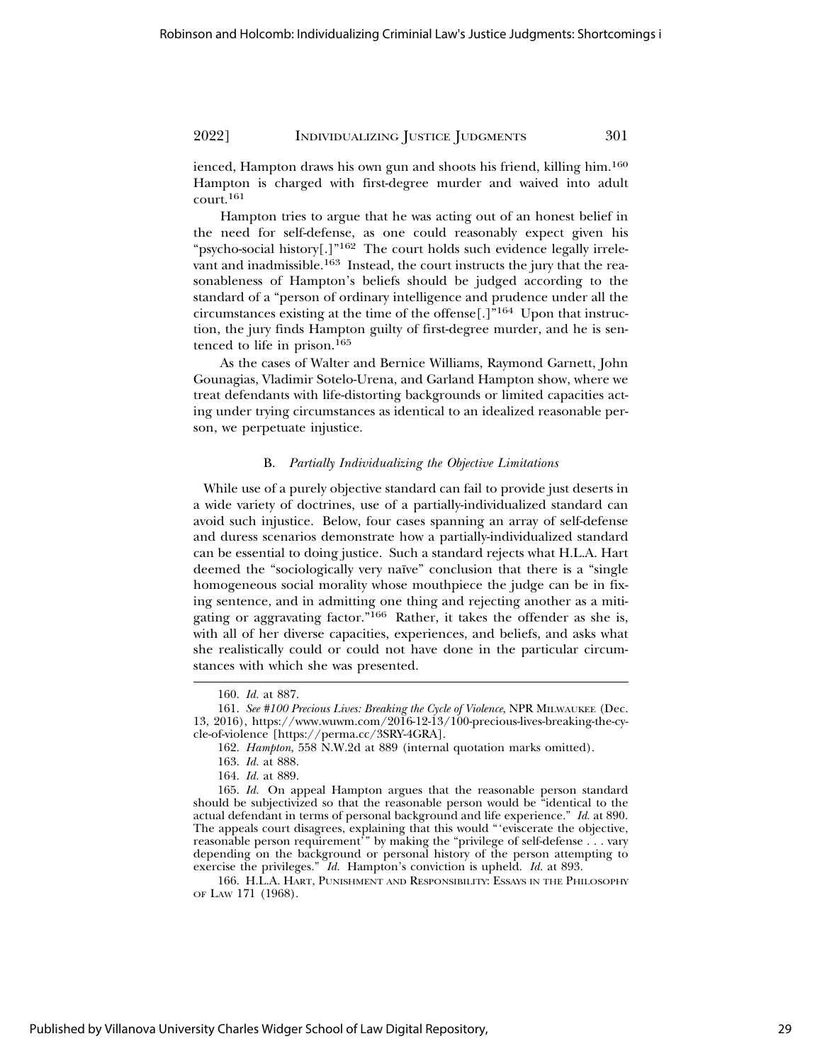ienced, Hampton draws his own gun and shoots his friend, killing him.[160] Hampton is charged with first-degree murder and waived into adult court.[161]

Hampton tries to argue that he was acting out of an honest belief in the need for self-defense, as one could reasonably expect given his "psycho-social history[.]"[162] The court holds such evidence legally irrelevant and inadmissible.[163] Instead, the court instructs the jury that the reasonableness of Hampton's beliefs should be judged according to the standard of a "person of ordinary intelligence and prudence under all the circumstances existing at the time of the offense[.]"[164] Upon that instruction, the jury finds Hampton guilty of first-degree murder, and he is sentenced to life in prison.[165]

As the cases of Walter and Bernice Williams, Raymond Garnett, John Gounagias, Vladimir Sotelo-Urena, and Garland Hampton show, where we treat defendants with life-distorting backgrounds or limited capacities acting under trying circumstances as identical to an idealized reasonable person, we perpetuate injustice.

### B. *Partially Individualizing the Objective Limitations*

While use of a purely objective standard can fail to provide just deserts in a wide variety of doctrines, use of a partially-individualized standard can avoid such injustice. Below, four cases spanning an array of self-defense and duress scenarios demonstrate how a partially-individualized standard can be essential to doing justice. Such a standard rejects what H.L.A. Hart deemed the "sociologically very naïve" conclusion that there is a "single homogeneous social morality whose mouthpiece the judge can be in fixing sentence, and in admitting one thing and rejecting another as a mitigating or aggravating factor."[166] Rather, it takes the offender as she is, with all of her diverse capacities, experiences, and beliefs, and asks what she realistically could or could not have done in the particular circumstances with which she was presented.

---

160. *Id.* at 887.

161. *See #100 Precious Lives: Breaking the Cycle of Violence*, NPR MILWAUKEE (Dec. 13, 2016), https://www.wuwm.com/2016-12-13/100-precious-lives-breaking-the-cycle-of-violence [https://perma.cc/3SRY-4GRA].

162. *Hampton*, 558 N.W.2d at 889 (internal quotation marks omitted).

163. *Id.* at 888.

164. *Id.* at 889.

165. *Id.* On appeal Hampton argues that the reasonable person standard should be subjectivized so that the reasonable person would be "identical to the actual defendant in terms of personal background and life experience." *Id.* at 890. The appeals court disagrees, explaining that this would "'eviscerate the objective, reasonable person requirement'" by making the "privilege of self-defense . . . vary depending on the background or personal history of the person attempting to exercise the privileges." *Id.* Hampton's conviction is upheld. *Id.* at 893.

166. H.L.A. HART, PUNISHMENT AND RESPONSIBILITY: ESSAYS IN THE PHILOSOPHY OF LAW 171 (1968).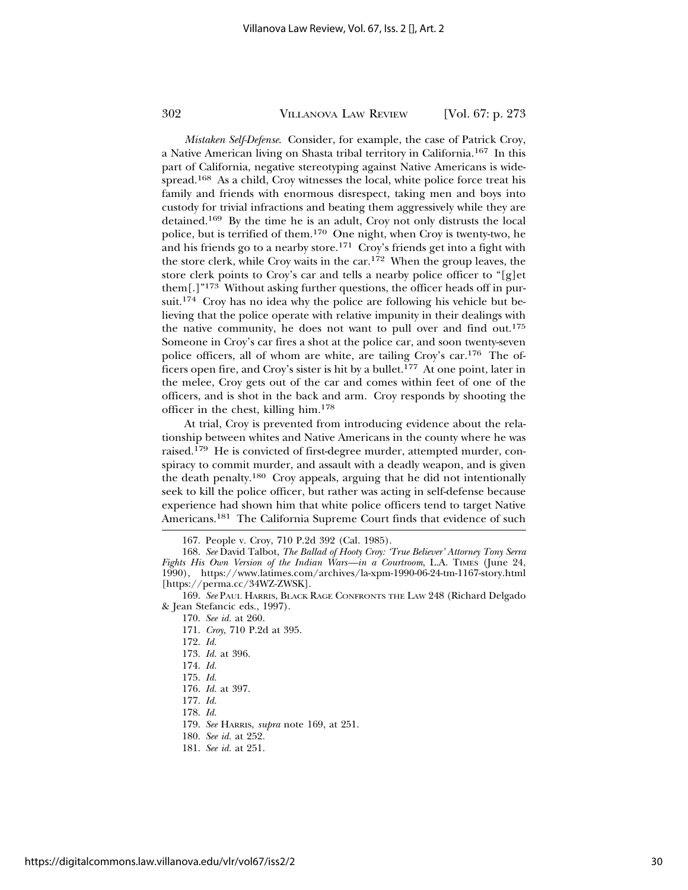*Mistaken Self-Defense.* Consider, for example, the case of Patrick Croy, a Native American living on Shasta tribal territory in California.[167] In this part of California, negative stereotyping against Native Americans is widespread.[168] As a child, Croy witnesses the local, white police force treat his family and friends with enormous disrespect, taking men and boys into custody for trivial infractions and beating them aggressively while they are detained.[169] By the time he is an adult, Croy not only distrusts the local police, but is terrified of them.[170] One night, when Croy is twenty-two, he and his friends go to a nearby store.[171] Croy's friends get into a fight with the store clerk, while Croy waits in the car.[172] When the group leaves, the store clerk points to Croy's car and tells a nearby police officer to "[g]et them[.]"[173] Without asking further questions, the officer heads off in pursuit.[174] Croy has no idea why the police are following his vehicle but believing that the police operate with relative impunity in their dealings with the native community, he does not want to pull over and find out.[175] Someone in Croy's car fires a shot at the police car, and soon twenty-seven police officers, all of whom are white, are tailing Croy's car.[176] The officers open fire, and Croy's sister is hit by a bullet.[177] At one point, later in the melee, Croy gets out of the car and comes within feet of one of the officers, and is shot in the back and arm. Croy responds by shooting the officer in the chest, killing him.[178]

At trial, Croy is prevented from introducing evidence about the relationship between whites and Native Americans in the county where he was raised.[179] He is convicted of first-degree murder, attempted murder, conspiracy to commit murder, and assault with a deadly weapon, and is given the death penalty.[180] Croy appeals, arguing that he did not intentionally seek to kill the police officer, but rather was acting in self-defense because experience had shown him that white police officers tend to target Native Americans.[181] The California Supreme Court finds that evidence of such

---

167. People v. Croy, 710 P.2d 392 (Cal. 1985).

168. *See* David Talbot, *The Ballad of Hooty Croy: 'True Believer' Attorney Tony Serra Fights His Own Version of the Indian Wars—in a Courtroom*, L.A. TIMES (June 24, 1990), https://www.latimes.com/archives/la-xpm-1990-06-24-tm-1167-story.html [https://perma.cc/34WZ-ZWSK].

169. *See* PAUL HARRIS, BLACK RAGE CONFRONTS THE LAW 248 (Richard Delgado & Jean Stefancic eds., 1997).

170. *See id.* at 260.

171. *Croy*, 710 P.2d at 395.

172. *Id.*

173. *Id.* at 396.

174. *Id.*

175. *Id.*

176. *Id.* at 397.

177. *Id.*

178. *Id.*

179. *See* HARRIS, *supra* note 169, at 251.

180. *See id.* at 252.

181. *See id.* at 251.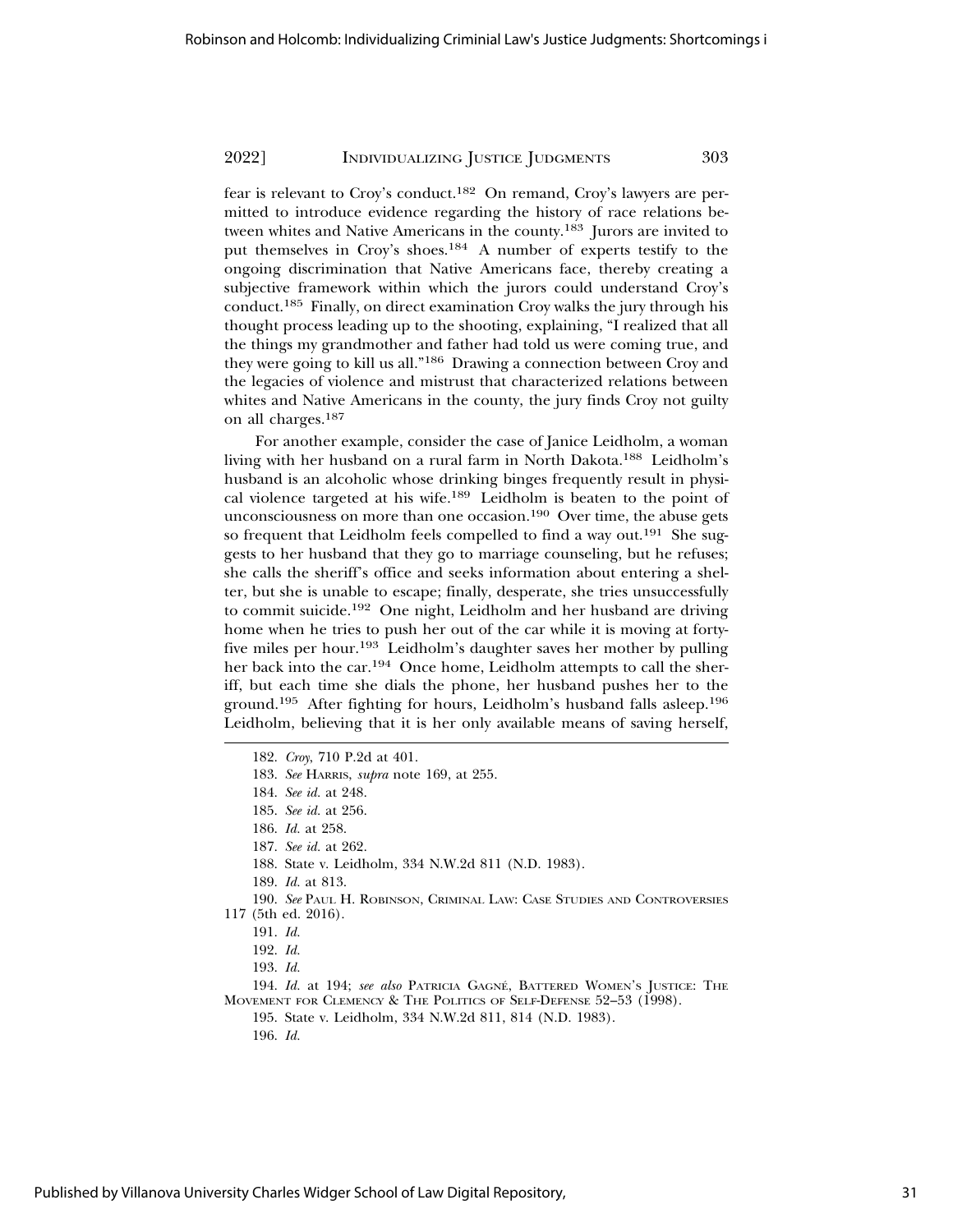fear is relevant to Croy's conduct.[182] On remand, Croy's lawyers are permitted to introduce evidence regarding the history of race relations between whites and Native Americans in the county.[183] Jurors are invited to put themselves in Croy's shoes.[184] A number of experts testify to the ongoing discrimination that Native Americans face, thereby creating a subjective framework within which the jurors could understand Croy's conduct.[185] Finally, on direct examination Croy walks the jury through his thought process leading up to the shooting, explaining, "I realized that all the things my grandmother and father had told us were coming true, and they were going to kill us all."[186] Drawing a connection between Croy and the legacies of violence and mistrust that characterized relations between whites and Native Americans in the county, the jury finds Croy not guilty on all charges.[187]

For another example, consider the case of Janice Leidholm, a woman living with her husband on a rural farm in North Dakota.[188] Leidholm's husband is an alcoholic whose drinking binges frequently result in physical violence targeted at his wife.[189] Leidholm is beaten to the point of unconsciousness on more than one occasion.[190] Over time, the abuse gets so frequent that Leidholm feels compelled to find a way out.[191] She suggests to her husband that they go to marriage counseling, but he refuses; she calls the sheriff's office and seeks information about entering a shelter, but she is unable to escape; finally, desperate, she tries unsuccessfully to commit suicide.[192] One night, Leidholm and her husband are driving home when he tries to push her out of the car while it is moving at forty-five miles per hour.[193] Leidholm's daughter saves her mother by pulling her back into the car.[194] Once home, Leidholm attempts to call the sheriff, but each time she dials the phone, her husband pushes her to the ground.[195] After fighting for hours, Leidholm's husband falls asleep.[196] Leidholm, believing that it is her only available means of saving herself,

182. *Croy*, 710 P.2d at 401.

183. *See* HARRIS, *supra* note 169, at 255.

184. *See id.* at 248.

185. *See id.* at 256.

186. *Id.* at 258.

187. *See id.* at 262.

188. State v. Leidholm, 334 N.W.2d 811 (N.D. 1983).

189. *Id.* at 813.

190. *See* PAUL H. ROBINSON, CRIMINAL LAW: CASE STUDIES AND CONTROVERSIES 117 (5th ed. 2016).

191. *Id.*

192. *Id.*

193. *Id.*

194. *Id.* at 194; *see also* PATRICIA GAGNÉ, BATTERED WOMEN'S JUSTICE: THE MOVEMENT FOR CLEMENCY & THE POLITICS OF SELF-DEFENSE 52–53 (1998).

195. State v. Leidholm, 334 N.W.2d 811, 814 (N.D. 1983).

196. *Id.*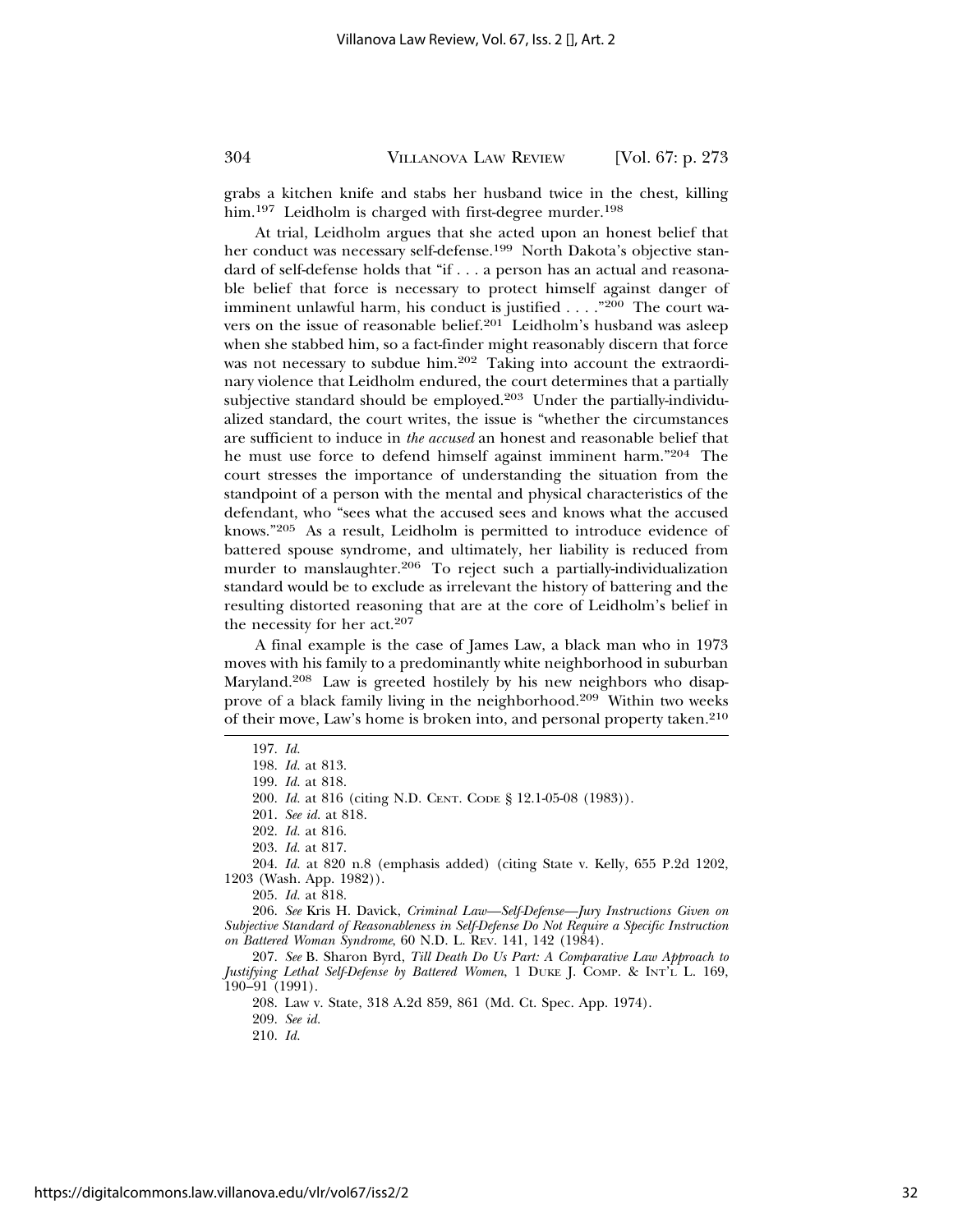grabs a kitchen knife and stabs her husband twice in the chest, killing him.[197] Leidholm is charged with first-degree murder.[198]

At trial, Leidholm argues that she acted upon an honest belief that her conduct was necessary self-defense.[199] North Dakota's objective standard of self-defense holds that "if . . . a person has an actual and reasonable belief that force is necessary to protect himself against danger of imminent unlawful harm, his conduct is justified . . . ."[200] The court wavers on the issue of reasonable belief.[201] Leidholm's husband was asleep when she stabbed him, so a fact-finder might reasonably discern that force was not necessary to subdue him.[202] Taking into account the extraordinary violence that Leidholm endured, the court determines that a partially subjective standard should be employed.[203] Under the partially-individualized standard, the court writes, the issue is "whether the circumstances are sufficient to induce in *the accused* an honest and reasonable belief that he must use force to defend himself against imminent harm."[204] The court stresses the importance of understanding the situation from the standpoint of a person with the mental and physical characteristics of the defendant, who "sees what the accused sees and knows what the accused knows."[205] As a result, Leidholm is permitted to introduce evidence of battered spouse syndrome, and ultimately, her liability is reduced from murder to manslaughter.[206] To reject such a partially-individualization standard would be to exclude as irrelevant the history of battering and the resulting distorted reasoning that are at the core of Leidholm's belief in the necessity for her act.[207]

A final example is the case of James Law, a black man who in 1973 moves with his family to a predominantly white neighborhood in suburban Maryland.[208] Law is greeted hostilely by his new neighbors who disapprove of a black family living in the neighborhood.[209] Within two weeks of their move, Law's home is broken into, and personal property taken.[210]

---

197. *Id.*

198. *Id.* at 813.

199. *Id.* at 818.

200. *Id.* at 816 (citing N.D. CENT. CODE § 12.1-05-08 (1983)).

201. *See id.* at 818.

202. *Id.* at 816.

203. *Id.* at 817.

204. *Id.* at 820 n.8 (emphasis added) (citing State v. Kelly, 655 P.2d 1202, 1203 (Wash. App. 1982)).

205. *Id.* at 818.

206. *See* Kris H. Davick, *Criminal Law—Self-Defense—Jury Instructions Given on Subjective Standard of Reasonableness in Self-Defense Do Not Require a Specific Instruction on Battered Woman Syndrome*, 60 N.D. L. REV. 141, 142 (1984).

207. *See* B. Sharon Byrd, *Till Death Do Us Part: A Comparative Law Approach to Justifying Lethal Self-Defense by Battered Women*, 1 DUKE J. COMP. & INT'L L. 169, 190–91 (1991).

208. Law v. State, 318 A.2d 859, 861 (Md. Ct. Spec. App. 1974).

209. *See id.*

210. *Id.*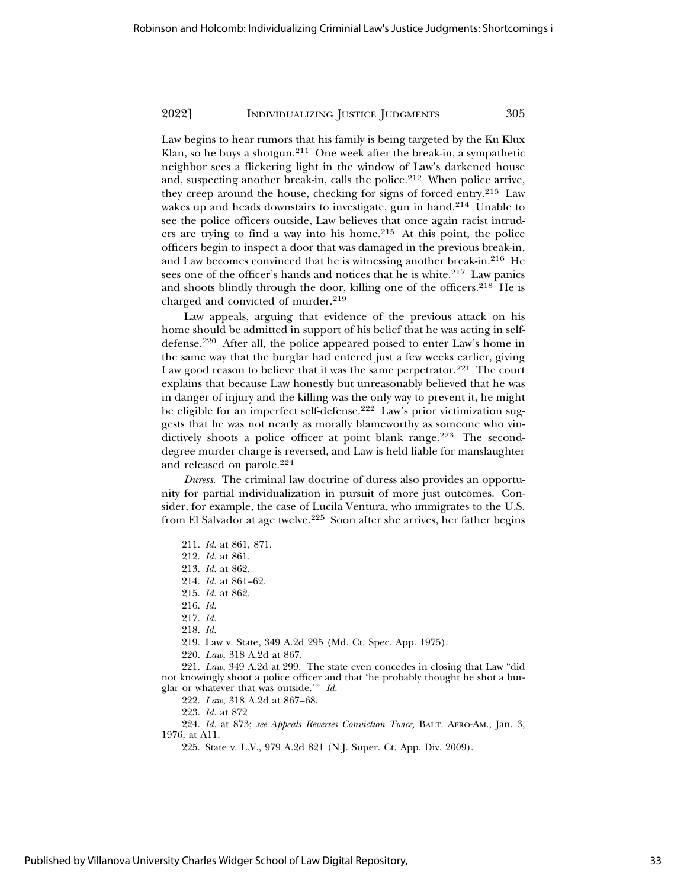Law begins to hear rumors that his family is being targeted by the Ku Klux Klan, so he buys a shotgun.[211] One week after the break-in, a sympathetic neighbor sees a flickering light in the window of Law's darkened house and, suspecting another break-in, calls the police.[212] When police arrive, they creep around the house, checking for signs of forced entry.[213] Law wakes up and heads downstairs to investigate, gun in hand.[214] Unable to see the police officers outside, Law believes that once again racist intruders are trying to find a way into his home.[215] At this point, the police officers begin to inspect a door that was damaged in the previous break-in, and Law becomes convinced that he is witnessing another break-in.[216] He sees one of the officer's hands and notices that he is white.[217] Law panics and shoots blindly through the door, killing one of the officers.[218] He is charged and convicted of murder.[219]

Law appeals, arguing that evidence of the previous attack on his home should be admitted in support of his belief that he was acting in self-defense.[220] After all, the police appeared poised to enter Law's home in the same way that the burglar had entered just a few weeks earlier, giving Law good reason to believe that it was the same perpetrator.[221] The court explains that because Law honestly but unreasonably believed that he was in danger of injury and the killing was the only way to prevent it, he might be eligible for an imperfect self-defense.[222] Law's prior victimization suggests that he was not nearly as morally blameworthy as someone who vindictively shoots a police officer at point blank range.[223] The second-degree murder charge is reversed, and Law is held liable for manslaughter and released on parole.[224]

*Duress.* The criminal law doctrine of duress also provides an opportunity for partial individualization in pursuit of more just outcomes. Consider, for example, the case of Lucila Ventura, who immigrates to the U.S. from El Salvador at age twelve.[225] Soon after she arrives, her father begins

---

211. *Id.* at 861, 871.

212. *Id.* at 861.

213. *Id.* at 862.

214. *Id.* at 861–62.

215. *Id.* at 862.

216. *Id.*

217. *Id.*

218. *Id.*

219. Law v. State, 349 A.2d 295 (Md. Ct. Spec. App. 1975).

220. *Law*, 318 A.2d at 867.

221. *Law*, 349 A.2d at 299. The state even concedes in closing that Law "did not knowingly shoot a police officer and that 'he probably thought he shot a burglar or whatever that was outside.'" *Id.*

222. *Law*, 318 A.2d at 867–68.

223. *Id.* at 872

224. *Id.* at 873; *see Appeals Reverses Conviction Twice,* BALT. AFRO-AM., Jan. 3, 1976, at A11.

225. State v. L.V., 979 A.2d 821 (N.J. Super. Ct. App. Div. 2009).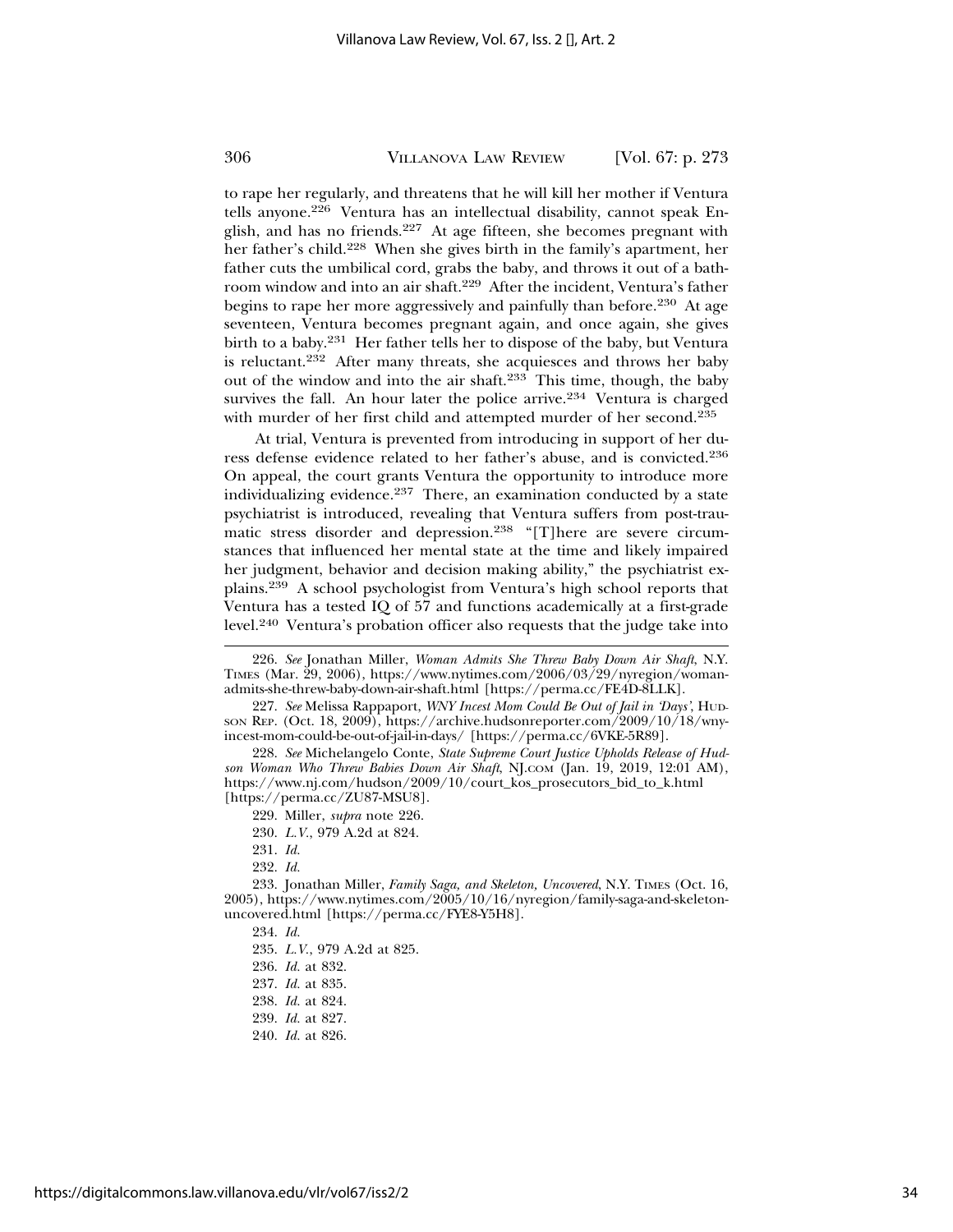to rape her regularly, and threatens that he will kill her mother if Ventura tells anyone.[226] Ventura has an intellectual disability, cannot speak English, and has no friends.[227] At age fifteen, she becomes pregnant with her father's child.[228] When she gives birth in the family's apartment, her father cuts the umbilical cord, grabs the baby, and throws it out of a bathroom window and into an air shaft.[229] After the incident, Ventura's father begins to rape her more aggressively and painfully than before.[230] At age seventeen, Ventura becomes pregnant again, and once again, she gives birth to a baby.[231] Her father tells her to dispose of the baby, but Ventura is reluctant.[232] After many threats, she acquiesces and throws her baby out of the window and into the air shaft.[233] This time, though, the baby survives the fall. An hour later the police arrive.[234] Ventura is charged with murder of her first child and attempted murder of her second.[235]

At trial, Ventura is prevented from introducing in support of her duress defense evidence related to her father's abuse, and is convicted.[236] On appeal, the court grants Ventura the opportunity to introduce more individualizing evidence.[237] There, an examination conducted by a state psychiatrist is introduced, revealing that Ventura suffers from post-traumatic stress disorder and depression.[238] "[T]here are severe circumstances that influenced her mental state at the time and likely impaired her judgment, behavior and decision making ability," the psychiatrist explains.[239] A school psychologist from Ventura's high school reports that Ventura has a tested IQ of 57 and functions academically at a first-grade level.[240] Ventura's probation officer also requests that the judge take into

---

226. *See* Jonathan Miller, *Woman Admits She Threw Baby Down Air Shaft*, N.Y. TIMES (Mar. 29, 2006), https://www.nytimes.com/2006/03/29/nyregion/woman-admits-she-threw-baby-down-air-shaft.html [https://perma.cc/FE4D-8LLK].

227. *See* Melissa Rappaport, *WNY Incest Mom Could Be Out of Jail in 'Days'*, HUDSON REP. (Oct. 18, 2009), https://archive.hudsonreporter.com/2009/10/18/wny-incest-mom-could-be-out-of-jail-in-days/ [https://perma.cc/6VKE-5R89].

228. *See* Michelangelo Conte, *State Supreme Court Justice Upholds Release of Hudson Woman Who Threw Babies Down Air Shaft*, NJ.COM (Jan. 19, 2019, 12:01 AM), https://www.nj.com/hudson/2009/10/court_kos_prosecutors_bid_to_k.html [https://perma.cc/ZU87-MSU8].

229. Miller, *supra* note 226.

230. *L.V.*, 979 A.2d at 824.

231. *Id.*

232. *Id.*

233. Jonathan Miller, *Family Saga, and Skeleton, Uncovered*, N.Y. TIMES (Oct. 16, 2005), https://www.nytimes.com/2005/10/16/nyregion/family-saga-and-skeleton-uncovered.html [https://perma.cc/FYE8-Y5H8].

234. *Id.*

235. *L.V.*, 979 A.2d at 825.

236. *Id.* at 832.

237. *Id.* at 835.

238. *Id.* at 824.

239. *Id.* at 827.

240. *Id.* at 826.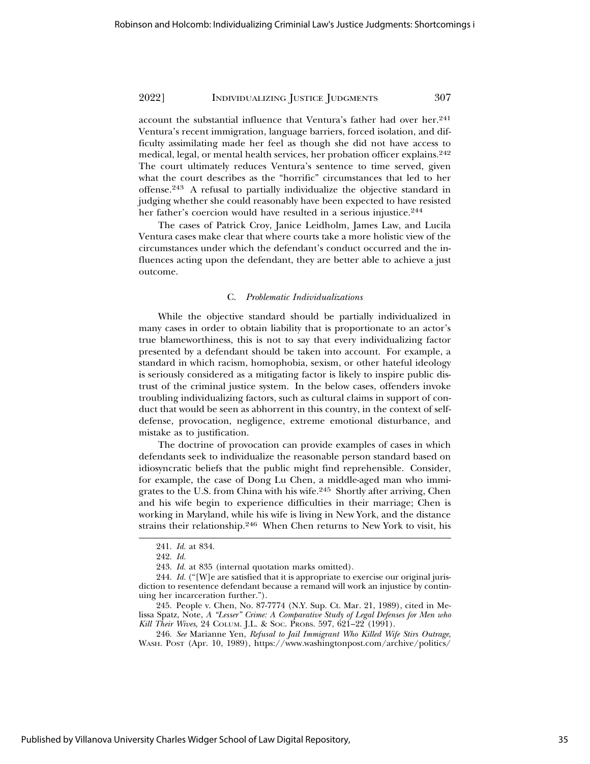account the substantial influence that Ventura's father had over her.[241] Ventura's recent immigration, language barriers, forced isolation, and difficulty assimilating made her feel as though she did not have access to medical, legal, or mental health services, her probation officer explains.[242] The court ultimately reduces Ventura's sentence to time served, given what the court describes as the "horrific" circumstances that led to her offense.[243] A refusal to partially individualize the objective standard in judging whether she could reasonably have been expected to have resisted her father's coercion would have resulted in a serious injustice.[244]

The cases of Patrick Croy, Janice Leidholm, James Law, and Lucila Ventura cases make clear that where courts take a more holistic view of the circumstances under which the defendant's conduct occurred and the influences acting upon the defendant, they are better able to achieve a just outcome.

### C. *Problematic Individualizations*

While the objective standard should be partially individualized in many cases in order to obtain liability that is proportionate to an actor's true blameworthiness, this is not to say that every individualizing factor presented by a defendant should be taken into account. For example, a standard in which racism, homophobia, sexism, or other hateful ideology is seriously considered as a mitigating factor is likely to inspire public distrust of the criminal justice system. In the below cases, offenders invoke troubling individualizing factors, such as cultural claims in support of conduct that would be seen as abhorrent in this country, in the context of self-defense, provocation, negligence, extreme emotional disturbance, and mistake as to justification.

The doctrine of provocation can provide examples of cases in which defendants seek to individualize the reasonable person standard based on idiosyncratic beliefs that the public might find reprehensible. Consider, for example, the case of Dong Lu Chen, a middle-aged man who immigrates to the U.S. from China with his wife.[245] Shortly after arriving, Chen and his wife begin to experience difficulties in their marriage; Chen is working in Maryland, while his wife is living in New York, and the distance strains their relationship.[246] When Chen returns to New York to visit, his

---

241. *Id.* at 834.

242. *Id.*

243. *Id.* at 835 (internal quotation marks omitted).

244. *Id.* ("[W]e are satisfied that it is appropriate to exercise our original jurisdiction to resentence defendant because a remand will work an injustice by continuing her incarceration further.").

245. People v. Chen, No. 87-7774 (N.Y. Sup. Ct. Mar. 21, 1989), cited in Melissa Spatz, Note, *A "Lesser" Crime: A Comparative Study of Legal Defenses for Men who Kill Their Wives*, 24 COLUM. J.L. & SOC. PROBS. 597, 621–22 (1991).

246. *See* Marianne Yen, *Refusal to Jail Immigrant Who Killed Wife Stirs Outrage*, WASH. POST (Apr. 10, 1989), https://www.washingtonpost.com/archive/politics/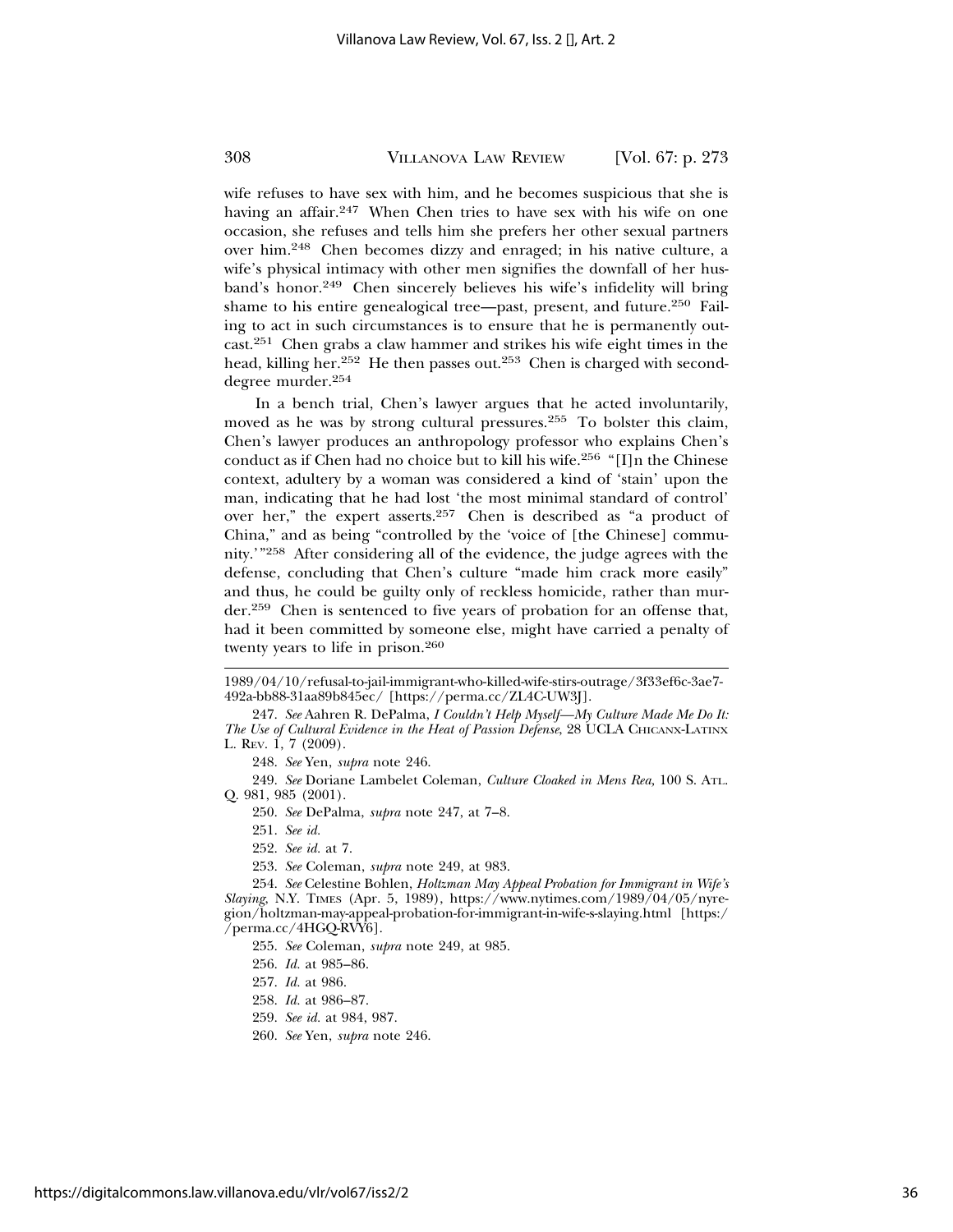wife refuses to have sex with him, and he becomes suspicious that she is having an affair.[247] When Chen tries to have sex with his wife on one occasion, she refuses and tells him she prefers her other sexual partners over him.[248] Chen becomes dizzy and enraged; in his native culture, a wife's physical intimacy with other men signifies the downfall of her husband's honor.[249] Chen sincerely believes his wife's infidelity will bring shame to his entire genealogical tree—past, present, and future.[250] Failing to act in such circumstances is to ensure that he is permanently outcast.[251] Chen grabs a claw hammer and strikes his wife eight times in the head, killing her.[252] He then passes out.[253] Chen is charged with second-degree murder.[254]

In a bench trial, Chen's lawyer argues that he acted involuntarily, moved as he was by strong cultural pressures.[255] To bolster this claim, Chen's lawyer produces an anthropology professor who explains Chen's conduct as if Chen had no choice but to kill his wife.[256] "[I]n the Chinese context, adultery by a woman was considered a kind of 'stain' upon the man, indicating that he had lost 'the most minimal standard of control' over her," the expert asserts.[257] Chen is described as "a product of China," and as being "controlled by the 'voice of [the Chinese] community.'"[258] After considering all of the evidence, the judge agrees with the defense, concluding that Chen's culture "made him crack more easily" and thus, he could be guilty only of reckless homicide, rather than murder.[259] Chen is sentenced to five years of probation for an offense that, had it been committed by someone else, might have carried a penalty of twenty years to life in prison.[260]

---

1989/04/10/refusal-to-jail-immigrant-who-killed-wife-stirs-outrage/3f33ef6c-3ae7-492a-bb88-31aa89b845ec/ [https://perma.cc/ZL4C-UW3J].

247. *See* Aahren R. DePalma, *I Couldn't Help Myself—My Culture Made Me Do It: The Use of Cultural Evidence in the Heat of Passion Defense*, 28 UCLA CHICANX-LATINX L. REV. 1, 7 (2009).

248. *See* Yen, *supra* note 246.

249. *See* Doriane Lambelet Coleman, *Culture Cloaked in Mens Rea*, 100 S. ATL. Q. 981, 985 (2001).

250. *See* DePalma, *supra* note 247, at 7–8.

251. *See id.*

252. *See id.* at 7.

253. *See* Coleman, *supra* note 249, at 983.

254. *See* Celestine Bohlen, *Holtzman May Appeal Probation for Immigrant in Wife's Slaying*, N.Y. TIMES (Apr. 5, 1989), https://www.nytimes.com/1989/04/05/nyregion/holtzman-may-appeal-probation-for-immigrant-in-wife-s-slaying.html [https://perma.cc/4HGQ-RVY6].

255. *See* Coleman, *supra* note 249, at 985.

256. *Id.* at 985–86.

257. *Id.* at 986.

258. *Id.* at 986–87.

259. *See id.* at 984, 987.

260. *See* Yen, *supra* note 246.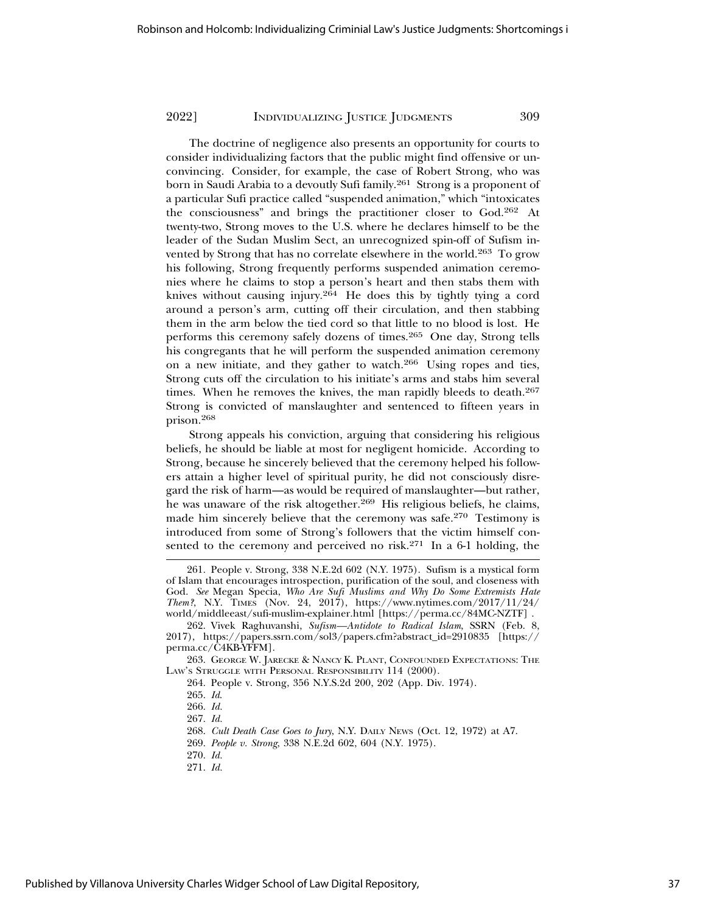The doctrine of negligence also presents an opportunity for courts to consider individualizing factors that the public might find offensive or unconvincing. Consider, for example, the case of Robert Strong, who was born in Saudi Arabia to a devoutly Sufi family.[261] Strong is a proponent of a particular Sufi practice called "suspended animation," which "intoxicates the consciousness" and brings the practitioner closer to God.[262] At twenty-two, Strong moves to the U.S. where he declares himself to be the leader of the Sudan Muslim Sect, an unrecognized spin-off of Sufism invented by Strong that has no correlate elsewhere in the world.[263] To grow his following, Strong frequently performs suspended animation ceremonies where he claims to stop a person's heart and then stabs them with knives without causing injury.[264] He does this by tightly tying a cord around a person's arm, cutting off their circulation, and then stabbing them in the arm below the tied cord so that little to no blood is lost. He performs this ceremony safely dozens of times.[265] One day, Strong tells his congregants that he will perform the suspended animation ceremony on a new initiate, and they gather to watch.[266] Using ropes and ties, Strong cuts off the circulation to his initiate's arms and stabs him several times. When he removes the knives, the man rapidly bleeds to death.[267] Strong is convicted of manslaughter and sentenced to fifteen years in prison.[268]

Strong appeals his conviction, arguing that considering his religious beliefs, he should be liable at most for negligent homicide. According to Strong, because he sincerely believed that the ceremony helped his followers attain a higher level of spiritual purity, he did not consciously disregard the risk of harm—as would be required of manslaughter—but rather, he was unaware of the risk altogether.[269] His religious beliefs, he claims, made him sincerely believe that the ceremony was safe.[270] Testimony is introduced from some of Strong's followers that the victim himself consented to the ceremony and perceived no risk.[271] In a 6-1 holding, the

---

261. People v. Strong, 338 N.E.2d 602 (N.Y. 1975). Sufism is a mystical form of Islam that encourages introspection, purification of the soul, and closeness with God. *See* Megan Specia, *Who Are Sufi Muslims and Why Do Some Extremists Hate Them?*, N.Y. TIMES (Nov. 24, 2017), https://www.nytimes.com/2017/11/24/world/middleeast/sufi-muslim-explainer.html [https://perma.cc/84MC-NZTF] .

262. Vivek Raghuvanshi, *Sufism—Antidote to Radical Islam*, SSRN (Feb. 8, 2017), https://papers.ssrn.com/sol3/papers.cfm?abstract_id=2910835 [https://perma.cc/C4KB-YFFM].

263. GEORGE W. JARECKE & NANCY K. PLANT, CONFOUNDED EXPECTATIONS: THE LAW'S STRUGGLE WITH PERSONAL RESPONSIBILITY 114 (2000).

264. People v. Strong, 356 N.Y.S.2d 200, 202 (App. Div. 1974).

265. *Id.*

266. *Id.*

267. *Id.*

268. *Cult Death Case Goes to Jury*, N.Y. DAILY NEWS (Oct. 12, 1972) at A7.

269. *People v. Strong*, 338 N.E.2d 602, 604 (N.Y. 1975).

270. *Id.*

271. *Id.*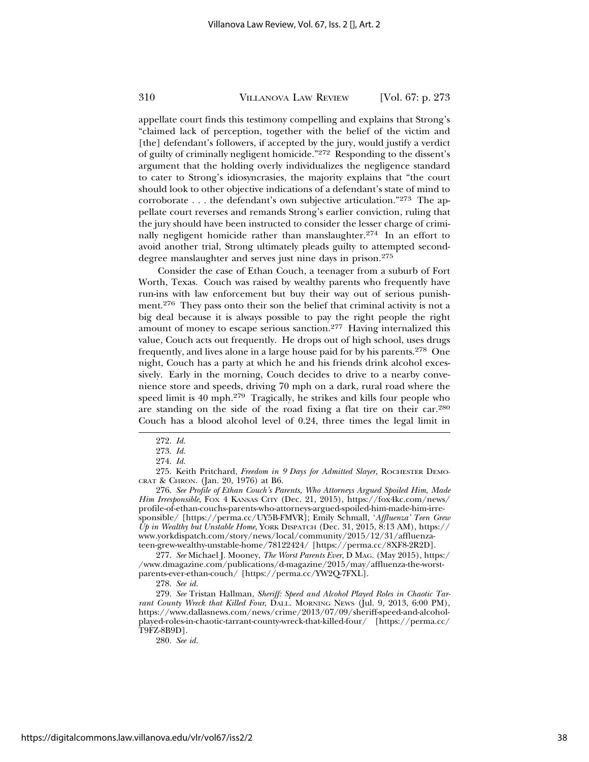appellate court finds this testimony compelling and explains that Strong's "claimed lack of perception, together with the belief of the victim and [the] defendant's followers, if accepted by the jury, would justify a verdict of guilty of criminally negligent homicide."[272] Responding to the dissent's argument that the holding overly individualizes the negligence standard to cater to Strong's idiosyncrasies, the majority explains that "the court should look to other objective indications of a defendant's state of mind to corroborate . . . the defendant's own subjective articulation."[273] The appellate court reverses and remands Strong's earlier conviction, ruling that the jury should have been instructed to consider the lesser charge of criminally negligent homicide rather than manslaughter.[274] In an effort to avoid another trial, Strong ultimately pleads guilty to attempted second-degree manslaughter and serves just nine days in prison.[275]

Consider the case of Ethan Couch, a teenager from a suburb of Fort Worth, Texas. Couch was raised by wealthy parents who frequently have run-ins with law enforcement but buy their way out of serious punishment.[276] They pass onto their son the belief that criminal activity is not a big deal because it is always possible to pay the right people the right amount of money to escape serious sanction.[277] Having internalized this value, Couch acts out frequently. He drops out of high school, uses drugs frequently, and lives alone in a large house paid for by his parents.[278] One night, Couch has a party at which he and his friends drink alcohol excessively. Early in the morning, Couch decides to drive to a nearby convenience store and speeds, driving 70 mph on a dark, rural road where the speed limit is 40 mph.[279] Tragically, he strikes and kills four people who are standing on the side of the road fixing a flat tire on their car.[280] Couch has a blood alcohol level of 0.24, three times the legal limit in

---

272. *Id.*

273. *Id.*

274. *Id.*

275. Keith Pritchard, *Freedom in 9 Days for Admitted Slayer*, ROCHESTER DEMOCRAT & CHRON. (Jan. 20, 1976) at B6.

276. *See Profile of Ethan Couch's Parents, Who Attorneys Argued Spoiled Him, Made Him Irresponsible*, FOX 4 KANSAS CITY (Dec. 21, 2015), https://fox4kc.com/news/profile-of-ethan-couchs-parents-who-attorneys-argued-spoiled-him-made-him-irresponsible/ [https://perma.cc/UY5B-FMVR]; Emily Schmall, '*Affluenza' Teen Grew Up in Wealthy but Unstable Home*, YORK DISPATCH (Dec. 31, 2015, 8:13 AM), https://www.yorkdispatch.com/story/news/local/community/2015/12/31/affluenza-teen-grew-wealthy-unstable-home/78122424/ [https://perma.cc/8XF8-2R2D].

277. *See* Michael J. Mooney, *The Worst Parents Ever*, D MAG. (May 2015), https://www.dmagazine.com/publications/d-magazine/2015/may/affluenza-the-worst-parents-ever-ethan-couch/ [https://perma.cc/YW2Q-7FXL].

278. *See id.*

279. *See* Tristan Hallman, *Sheriff: Speed and Alcohol Played Roles in Chaotic Tarrant County Wreck that Killed Four*, DALL. MORNING NEWS (Jul. 9, 2013, 6:00 PM), https://www.dallasnews.com/news/crime/2013/07/09/sheriff-speed-and-alcohol-played-roles-in-chaotic-tarrant-county-wreck-that-killed-four/ [https://perma.cc/T9FZ-8B9D].

280. *See id.*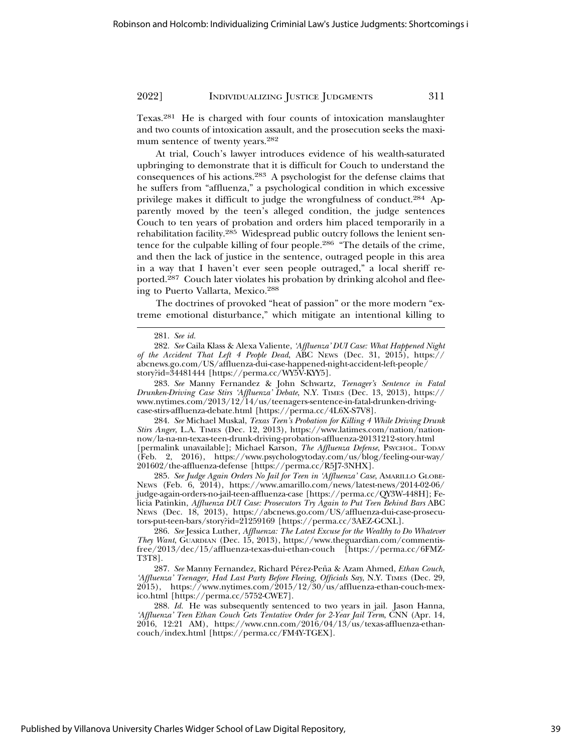Texas.[281] He is charged with four counts of intoxication manslaughter and two counts of intoxication assault, and the prosecution seeks the maximum sentence of twenty years.[282]

At trial, Couch's lawyer introduces evidence of his wealth-saturated upbringing to demonstrate that it is difficult for Couch to understand the consequences of his actions.[283] A psychologist for the defense claims that he suffers from "affluenza," a psychological condition in which excessive privilege makes it difficult to judge the wrongfulness of conduct.[284] Apparently moved by the teen's alleged condition, the judge sentences Couch to ten years of probation and orders him placed temporarily in a rehabilitation facility.[285] Widespread public outcry follows the lenient sentence for the culpable killing of four people.[286] "The details of the crime, and then the lack of justice in the sentence, outraged people in this area in a way that I haven't ever seen people outraged," a local sheriff reported.[287] Couch later violates his probation by drinking alcohol and fleeing to Puerto Vallarta, Mexico.[288]

The doctrines of provoked "heat of passion" or the more modern "extreme emotional disturbance," which mitigate an intentional killing to

---

281. *See id.*

282. *See* Caila Klass & Alexa Valiente, *'Affluenza' DUI Case: What Happened Night of the Accident That Left 4 People Dead*, ABC NEWS (Dec. 31, 2015), https://abcnews.go.com/US/affluenza-dui-case-happened-night-accident-left-people/story?id=34481444 [https://perma.cc/WY5V-KYY5].

283. *See* Manny Fernandez & John Schwartz, *Teenager's Sentence in Fatal Drunken-Driving Case Stirs 'Affluenza' Debate*, N.Y. TIMES (Dec. 13, 2013), https://www.nytimes.com/2013/12/14/us/teenagers-sentence-in-fatal-drunken-driving-case-stirs-affluenza-debate.html [https://perma.cc/4L6X-S7V8].

284. *See* Michael Muskal, *Texas Teen's Probation for Killing 4 While Driving Drunk Stirs Anger*, L.A. TIMES (Dec. 12, 2013), https://www.latimes.com/nation/nationnow/la-na-nn-texas-teen-drunk-driving-probation-affluenza-20131212-story.html [permalink unavailable]; Michael Karson, *The Affluenza Defense*, PSYCHOL. TODAY (Feb. 2, 2016), https://www.psychologytoday.com/us/blog/feeling-our-way/201602/the-affluenza-defense [https://perma.cc/R5J7-3NHX].

285. *See Judge Again Orders No Jail for Teen in 'Affluenza' Case*, AMARILLO GLOBE-NEWS (Feb. 6, 2014), https://www.amarillo.com/news/latest-news/2014-02-06/judge-again-orders-no-jail-teen-affluenza-case [https://perma.cc/QY3W-448H]; Felicia Patinkin, *Affluenza DUI Case: Prosecutors Try Again to Put Teen Behind Bars* ABC NEWS (Dec. 18, 2013), https://abcnews.go.com/US/affluenza-dui-case-prosecutors-put-teen-bars/story?id=21259169 [https://perma.cc/3AEZ-GCXL].

286. *See* Jessica Luther, *Affluenza: The Latest Excuse for the Wealthy to Do Whatever They Want*, GUARDIAN (Dec. 15, 2013), https://www.theguardian.com/commentisfree/2013/dec/15/affluenza-texas-dui-ethan-couch [https://perma.cc/6FMZ-T3T8].

287. *See* Manny Fernandez, Richard Pérez-Peña & Azam Ahmed, *Ethan Couch, 'Affluenza' Teenager, Had Last Party Before Fleeing, Officials Say*, N.Y. TIMES (Dec. 29, 2015), https://www.nytimes.com/2015/12/30/us/affluenza-ethan-couch-mexico.html [https://perma.cc/5752-CWE7].

288. *Id.* He was subsequently sentenced to two years in jail. Jason Hanna, *'Affluenza' Teen Ethan Couch Gets Tentative Order for 2-Year Jail Term*, CNN (Apr. 14, 2016, 12:21 AM), https://www.cnn.com/2016/04/13/us/texas-affluenza-ethan-couch/index.html [https://perma.cc/FM4Y-TGEX].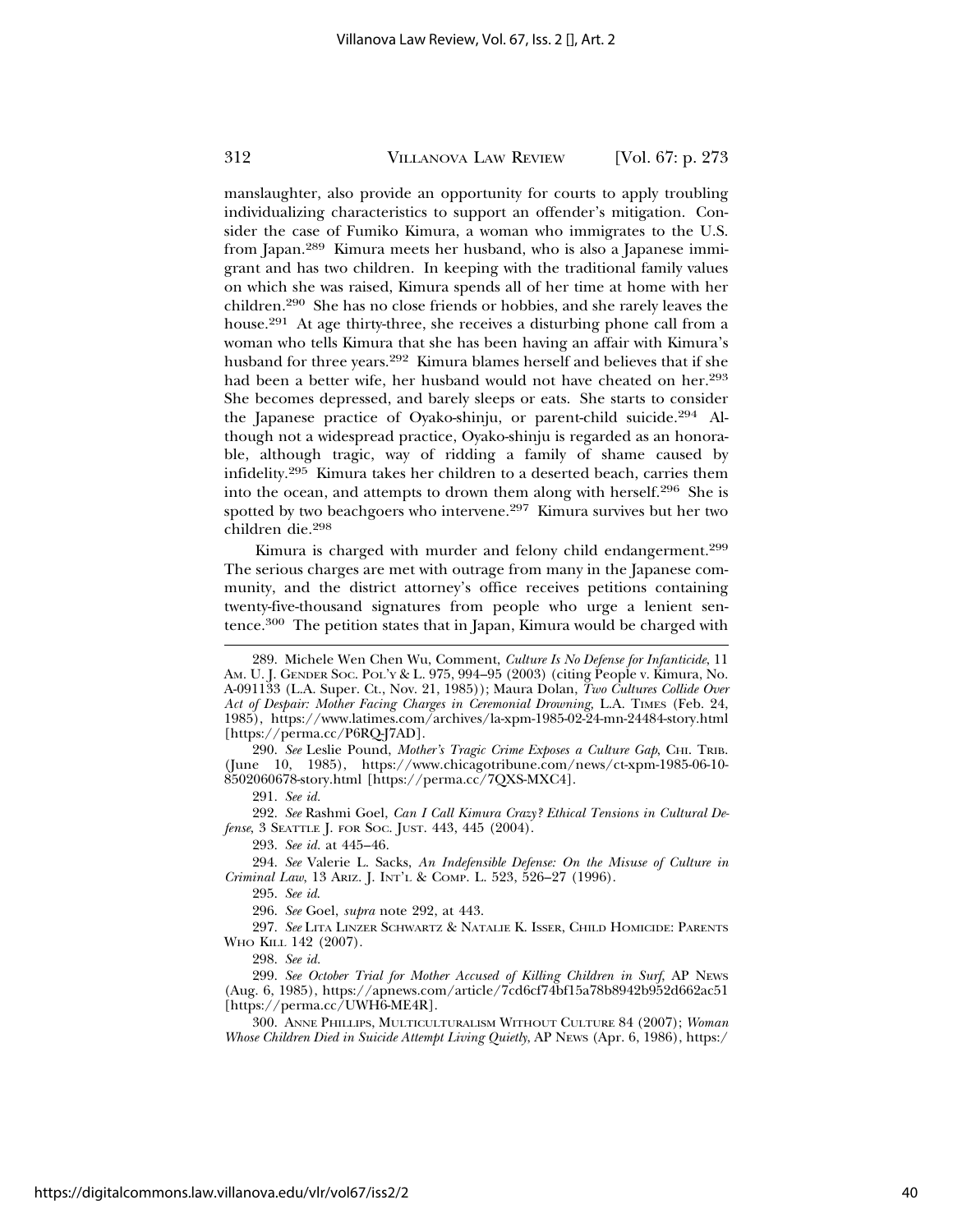manslaughter, also provide an opportunity for courts to apply troubling individualizing characteristics to support an offender's mitigation. Consider the case of Fumiko Kimura, a woman who immigrates to the U.S. from Japan.[289] Kimura meets her husband, who is also a Japanese immigrant and has two children. In keeping with the traditional family values on which she was raised, Kimura spends all of her time at home with her children.[290] She has no close friends or hobbies, and she rarely leaves the house.[291] At age thirty-three, she receives a disturbing phone call from a woman who tells Kimura that she has been having an affair with Kimura's husband for three years.[292] Kimura blames herself and believes that if she had been a better wife, her husband would not have cheated on her.[293] She becomes depressed, and barely sleeps or eats. She starts to consider the Japanese practice of Oyako-shinju, or parent-child suicide.[294] Although not a widespread practice, Oyako-shinju is regarded as an honorable, although tragic, way of ridding a family of shame caused by infidelity.[295] Kimura takes her children to a deserted beach, carries them into the ocean, and attempts to drown them along with herself.[296] She is spotted by two beachgoers who intervene.[297] Kimura survives but her two children die.[298]

Kimura is charged with murder and felony child endangerment.[299] The serious charges are met with outrage from many in the Japanese community, and the district attorney's office receives petitions containing twenty-five-thousand signatures from people who urge a lenient sentence.[300] The petition states that in Japan, Kimura would be charged with

---

289. Michele Wen Chen Wu, Comment, *Culture Is No Defense for Infanticide*, 11 Am. U. J. Gender Soc. Pol'y & L. 975, 994–95 (2003) (citing People v. Kimura, No. A-091133 (L.A. Super. Ct., Nov. 21, 1985)); Maura Dolan, *Two Cultures Collide Over Act of Despair: Mother Facing Charges in Ceremonial Drowning*, L.A. Times (Feb. 24, 1985), https://www.latimes.com/archives/la-xpm-1985-02-24-mn-24484-story.html [https://perma.cc/P6RQ-J7AD].

290. *See* Leslie Pound, *Mother's Tragic Crime Exposes a Culture Gap*, Chi. Trib. (June 10, 1985), https://www.chicagotribune.com/news/ct-xpm-1985-06-10-8502060678-story.html [https://perma.cc/7QXS-MXC4].

291. *See id.*

292. *See* Rashmi Goel, *Can I Call Kimura Crazy? Ethical Tensions in Cultural Defense*, 3 Seattle J. for Soc. Just. 443, 445 (2004).

293. *See id.* at 445–46.

294. *See* Valerie L. Sacks, *An Indefensible Defense: On the Misuse of Culture in Criminal Law*, 13 Ariz. J. Int'l & Comp. L. 523, 526–27 (1996).

295. *See id.*

296. *See* Goel, *supra* note 292, at 443.

297. *See* Lita Linzer Schwartz & Natalie K. Isser, Child Homicide: Parents Who Kill 142 (2007).

298. *See id.*

299. *See October Trial for Mother Accused of Killing Children in Surf*, AP News (Aug. 6, 1985), https://apnews.com/article/7cd6cf74bf15a78b8942b952d662ac51 [https://perma.cc/UWH6-ME4R].

300. Anne Phillips, Multiculturalism Without Culture 84 (2007); *Woman Whose Children Died in Suicide Attempt Living Quietly*, AP News (Apr. 6, 1986), https:/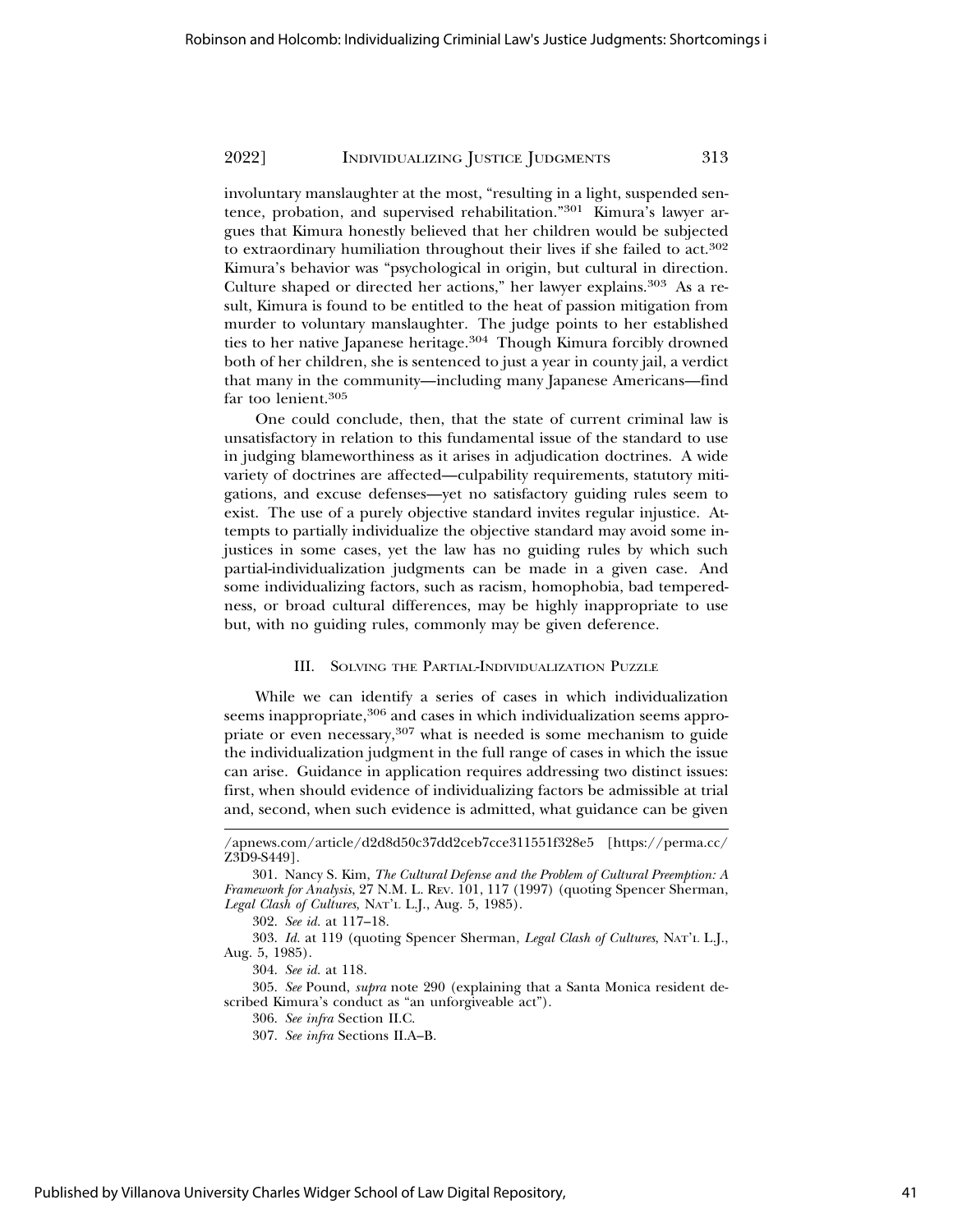involuntary manslaughter at the most, "resulting in a light, suspended sentence, probation, and supervised rehabilitation."[301] Kimura's lawyer argues that Kimura honestly believed that her children would be subjected to extraordinary humiliation throughout their lives if she failed to act.[302] Kimura's behavior was "psychological in origin, but cultural in direction. Culture shaped or directed her actions," her lawyer explains.[303] As a result, Kimura is found to be entitled to the heat of passion mitigation from murder to voluntary manslaughter. The judge points to her established ties to her native Japanese heritage.[304] Though Kimura forcibly drowned both of her children, she is sentenced to just a year in county jail, a verdict that many in the community—including many Japanese Americans—find far too lenient.[305]

One could conclude, then, that the state of current criminal law is unsatisfactory in relation to this fundamental issue of the standard to use in judging blameworthiness as it arises in adjudication doctrines. A wide variety of doctrines are affected—culpability requirements, statutory mitigations, and excuse defenses—yet no satisfactory guiding rules seem to exist. The use of a purely objective standard invites regular injustice. Attempts to partially individualize the objective standard may avoid some injustices in some cases, yet the law has no guiding rules by which such partial-individualization judgments can be made in a given case. And some individualizing factors, such as racism, homophobia, bad temperedness, or broad cultural differences, may be highly inappropriate to use but, with no guiding rules, commonly may be given deference.

## III. Solving the Partial-Individualization Puzzle

While we can identify a series of cases in which individualization seems inappropriate,[306] and cases in which individualization seems appropriate or even necessary,[307] what is needed is some mechanism to guide the individualization judgment in the full range of cases in which the issue can arise. Guidance in application requires addressing two distinct issues: first, when should evidence of individualizing factors be admissible at trial and, second, when such evidence is admitted, what guidance can be given

---

/apnews.com/article/d2d8d50c37dd2ceb7cce311551f328e5 [https://perma.cc/Z3D9-S449].

301. Nancy S. Kim, *The Cultural Defense and the Problem of Cultural Preemption: A Framework for Analysis*, 27 N.M. L. Rev. 101, 117 (1997) (quoting Spencer Sherman, *Legal Clash of Cultures*, Nat'l L.J., Aug. 5, 1985).

302. *See id.* at 117–18.

303. *Id.* at 119 (quoting Spencer Sherman, *Legal Clash of Cultures*, Nat'l L.J., Aug. 5, 1985).

304. *See id.* at 118.

305. *See* Pound, *supra* note 290 (explaining that a Santa Monica resident described Kimura's conduct as "an unforgiveable act").

306. *See infra* Section II.C.

307. *See infra* Sections II.A–B.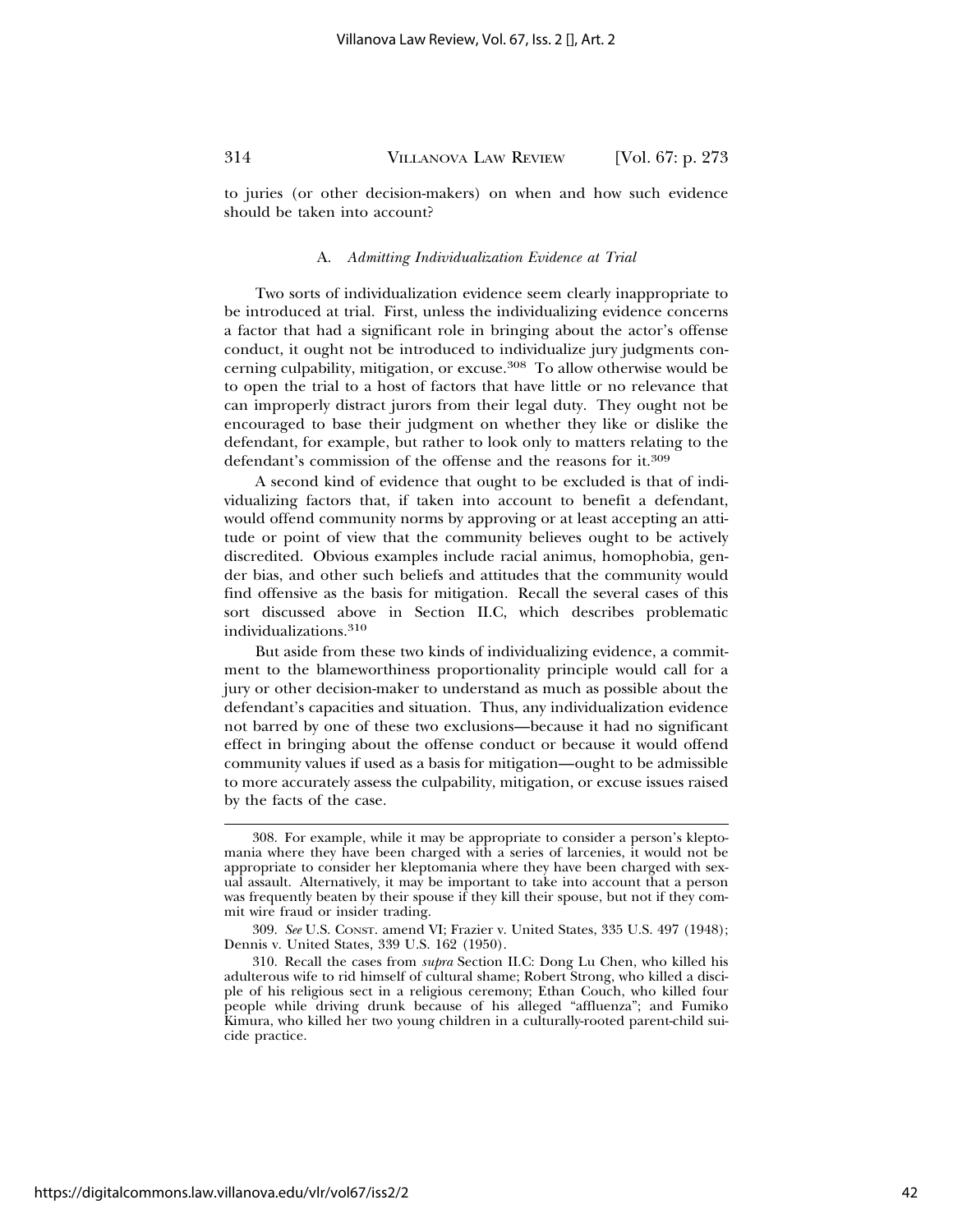to juries (or other decision-makers) on when and how such evidence should be taken into account?

### A. *Admitting Individualization Evidence at Trial*

Two sorts of individualization evidence seem clearly inappropriate to be introduced at trial. First, unless the individualizing evidence concerns a factor that had a significant role in bringing about the actor's offense conduct, it ought not be introduced to individualize jury judgments concerning culpability, mitigation, or excuse.[308] To allow otherwise would be to open the trial to a host of factors that have little or no relevance that can improperly distract jurors from their legal duty. They ought not be encouraged to base their judgment on whether they like or dislike the defendant, for example, but rather to look only to matters relating to the defendant's commission of the offense and the reasons for it.[309]

A second kind of evidence that ought to be excluded is that of individualizing factors that, if taken into account to benefit a defendant, would offend community norms by approving or at least accepting an attitude or point of view that the community believes ought to be actively discredited. Obvious examples include racial animus, homophobia, gender bias, and other such beliefs and attitudes that the community would find offensive as the basis for mitigation. Recall the several cases of this sort discussed above in Section II.C, which describes problematic individualizations.[310]

But aside from these two kinds of individualizing evidence, a commitment to the blameworthiness proportionality principle would call for a jury or other decision-maker to understand as much as possible about the defendant's capacities and situation. Thus, any individualization evidence not barred by one of these two exclusions—because it had no significant effect in bringing about the offense conduct or because it would offend community values if used as a basis for mitigation—ought to be admissible to more accurately assess the culpability, mitigation, or excuse issues raised by the facts of the case.

---

308. For example, while it may be appropriate to consider a person's kleptomania where they have been charged with a series of larcenies, it would not be appropriate to consider her kleptomania where they have been charged with sexual assault. Alternatively, it may be important to take into account that a person was frequently beaten by their spouse if they kill their spouse, but not if they commit wire fraud or insider trading.

309. *See* U.S. CONST. amend VI; Frazier v. United States, 335 U.S. 497 (1948); Dennis v. United States, 339 U.S. 162 (1950).

310. Recall the cases from *supra* Section II.C: Dong Lu Chen, who killed his adulterous wife to rid himself of cultural shame; Robert Strong, who killed a disciple of his religious sect in a religious ceremony; Ethan Couch, who killed four people while driving drunk because of his alleged "affluenza"; and Fumiko Kimura, who killed her two young children in a culturally-rooted parent-child suicide practice.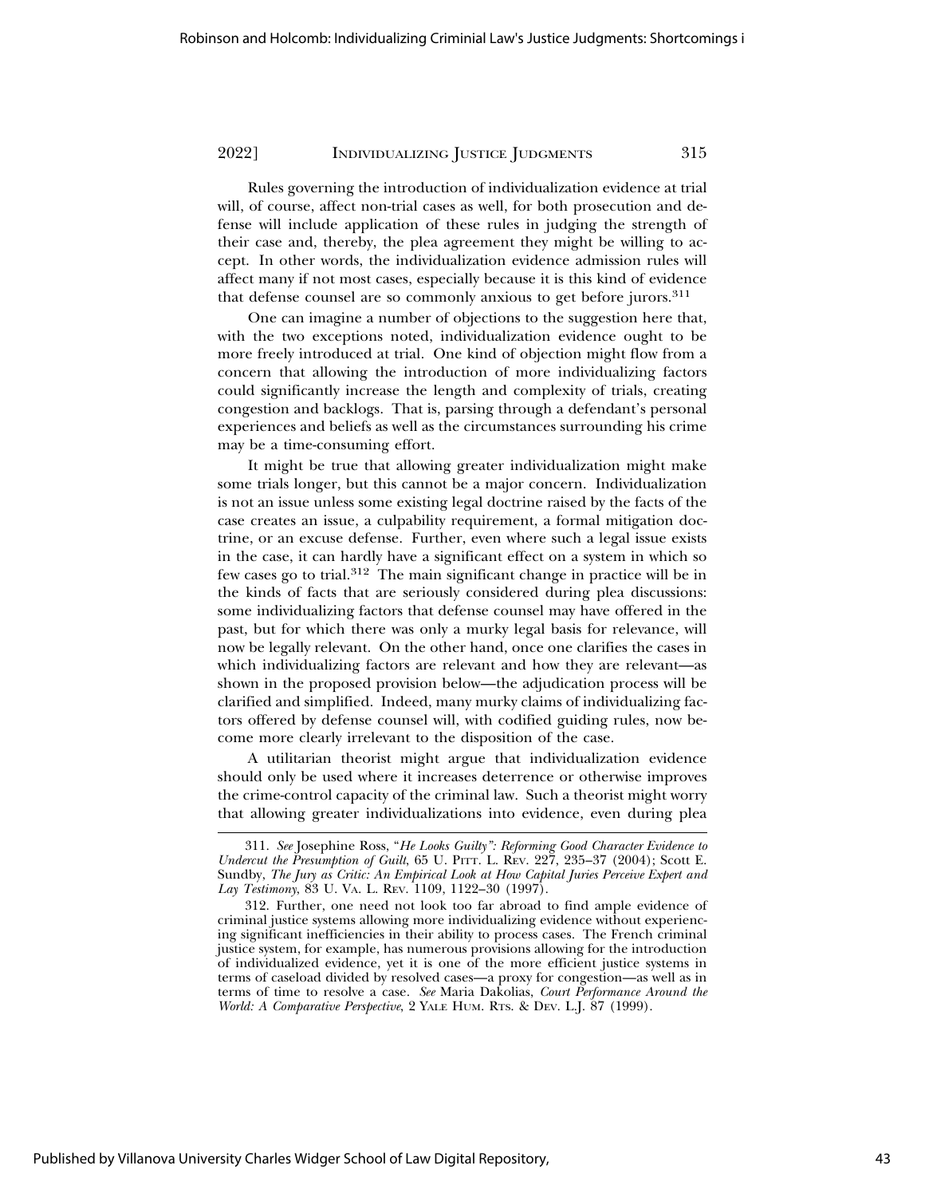Rules governing the introduction of individualization evidence at trial will, of course, affect non-trial cases as well, for both prosecution and defense will include application of these rules in judging the strength of their case and, thereby, the plea agreement they might be willing to accept. In other words, the individualization evidence admission rules will affect many if not most cases, especially because it is this kind of evidence that defense counsel are so commonly anxious to get before jurors.[311]

One can imagine a number of objections to the suggestion here that, with the two exceptions noted, individualization evidence ought to be more freely introduced at trial. One kind of objection might flow from a concern that allowing the introduction of more individualizing factors could significantly increase the length and complexity of trials, creating congestion and backlogs. That is, parsing through a defendant's personal experiences and beliefs as well as the circumstances surrounding his crime may be a time-consuming effort.

It might be true that allowing greater individualization might make some trials longer, but this cannot be a major concern. Individualization is not an issue unless some existing legal doctrine raised by the facts of the case creates an issue, a culpability requirement, a formal mitigation doctrine, or an excuse defense. Further, even where such a legal issue exists in the case, it can hardly have a significant effect on a system in which so few cases go to trial.[312] The main significant change in practice will be in the kinds of facts that are seriously considered during plea discussions: some individualizing factors that defense counsel may have offered in the past, but for which there was only a murky legal basis for relevance, will now be legally relevant. On the other hand, once one clarifies the cases in which individualizing factors are relevant and how they are relevant—as shown in the proposed provision below—the adjudication process will be clarified and simplified. Indeed, many murky claims of individualizing factors offered by defense counsel will, with codified guiding rules, now become more clearly irrelevant to the disposition of the case.

A utilitarian theorist might argue that individualization evidence should only be used where it increases deterrence or otherwise improves the crime-control capacity of the criminal law. Such a theorist might worry that allowing greater individualizations into evidence, even during plea

---

311. *See* Josephine Ross, "*He Looks Guilty": Reforming Good Character Evidence to Undercut the Presumption of Guilt*, 65 U. PITT. L. REV. 227, 235–37 (2004); Scott E. Sundby, *The Jury as Critic: An Empirical Look at How Capital Juries Perceive Expert and Lay Testimony*, 83 U. VA. L. REV. 1109, 1122–30 (1997).

312. Further, one need not look too far abroad to find ample evidence of criminal justice systems allowing more individualizing evidence without experiencing significant inefficiencies in their ability to process cases. The French criminal justice system, for example, has numerous provisions allowing for the introduction of individualized evidence, yet it is one of the more efficient justice systems in terms of caseload divided by resolved cases—a proxy for congestion—as well as in terms of time to resolve a case. *See* Maria Dakolias, *Court Performance Around the World: A Comparative Perspective*, 2 YALE HUM. RTS. & DEV. L.J. 87 (1999).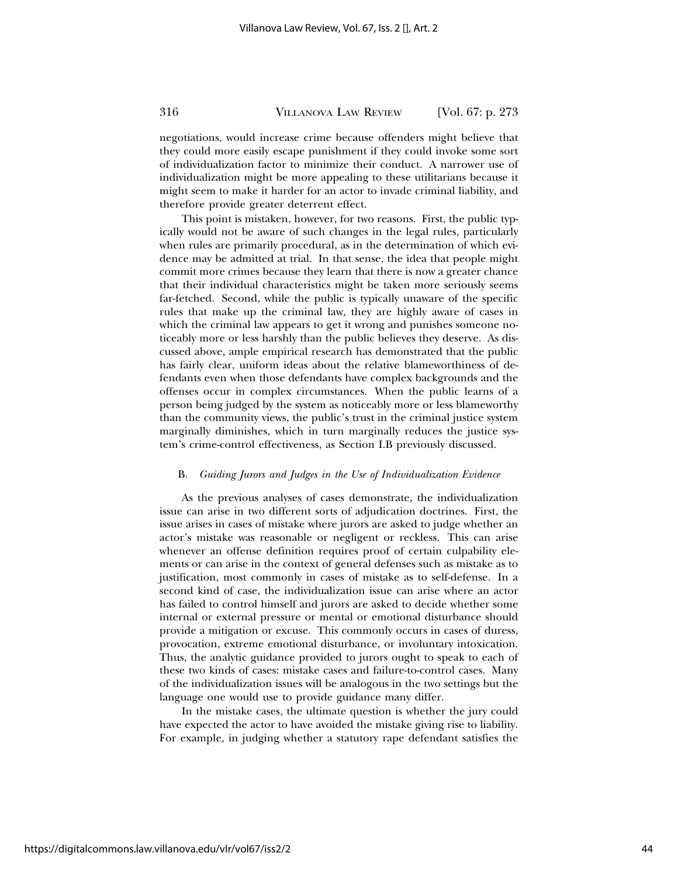negotiations, would increase crime because offenders might believe that they could more easily escape punishment if they could invoke some sort of individualization factor to minimize their conduct. A narrower use of individualization might be more appealing to these utilitarians because it might seem to make it harder for an actor to invade criminal liability, and therefore provide greater deterrent effect.

This point is mistaken, however, for two reasons. First, the public typically would not be aware of such changes in the legal rules, particularly when rules are primarily procedural, as in the determination of which evidence may be admitted at trial. In that sense, the idea that people might commit more crimes because they learn that there is now a greater chance that their individual characteristics might be taken more seriously seems far-fetched. Second, while the public is typically unaware of the specific rules that make up the criminal law, they are highly aware of cases in which the criminal law appears to get it wrong and punishes someone noticeably more or less harshly than the public believes they deserve. As discussed above, ample empirical research has demonstrated that the public has fairly clear, uniform ideas about the relative blameworthiness of defendants even when those defendants have complex backgrounds and the offenses occur in complex circumstances. When the public learns of a person being judged by the system as noticeably more or less blameworthy than the community views, the public's trust in the criminal justice system marginally diminishes, which in turn marginally reduces the justice system's crime-control effectiveness, as Section I.B previously discussed.

### B. *Guiding Jurors and Judges in the Use of Individualization Evidence*

As the previous analyses of cases demonstrate, the individualization issue can arise in two different sorts of adjudication doctrines. First, the issue arises in cases of mistake where jurors are asked to judge whether an actor's mistake was reasonable or negligent or reckless. This can arise whenever an offense definition requires proof of certain culpability elements or can arise in the context of general defenses such as mistake as to justification, most commonly in cases of mistake as to self-defense. In a second kind of case, the individualization issue can arise where an actor has failed to control himself and jurors are asked to decide whether some internal or external pressure or mental or emotional disturbance should provide a mitigation or excuse. This commonly occurs in cases of duress, provocation, extreme emotional disturbance, or involuntary intoxication. Thus, the analytic guidance provided to jurors ought to speak to each of these two kinds of cases: mistake cases and failure-to-control cases. Many of the individualization issues will be analogous in the two settings but the language one would use to provide guidance many differ.

In the mistake cases, the ultimate question is whether the jury could have expected the actor to have avoided the mistake giving rise to liability. For example, in judging whether a statutory rape defendant satisfies the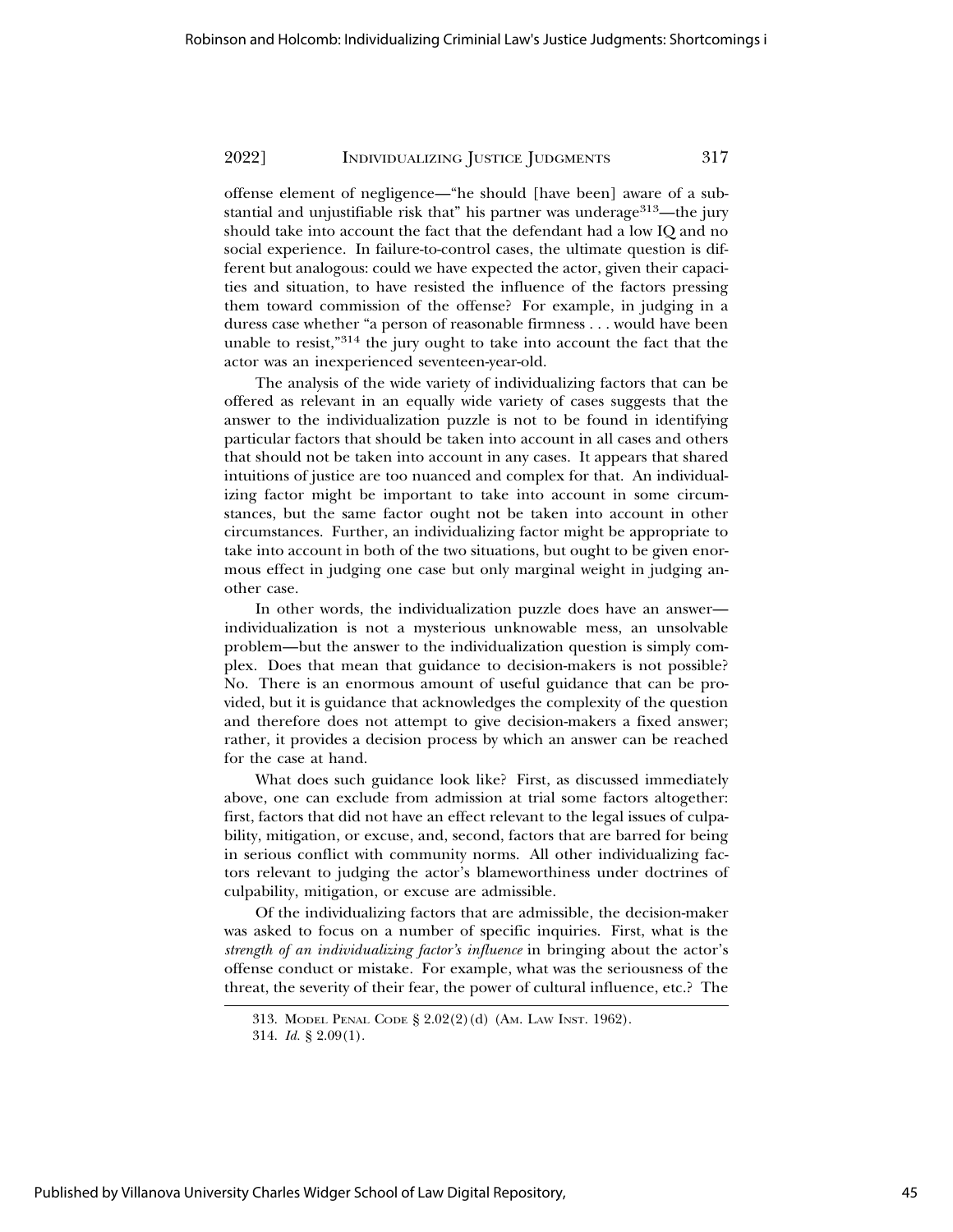offense element of negligence—"he should [have been] aware of a substantial and unjustifiable risk that" his partner was underage[313]—the jury should take into account the fact that the defendant had a low IQ and no social experience. In failure-to-control cases, the ultimate question is different but analogous: could we have expected the actor, given their capacities and situation, to have resisted the influence of the factors pressing them toward commission of the offense? For example, in judging in a duress case whether "a person of reasonable firmness . . . would have been unable to resist,"[314] the jury ought to take into account the fact that the actor was an inexperienced seventeen-year-old.

The analysis of the wide variety of individualizing factors that can be offered as relevant in an equally wide variety of cases suggests that the answer to the individualization puzzle is not to be found in identifying particular factors that should be taken into account in all cases and others that should not be taken into account in any cases. It appears that shared intuitions of justice are too nuanced and complex for that. An individualizing factor might be important to take into account in some circumstances, but the same factor ought not be taken into account in other circumstances. Further, an individualizing factor might be appropriate to take into account in both of the two situations, but ought to be given enormous effect in judging one case but only marginal weight in judging another case.

In other words, the individualization puzzle does have an answer—individualization is not a mysterious unknowable mess, an unsolvable problem—but the answer to the individualization question is simply complex. Does that mean that guidance to decision-makers is not possible? No. There is an enormous amount of useful guidance that can be provided, but it is guidance that acknowledges the complexity of the question and therefore does not attempt to give decision-makers a fixed answer; rather, it provides a decision process by which an answer can be reached for the case at hand.

What does such guidance look like? First, as discussed immediately above, one can exclude from admission at trial some factors altogether: first, factors that did not have an effect relevant to the legal issues of culpability, mitigation, or excuse, and, second, factors that are barred for being in serious conflict with community norms. All other individualizing factors relevant to judging the actor's blameworthiness under doctrines of culpability, mitigation, or excuse are admissible.

Of the individualizing factors that are admissible, the decision-maker was asked to focus on a number of specific inquiries. First, what is the *strength of an individualizing factor's influence* in bringing about the actor's offense conduct or mistake. For example, what was the seriousness of the threat, the severity of their fear, the power of cultural influence, etc.? The

313. Model Penal Code § 2.02(2)(d) (Am. Law Inst. 1962).

314. *Id.* § 2.09(1).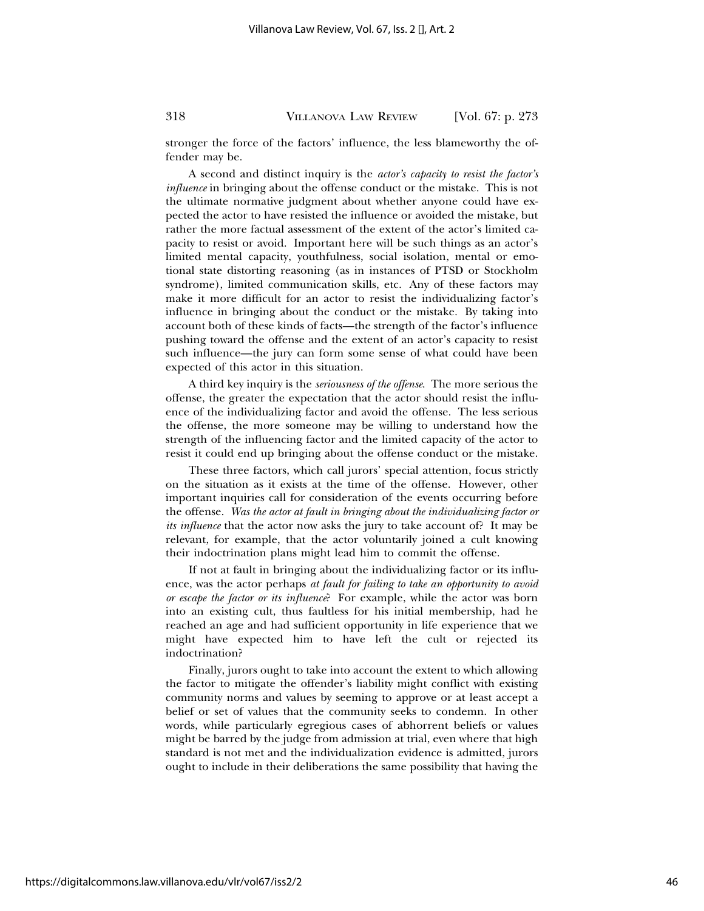stronger the force of the factors' influence, the less blameworthy the offender may be.

A second and distinct inquiry is the *actor's capacity to resist the factor's influence* in bringing about the offense conduct or the mistake. This is not the ultimate normative judgment about whether anyone could have expected the actor to have resisted the influence or avoided the mistake, but rather the more factual assessment of the extent of the actor's limited capacity to resist or avoid. Important here will be such things as an actor's limited mental capacity, youthfulness, social isolation, mental or emotional state distorting reasoning (as in instances of PTSD or Stockholm syndrome), limited communication skills, etc. Any of these factors may make it more difficult for an actor to resist the individualizing factor's influence in bringing about the conduct or the mistake. By taking into account both of these kinds of facts—the strength of the factor's influence pushing toward the offense and the extent of an actor's capacity to resist such influence—the jury can form some sense of what could have been expected of this actor in this situation.

A third key inquiry is the *seriousness of the offense*. The more serious the offense, the greater the expectation that the actor should resist the influence of the individualizing factor and avoid the offense. The less serious the offense, the more someone may be willing to understand how the strength of the influencing factor and the limited capacity of the actor to resist it could end up bringing about the offense conduct or the mistake.

These three factors, which call jurors' special attention, focus strictly on the situation as it exists at the time of the offense. However, other important inquiries call for consideration of the events occurring before the offense. *Was the actor at fault in bringing about the individualizing factor or its influence* that the actor now asks the jury to take account of? It may be relevant, for example, that the actor voluntarily joined a cult knowing their indoctrination plans might lead him to commit the offense.

If not at fault in bringing about the individualizing factor or its influence, was the actor perhaps *at fault for failing to take an opportunity to avoid or escape the factor or its influence*? For example, while the actor was born into an existing cult, thus faultless for his initial membership, had he reached an age and had sufficient opportunity in life experience that we might have expected him to have left the cult or rejected its indoctrination?

Finally, jurors ought to take into account the extent to which allowing the factor to mitigate the offender's liability might conflict with existing community norms and values by seeming to approve or at least accept a belief or set of values that the community seeks to condemn. In other words, while particularly egregious cases of abhorrent beliefs or values might be barred by the judge from admission at trial, even where that high standard is not met and the individualization evidence is admitted, jurors ought to include in their deliberations the same possibility that having the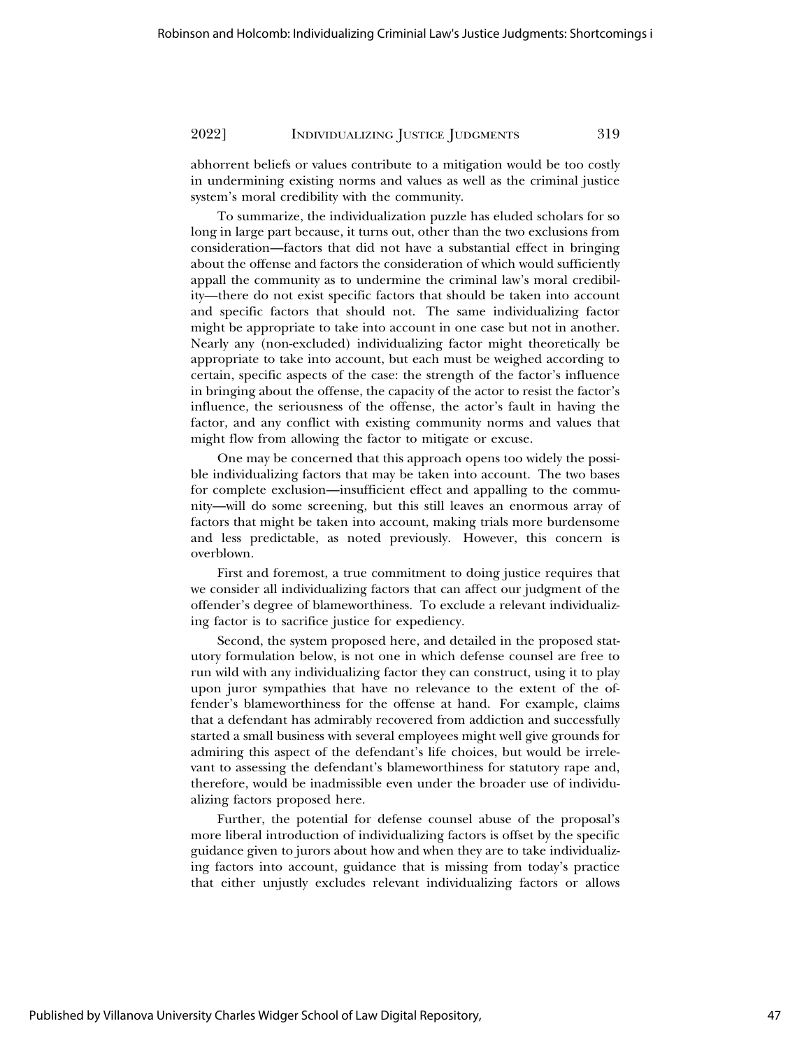abhorrent beliefs or values contribute to a mitigation would be too costly in undermining existing norms and values as well as the criminal justice system's moral credibility with the community.

To summarize, the individualization puzzle has eluded scholars for so long in large part because, it turns out, other than the two exclusions from consideration—factors that did not have a substantial effect in bringing about the offense and factors the consideration of which would sufficiently appall the community as to undermine the criminal law's moral credibility—there do not exist specific factors that should be taken into account and specific factors that should not. The same individualizing factor might be appropriate to take into account in one case but not in another. Nearly any (non-excluded) individualizing factor might theoretically be appropriate to take into account, but each must be weighed according to certain, specific aspects of the case: the strength of the factor's influence in bringing about the offense, the capacity of the actor to resist the factor's influence, the seriousness of the offense, the actor's fault in having the factor, and any conflict with existing community norms and values that might flow from allowing the factor to mitigate or excuse.

One may be concerned that this approach opens too widely the possible individualizing factors that may be taken into account. The two bases for complete exclusion—insufficient effect and appalling to the community—will do some screening, but this still leaves an enormous array of factors that might be taken into account, making trials more burdensome and less predictable, as noted previously. However, this concern is overblown.

First and foremost, a true commitment to doing justice requires that we consider all individualizing factors that can affect our judgment of the offender's degree of blameworthiness. To exclude a relevant individualizing factor is to sacrifice justice for expediency.

Second, the system proposed here, and detailed in the proposed statutory formulation below, is not one in which defense counsel are free to run wild with any individualizing factor they can construct, using it to play upon juror sympathies that have no relevance to the extent of the offender's blameworthiness for the offense at hand. For example, claims that a defendant has admirably recovered from addiction and successfully started a small business with several employees might well give grounds for admiring this aspect of the defendant's life choices, but would be irrelevant to assessing the defendant's blameworthiness for statutory rape and, therefore, would be inadmissible even under the broader use of individualizing factors proposed here.

Further, the potential for defense counsel abuse of the proposal's more liberal introduction of individualizing factors is offset by the specific guidance given to jurors about how and when they are to take individualizing factors into account, guidance that is missing from today's practice that either unjustly excludes relevant individualizing factors or allows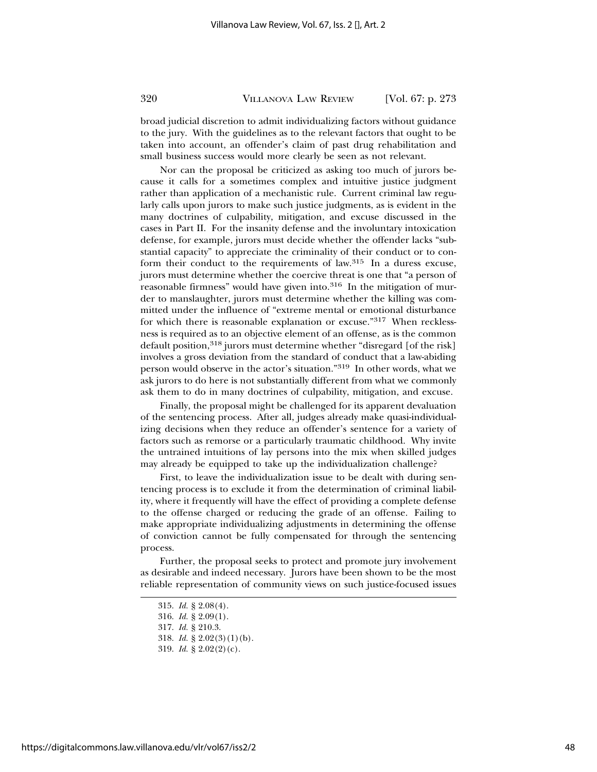broad judicial discretion to admit individualizing factors without guidance to the jury. With the guidelines as to the relevant factors that ought to be taken into account, an offender's claim of past drug rehabilitation and small business success would more clearly be seen as not relevant.

Nor can the proposal be criticized as asking too much of jurors because it calls for a sometimes complex and intuitive justice judgment rather than application of a mechanistic rule. Current criminal law regularly calls upon jurors to make such justice judgments, as is evident in the many doctrines of culpability, mitigation, and excuse discussed in the cases in Part II. For the insanity defense and the involuntary intoxication defense, for example, jurors must decide whether the offender lacks "substantial capacity" to appreciate the criminality of their conduct or to conform their conduct to the requirements of law.[315] In a duress excuse, jurors must determine whether the coercive threat is one that "a person of reasonable firmness" would have given into.[316] In the mitigation of murder to manslaughter, jurors must determine whether the killing was committed under the influence of "extreme mental or emotional disturbance for which there is reasonable explanation or excuse."[317] When recklessness is required as to an objective element of an offense, as is the common default position,[318] jurors must determine whether "disregard [of the risk] involves a gross deviation from the standard of conduct that a law-abiding person would observe in the actor's situation."[319] In other words, what we ask jurors to do here is not substantially different from what we commonly ask them to do in many doctrines of culpability, mitigation, and excuse.

Finally, the proposal might be challenged for its apparent devaluation of the sentencing process. After all, judges already make quasi-individualizing decisions when they reduce an offender's sentence for a variety of factors such as remorse or a particularly traumatic childhood. Why invite the untrained intuitions of lay persons into the mix when skilled judges may already be equipped to take up the individualization challenge?

First, to leave the individualization issue to be dealt with during sentencing process is to exclude it from the determination of criminal liability, where it frequently will have the effect of providing a complete defense to the offense charged or reducing the grade of an offense. Failing to make appropriate individualizing adjustments in determining the offense of conviction cannot be fully compensated for through the sentencing process.

Further, the proposal seeks to protect and promote jury involvement as desirable and indeed necessary. Jurors have been shown to be the most reliable representation of community views on such justice-focused issues

---

315. *Id.* § 2.08(4).

316. *Id.* § 2.09(1).

317. *Id.* § 210.3.

318. *Id.* § 2.02(3)(1)(b).

319. *Id.* § 2.02(2)(c).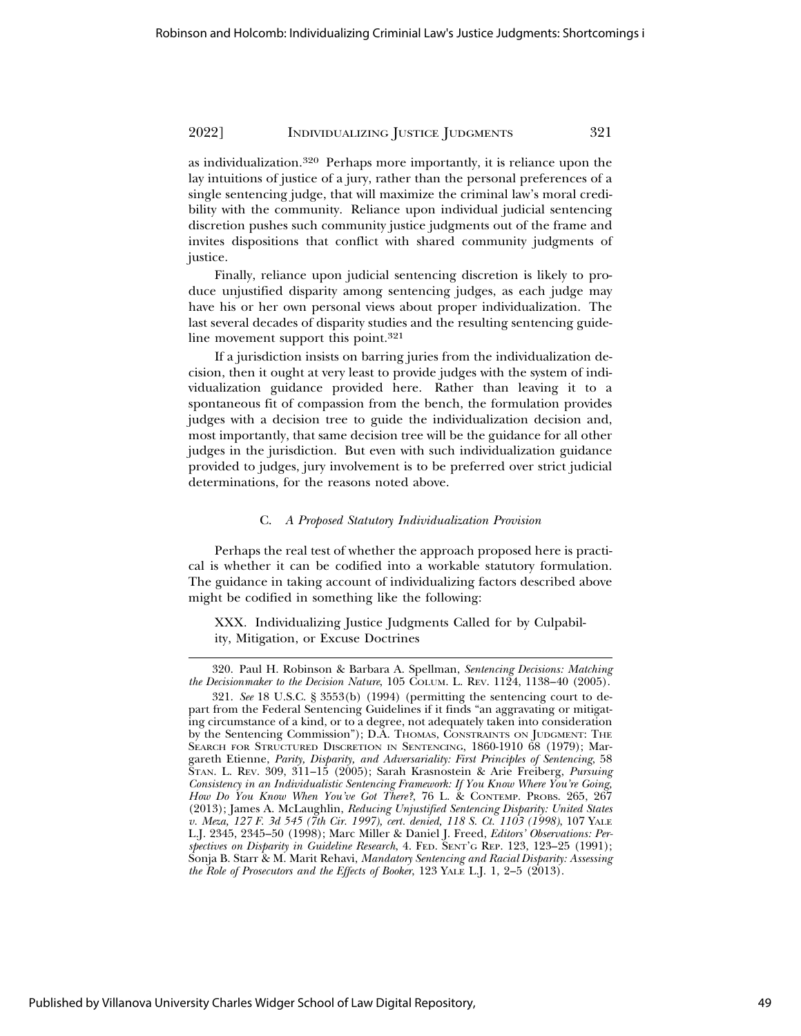as individualization.[320] Perhaps more importantly, it is reliance upon the lay intuitions of justice of a jury, rather than the personal preferences of a single sentencing judge, that will maximize the criminal law's moral credibility with the community. Reliance upon individual judicial sentencing discretion pushes such community justice judgments out of the frame and invites dispositions that conflict with shared community judgments of justice.

Finally, reliance upon judicial sentencing discretion is likely to produce unjustified disparity among sentencing judges, as each judge may have his or her own personal views about proper individualization. The last several decades of disparity studies and the resulting sentencing guideline movement support this point.[321]

If a jurisdiction insists on barring juries from the individualization decision, then it ought at very least to provide judges with the system of individualization guidance provided here. Rather than leaving it to a spontaneous fit of compassion from the bench, the formulation provides judges with a decision tree to guide the individualization decision and, most importantly, that same decision tree will be the guidance for all other judges in the jurisdiction. But even with such individualization guidance provided to judges, jury involvement is to be preferred over strict judicial determinations, for the reasons noted above.

### C. *A Proposed Statutory Individualization Provision*

Perhaps the real test of whether the approach proposed here is practical is whether it can be codified into a workable statutory formulation. The guidance in taking account of individualizing factors described above might be codified in something like the following:

> XXX. Individualizing Justice Judgments Called for by Culpability, Mitigation, or Excuse Doctrines

---

320. Paul H. Robinson & Barbara A. Spellman, *Sentencing Decisions: Matching the Decisionmaker to the Decision Nature*, 105 COLUM. L. REV. 1124, 1138–40 (2005).

321. *See* 18 U.S.C. § 3553(b) (1994) (permitting the sentencing court to depart from the Federal Sentencing Guidelines if it finds "an aggravating or mitigating circumstance of a kind, or to a degree, not adequately taken into consideration by the Sentencing Commission"); D.A. THOMAS, CONSTRAINTS ON JUDGMENT: THE SEARCH FOR STRUCTURED DISCRETION IN SENTENCING, 1860-1910 68 (1979); Margareth Etienne, *Parity, Disparity, and Adversariality: First Principles of Sentencing*, 58 STAN. L. REV. 309, 311–15 (2005); Sarah Krasnostein & Arie Freiberg, *Pursuing Consistency in an Individualistic Sentencing Framework: If You Know Where You're Going, How Do You Know When You've Got There?*, 76 L. & CONTEMP. PROBS. 265, 267 (2013); James A. McLaughlin, *Reducing Unjustified Sentencing Disparity: United States v. Meza, 127 F. 3d 545 (7th Cir. 1997), cert. denied, 118 S. Ct. 1103 (1998)*, 107 YALE L.J. 2345, 2345–50 (1998); Marc Miller & Daniel J. Freed, *Editors' Observations: Perspectives on Disparity in Guideline Research*, 4. FED. SENT'G REP. 123, 123–25 (1991); Sonja B. Starr & M. Marit Rehavi, *Mandatory Sentencing and Racial Disparity: Assessing the Role of Prosecutors and the Effects of Booker*, 123 YALE L.J. 1, 2–5 (2013).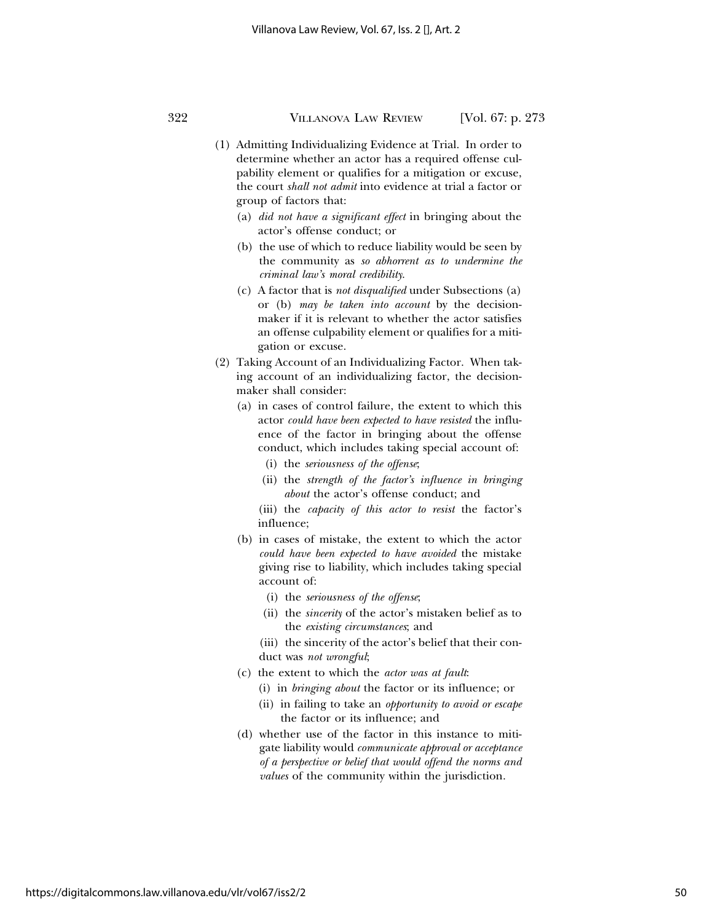(1) Admitting Individualizing Evidence at Trial. In order to determine whether an actor has a required offense culpability element or qualifies for a mitigation or excuse, the court *shall not admit* into evidence at trial a factor or group of factors that:

   (a) *did not have a significant effect* in bringing about the actor's offense conduct; or

   (b) the use of which to reduce liability would be seen by the community as *so abhorrent as to undermine the criminal law's moral credibility*.

   (c) A factor that is *not disqualified* under Subsections (a) or (b) *may be taken into account* by the decision-maker if it is relevant to whether the actor satisfies an offense culpability element or qualifies for a mitigation or excuse.

(2) Taking Account of an Individualizing Factor. When taking account of an individualizing factor, the decision-maker shall consider:

   (a) in cases of control failure, the extent to which this actor *could have been expected to have resisted* the influence of the factor in bringing about the offense conduct, which includes taking special account of:

      (i) the *seriousness of the offense*;

      (ii) the *strength of the factor's influence in bringing about* the actor's offense conduct; and

      (iii) the *capacity of this actor to resist* the factor's influence;

   (b) in cases of mistake, the extent to which the actor *could have been expected to have avoided* the mistake giving rise to liability, which includes taking special account of:

      (i) the *seriousness of the offense*;

      (ii) the *sincerity* of the actor's mistaken belief as to the *existing circumstances*; and

      (iii) the sincerity of the actor's belief that their conduct was *not wrongful*;

   (c) the extent to which the *actor was at fault*:

      (i) in *bringing about* the factor or its influence; or

      (ii) in failing to take an *opportunity to avoid or escape* the factor or its influence; and

   (d) whether use of the factor in this instance to mitigate liability would *communicate approval or acceptance of a perspective or belief that would offend the norms and values* of the community within the jurisdiction.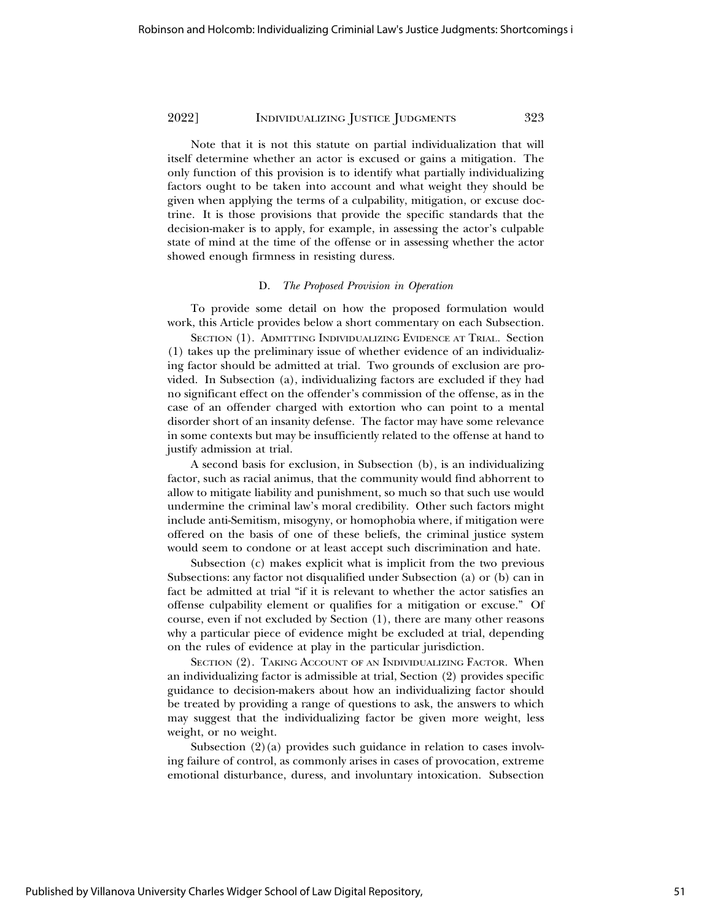Note that it is not this statute on partial individualization that will itself determine whether an actor is excused or gains a mitigation. The only function of this provision is to identify what partially individualizing factors ought to be taken into account and what weight they should be given when applying the terms of a culpability, mitigation, or excuse doctrine. It is those provisions that provide the specific standards that the decision-maker is to apply, for example, in assessing the actor's culpable state of mind at the time of the offense or in assessing whether the actor showed enough firmness in resisting duress.

### D. *The Proposed Provision in Operation*

To provide some detail on how the proposed formulation would work, this Article provides below a short commentary on each Subsection.

SECTION (1). ADMITTING INDIVIDUALIZING EVIDENCE AT TRIAL. Section (1) takes up the preliminary issue of whether evidence of an individualizing factor should be admitted at trial. Two grounds of exclusion are provided. In Subsection (a), individualizing factors are excluded if they had no significant effect on the offender's commission of the offense, as in the case of an offender charged with extortion who can point to a mental disorder short of an insanity defense. The factor may have some relevance in some contexts but may be insufficiently related to the offense at hand to justify admission at trial.

A second basis for exclusion, in Subsection (b), is an individualizing factor, such as racial animus, that the community would find abhorrent to allow to mitigate liability and punishment, so much so that such use would undermine the criminal law's moral credibility. Other such factors might include anti-Semitism, misogyny, or homophobia where, if mitigation were offered on the basis of one of these beliefs, the criminal justice system would seem to condone or at least accept such discrimination and hate.

Subsection (c) makes explicit what is implicit from the two previous Subsections: any factor not disqualified under Subsection (a) or (b) can in fact be admitted at trial "if it is relevant to whether the actor satisfies an offense culpability element or qualifies for a mitigation or excuse." Of course, even if not excluded by Section (1), there are many other reasons why a particular piece of evidence might be excluded at trial, depending on the rules of evidence at play in the particular jurisdiction.

SECTION (2). TAKING ACCOUNT OF AN INDIVIDUALIZING FACTOR. When an individualizing factor is admissible at trial, Section (2) provides specific guidance to decision-makers about how an individualizing factor should be treated by providing a range of questions to ask, the answers to which may suggest that the individualizing factor be given more weight, less weight, or no weight.

Subsection (2)(a) provides such guidance in relation to cases involving failure of control, as commonly arises in cases of provocation, extreme emotional disturbance, duress, and involuntary intoxication. Subsection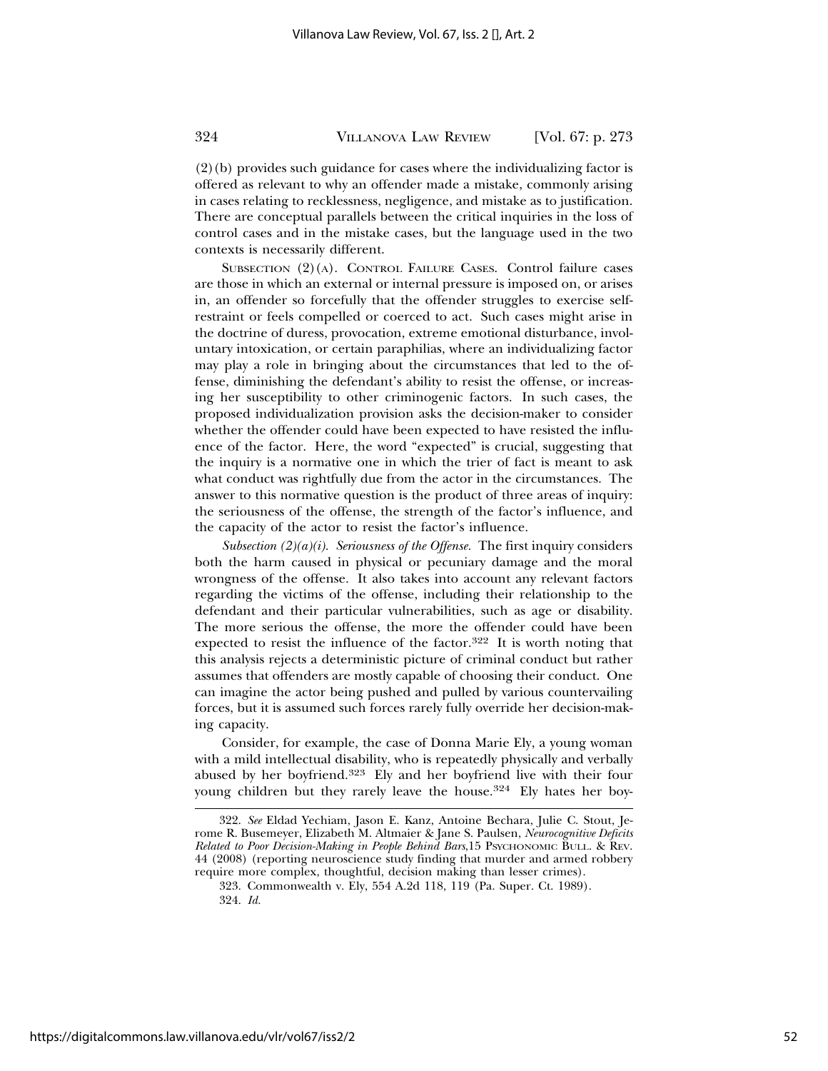(2)(b) provides such guidance for cases where the individualizing factor is offered as relevant to why an offender made a mistake, commonly arising in cases relating to recklessness, negligence, and mistake as to justification. There are conceptual parallels between the critical inquiries in the loss of control cases and in the mistake cases, but the language used in the two contexts is necessarily different.

SUBSECTION (2)(A). CONTROL FAILURE CASES. Control failure cases are those in which an external or internal pressure is imposed on, or arises in, an offender so forcefully that the offender struggles to exercise self-restraint or feels compelled or coerced to act. Such cases might arise in the doctrine of duress, provocation, extreme emotional disturbance, involuntary intoxication, or certain paraphilias, where an individualizing factor may play a role in bringing about the circumstances that led to the offense, diminishing the defendant's ability to resist the offense, or increasing her susceptibility to other criminogenic factors. In such cases, the proposed individualization provision asks the decision-maker to consider whether the offender could have been expected to have resisted the influence of the factor. Here, the word "expected" is crucial, suggesting that the inquiry is a normative one in which the trier of fact is meant to ask what conduct was rightfully due from the actor in the circumstances. The answer to this normative question is the product of three areas of inquiry: the seriousness of the offense, the strength of the factor's influence, and the capacity of the actor to resist the factor's influence.

*Subsection (2)(a)(i). Seriousness of the Offense.* The first inquiry considers both the harm caused in physical or pecuniary damage and the moral wrongness of the offense. It also takes into account any relevant factors regarding the victims of the offense, including their relationship to the defendant and their particular vulnerabilities, such as age or disability. The more serious the offense, the more the offender could have been expected to resist the influence of the factor.[322] It is worth noting that this analysis rejects a deterministic picture of criminal conduct but rather assumes that offenders are mostly capable of choosing their conduct. One can imagine the actor being pushed and pulled by various countervailing forces, but it is assumed such forces rarely fully override her decision-making capacity.

Consider, for example, the case of Donna Marie Ely, a young woman with a mild intellectual disability, who is repeatedly physically and verbally abused by her boyfriend.[323] Ely and her boyfriend live with their four young children but they rarely leave the house.[324] Ely hates her boy-

---

322. *See* Eldad Yechiam, Jason E. Kanz, Antoine Bechara, Julie C. Stout, Jerome R. Busemeyer, Elizabeth M. Altmaier & Jane S. Paulsen, *Neurocognitive Deficits Related to Poor Decision-Making in People Behind Bars*,15 PSYCHONOMIC BULL. & REV. 44 (2008) (reporting neuroscience study finding that murder and armed robbery require more complex, thoughtful, decision making than lesser crimes).

323. Commonwealth v. Ely, 554 A.2d 118, 119 (Pa. Super. Ct. 1989).

324. *Id.*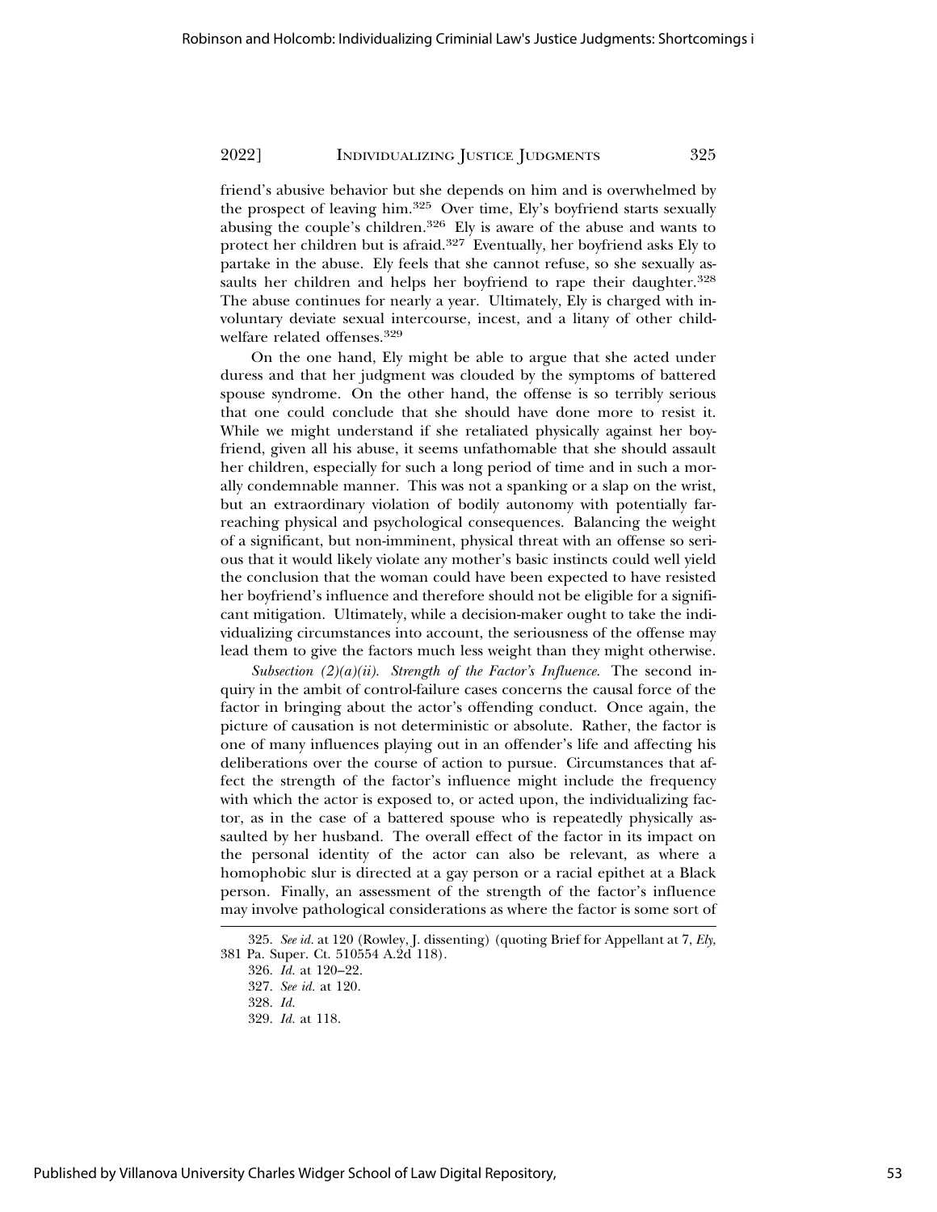friend's abusive behavior but she depends on him and is overwhelmed by the prospect of leaving him.[325] Over time, Ely's boyfriend starts sexually abusing the couple's children.[326] Ely is aware of the abuse and wants to protect her children but is afraid.[327] Eventually, her boyfriend asks Ely to partake in the abuse. Ely feels that she cannot refuse, so she sexually assaults her children and helps her boyfriend to rape their daughter.[328] The abuse continues for nearly a year. Ultimately, Ely is charged with involuntary deviate sexual intercourse, incest, and a litany of other child-welfare related offenses.[329]

On the one hand, Ely might be able to argue that she acted under duress and that her judgment was clouded by the symptoms of battered spouse syndrome. On the other hand, the offense is so terribly serious that one could conclude that she should have done more to resist it. While we might understand if she retaliated physically against her boyfriend, given all his abuse, it seems unfathomable that she should assault her children, especially for such a long period of time and in such a morally condemnable manner. This was not a spanking or a slap on the wrist, but an extraordinary violation of bodily autonomy with potentially far-reaching physical and psychological consequences. Balancing the weight of a significant, but non-imminent, physical threat with an offense so serious that it would likely violate any mother's basic instincts could well yield the conclusion that the woman could have been expected to have resisted her boyfriend's influence and therefore should not be eligible for a significant mitigation. Ultimately, while a decision-maker ought to take the individualizing circumstances into account, the seriousness of the offense may lead them to give the factors much less weight than they might otherwise.

*Subsection (2)(a)(ii). Strength of the Factor's Influence.* The second inquiry in the ambit of control-failure cases concerns the causal force of the factor in bringing about the actor's offending conduct. Once again, the picture of causation is not deterministic or absolute. Rather, the factor is one of many influences playing out in an offender's life and affecting his deliberations over the course of action to pursue. Circumstances that affect the strength of the factor's influence might include the frequency with which the actor is exposed to, or acted upon, the individualizing factor, as in the case of a battered spouse who is repeatedly physically assaulted by her husband. The overall effect of the factor in its impact on the personal identity of the actor can also be relevant, as where a homophobic slur is directed at a gay person or a racial epithet at a Black person. Finally, an assessment of the strength of the factor's influence may involve pathological considerations as where the factor is some sort of

---

325. *See id.* at 120 (Rowley, J. dissenting) (quoting Brief for Appellant at 7, *Ely*, 381 Pa. Super. Ct. 510554 A.2d 118).

326. *Id.* at 120–22.

327. *See id.* at 120.

328. *Id.*

329. *Id.* at 118.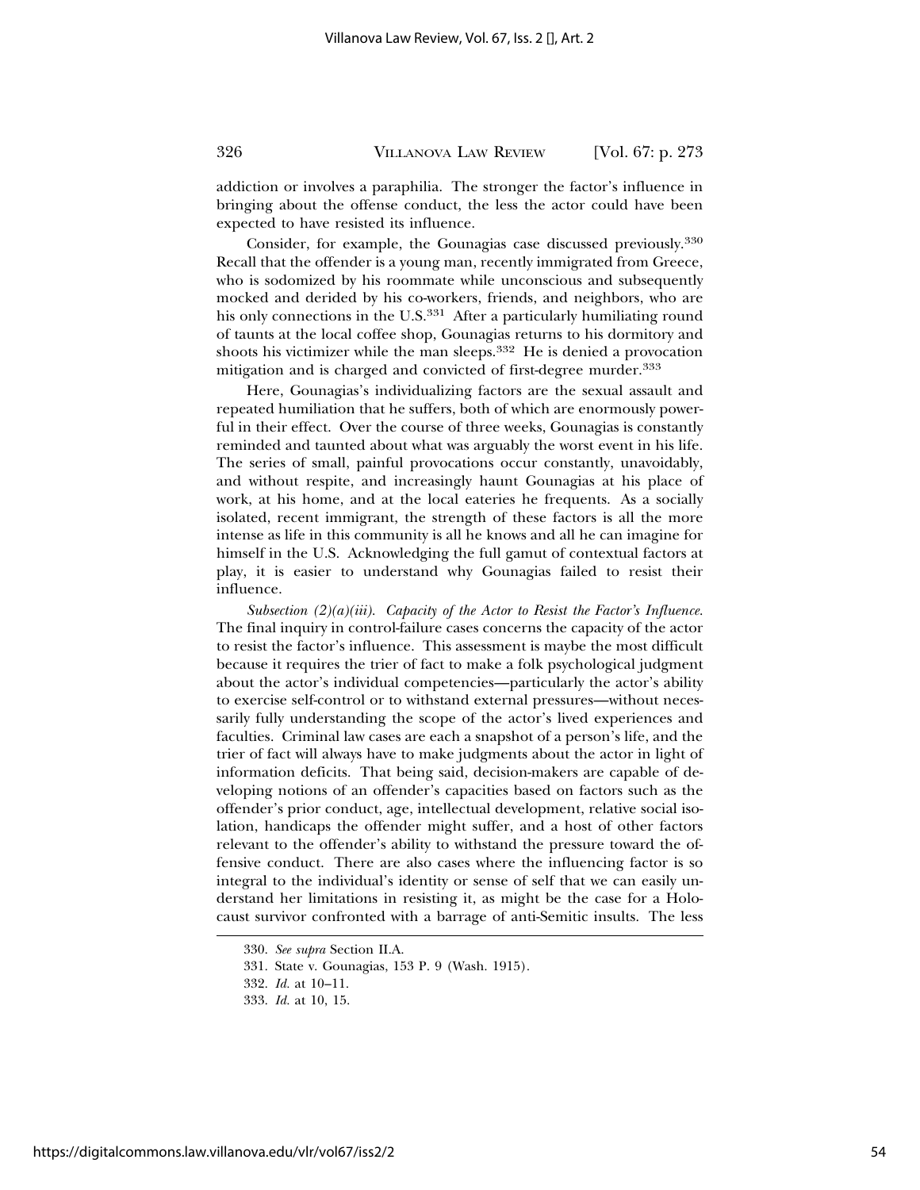addiction or involves a paraphilia. The stronger the factor's influence in bringing about the offense conduct, the less the actor could have been expected to have resisted its influence.

Consider, for example, the Gounagias case discussed previously.[330] Recall that the offender is a young man, recently immigrated from Greece, who is sodomized by his roommate while unconscious and subsequently mocked and derided by his co-workers, friends, and neighbors, who are his only connections in the U.S.[331] After a particularly humiliating round of taunts at the local coffee shop, Gounagias returns to his dormitory and shoots his victimizer while the man sleeps.[332] He is denied a provocation mitigation and is charged and convicted of first-degree murder.[333]

Here, Gounagias's individualizing factors are the sexual assault and repeated humiliation that he suffers, both of which are enormously powerful in their effect. Over the course of three weeks, Gounagias is constantly reminded and taunted about what was arguably the worst event in his life. The series of small, painful provocations occur constantly, unavoidably, and without respite, and increasingly haunt Gounagias at his place of work, at his home, and at the local eateries he frequents. As a socially isolated, recent immigrant, the strength of these factors is all the more intense as life in this community is all he knows and all he can imagine for himself in the U.S. Acknowledging the full gamut of contextual factors at play, it is easier to understand why Gounagias failed to resist their influence.

*Subsection (2)(a)(iii). Capacity of the Actor to Resist the Factor's Influence.* The final inquiry in control-failure cases concerns the capacity of the actor to resist the factor's influence. This assessment is maybe the most difficult because it requires the trier of fact to make a folk psychological judgment about the actor's individual competencies—particularly the actor's ability to exercise self-control or to withstand external pressures—without necessarily fully understanding the scope of the actor's lived experiences and faculties. Criminal law cases are each a snapshot of a person's life, and the trier of fact will always have to make judgments about the actor in light of information deficits. That being said, decision-makers are capable of developing notions of an offender's capacities based on factors such as the offender's prior conduct, age, intellectual development, relative social isolation, handicaps the offender might suffer, and a host of other factors relevant to the offender's ability to withstand the pressure toward the offensive conduct. There are also cases where the influencing factor is so integral to the individual's identity or sense of self that we can easily understand her limitations in resisting it, as might be the case for a Holocaust survivor confronted with a barrage of anti-Semitic insults. The less

---

330. *See supra* Section II.A.

331. State v. Gounagias, 153 P. 9 (Wash. 1915).

332. *Id.* at 10–11.

333. *Id.* at 10, 15.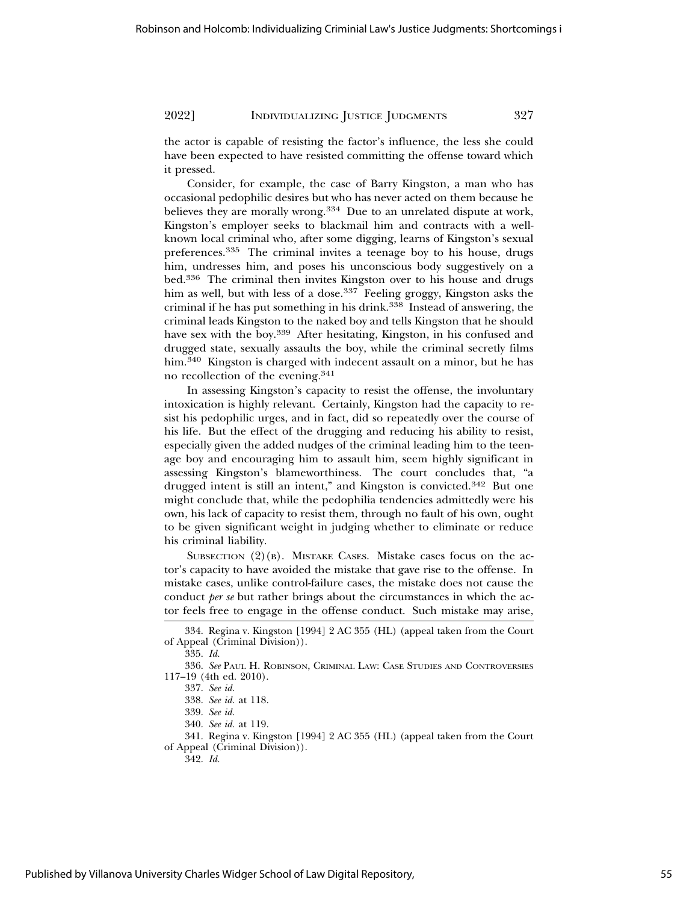the actor is capable of resisting the factor's influence, the less she could have been expected to have resisted committing the offense toward which it pressed.

Consider, for example, the case of Barry Kingston, a man who has occasional pedophilic desires but who has never acted on them because he believes they are morally wrong.[334] Due to an unrelated dispute at work, Kingston's employer seeks to blackmail him and contracts with a well-known local criminal who, after some digging, learns of Kingston's sexual preferences.[335] The criminal invites a teenage boy to his house, drugs him, undresses him, and poses his unconscious body suggestively on a bed.[336] The criminal then invites Kingston over to his house and drugs him as well, but with less of a dose.[337] Feeling groggy, Kingston asks the criminal if he has put something in his drink.[338] Instead of answering, the criminal leads Kingston to the naked boy and tells Kingston that he should have sex with the boy.[339] After hesitating, Kingston, in his confused and drugged state, sexually assaults the boy, while the criminal secretly films him.[340] Kingston is charged with indecent assault on a minor, but he has no recollection of the evening.[341]

In assessing Kingston's capacity to resist the offense, the involuntary intoxication is highly relevant. Certainly, Kingston had the capacity to resist his pedophilic urges, and in fact, did so repeatedly over the course of his life. But the effect of the drugging and reducing his ability to resist, especially given the added nudges of the criminal leading him to the teenage boy and encouraging him to assault him, seem highly significant in assessing Kingston's blameworthiness. The court concludes that, "a drugged intent is still an intent," and Kingston is convicted.[342] But one might conclude that, while the pedophilia tendencies admittedly were his own, his lack of capacity to resist them, through no fault of his own, ought to be given significant weight in judging whether to eliminate or reduce his criminal liability.

SUBSECTION (2)(B). MISTAKE CASES. Mistake cases focus on the actor's capacity to have avoided the mistake that gave rise to the offense. In mistake cases, unlike control-failure cases, the mistake does not cause the conduct *per se* but rather brings about the circumstances in which the actor feels free to engage in the offense conduct. Such mistake may arise,

---

334. Regina v. Kingston [1994] 2 AC 355 (HL) (appeal taken from the Court of Appeal (Criminal Division)).

335. *Id.*

336. *See* PAUL H. ROBINSON, CRIMINAL LAW: CASE STUDIES AND CONTROVERSIES 117–19 (4th ed. 2010).

337. *See id.*

338. *See id.* at 118.

339. *See id.*

340. *See id.* at 119.

341. Regina v. Kingston [1994] 2 AC 355 (HL) (appeal taken from the Court of Appeal (Criminal Division)).

342. *Id.*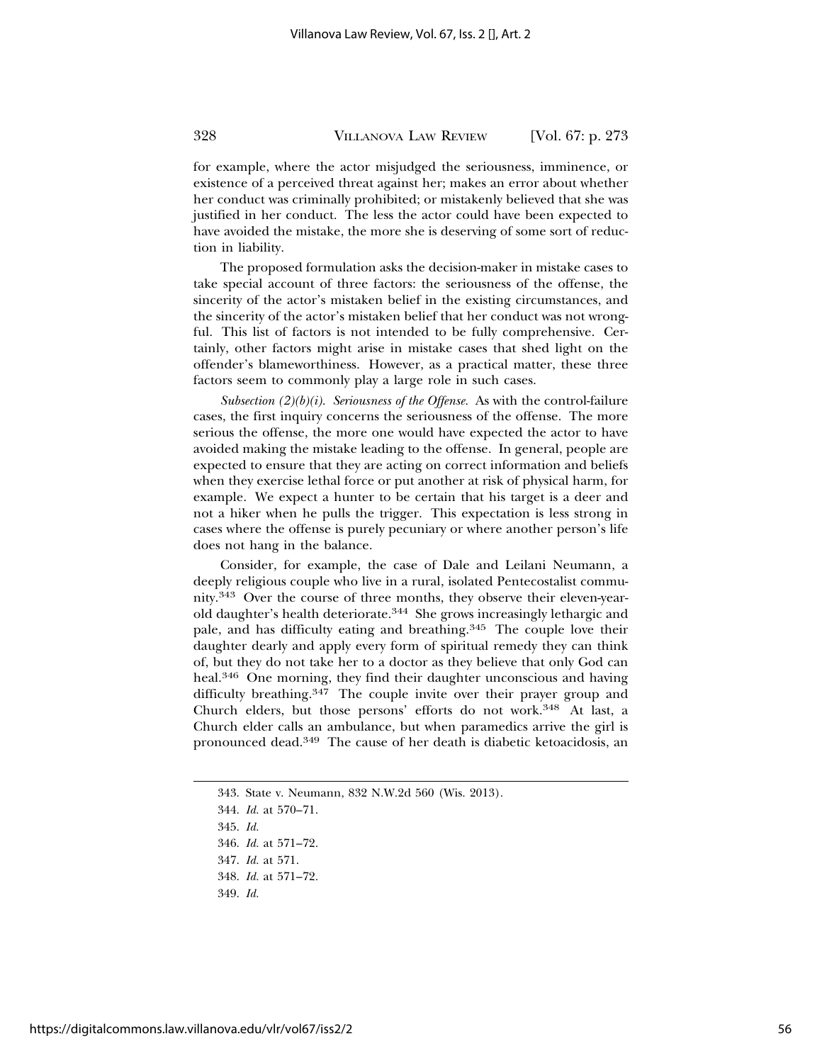for example, where the actor misjudged the seriousness, imminence, or existence of a perceived threat against her; makes an error about whether her conduct was criminally prohibited; or mistakenly believed that she was justified in her conduct. The less the actor could have been expected to have avoided the mistake, the more she is deserving of some sort of reduction in liability.

The proposed formulation asks the decision-maker in mistake cases to take special account of three factors: the seriousness of the offense, the sincerity of the actor's mistaken belief in the existing circumstances, and the sincerity of the actor's mistaken belief that her conduct was not wrongful. This list of factors is not intended to be fully comprehensive. Certainly, other factors might arise in mistake cases that shed light on the offender's blameworthiness. However, as a practical matter, these three factors seem to commonly play a large role in such cases.

*Subsection (2)(b)(i). Seriousness of the Offense.* As with the control-failure cases, the first inquiry concerns the seriousness of the offense. The more serious the offense, the more one would have expected the actor to have avoided making the mistake leading to the offense. In general, people are expected to ensure that they are acting on correct information and beliefs when they exercise lethal force or put another at risk of physical harm, for example. We expect a hunter to be certain that his target is a deer and not a hiker when he pulls the trigger. This expectation is less strong in cases where the offense is purely pecuniary or where another person's life does not hang in the balance.

Consider, for example, the case of Dale and Leilani Neumann, a deeply religious couple who live in a rural, isolated Pentecostalist community.[343] Over the course of three months, they observe their eleven-year-old daughter's health deteriorate.[344] She grows increasingly lethargic and pale, and has difficulty eating and breathing.[345] The couple love their daughter dearly and apply every form of spiritual remedy they can think of, but they do not take her to a doctor as they believe that only God can heal.[346] One morning, they find their daughter unconscious and having difficulty breathing.[347] The couple invite over their prayer group and Church elders, but those persons' efforts do not work.[348] At last, a Church elder calls an ambulance, but when paramedics arrive the girl is pronounced dead.[349] The cause of her death is diabetic ketoacidosis, an

343. State v. Neumann, 832 N.W.2d 560 (Wis. 2013).

344. *Id.* at 570–71.

345. *Id.*

346. *Id.* at 571–72.

347. *Id.* at 571.

348. *Id.* at 571–72.

349. *Id.*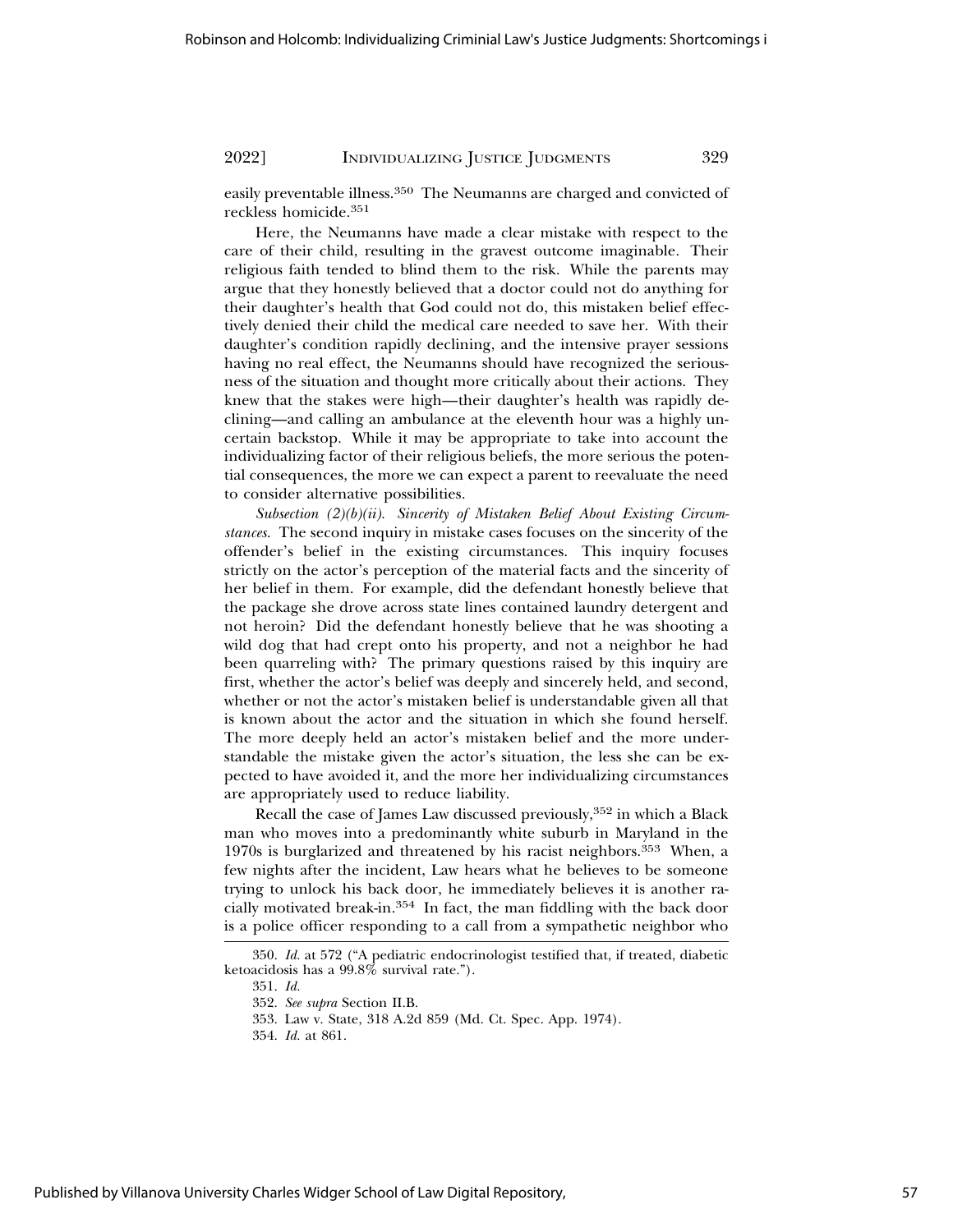easily preventable illness.[350] The Neumanns are charged and convicted of reckless homicide.[351]

Here, the Neumanns have made a clear mistake with respect to the care of their child, resulting in the gravest outcome imaginable. Their religious faith tended to blind them to the risk. While the parents may argue that they honestly believed that a doctor could not do anything for their daughter's health that God could not do, this mistaken belief effectively denied their child the medical care needed to save her. With their daughter's condition rapidly declining, and the intensive prayer sessions having no real effect, the Neumanns should have recognized the seriousness of the situation and thought more critically about their actions. They knew that the stakes were high—their daughter's health was rapidly declining—and calling an ambulance at the eleventh hour was a highly uncertain backstop. While it may be appropriate to take into account the individualizing factor of their religious beliefs, the more serious the potential consequences, the more we can expect a parent to reevaluate the need to consider alternative possibilities.

*Subsection (2)(b)(ii). Sincerity of Mistaken Belief About Existing Circumstances.* The second inquiry in mistake cases focuses on the sincerity of the offender's belief in the existing circumstances. This inquiry focuses strictly on the actor's perception of the material facts and the sincerity of her belief in them. For example, did the defendant honestly believe that the package she drove across state lines contained laundry detergent and not heroin? Did the defendant honestly believe that he was shooting a wild dog that had crept onto his property, and not a neighbor he had been quarreling with? The primary questions raised by this inquiry are first, whether the actor's belief was deeply and sincerely held, and second, whether or not the actor's mistaken belief is understandable given all that is known about the actor and the situation in which she found herself. The more deeply held an actor's mistaken belief and the more understandable the mistake given the actor's situation, the less she can be expected to have avoided it, and the more her individualizing circumstances are appropriately used to reduce liability.

Recall the case of James Law discussed previously,[352] in which a Black man who moves into a predominantly white suburb in Maryland in the 1970s is burglarized and threatened by his racist neighbors.[353] When, a few nights after the incident, Law hears what he believes to be someone trying to unlock his back door, he immediately believes it is another racially motivated break-in.[354] In fact, the man fiddling with the back door is a police officer responding to a call from a sympathetic neighbor who

---

350. *Id.* at 572 ("A pediatric endocrinologist testified that, if treated, diabetic ketoacidosis has a 99.8% survival rate.").

351. *Id.*

352. *See supra* Section II.B.

353. Law v. State, 318 A.2d 859 (Md. Ct. Spec. App. 1974).

354. *Id.* at 861.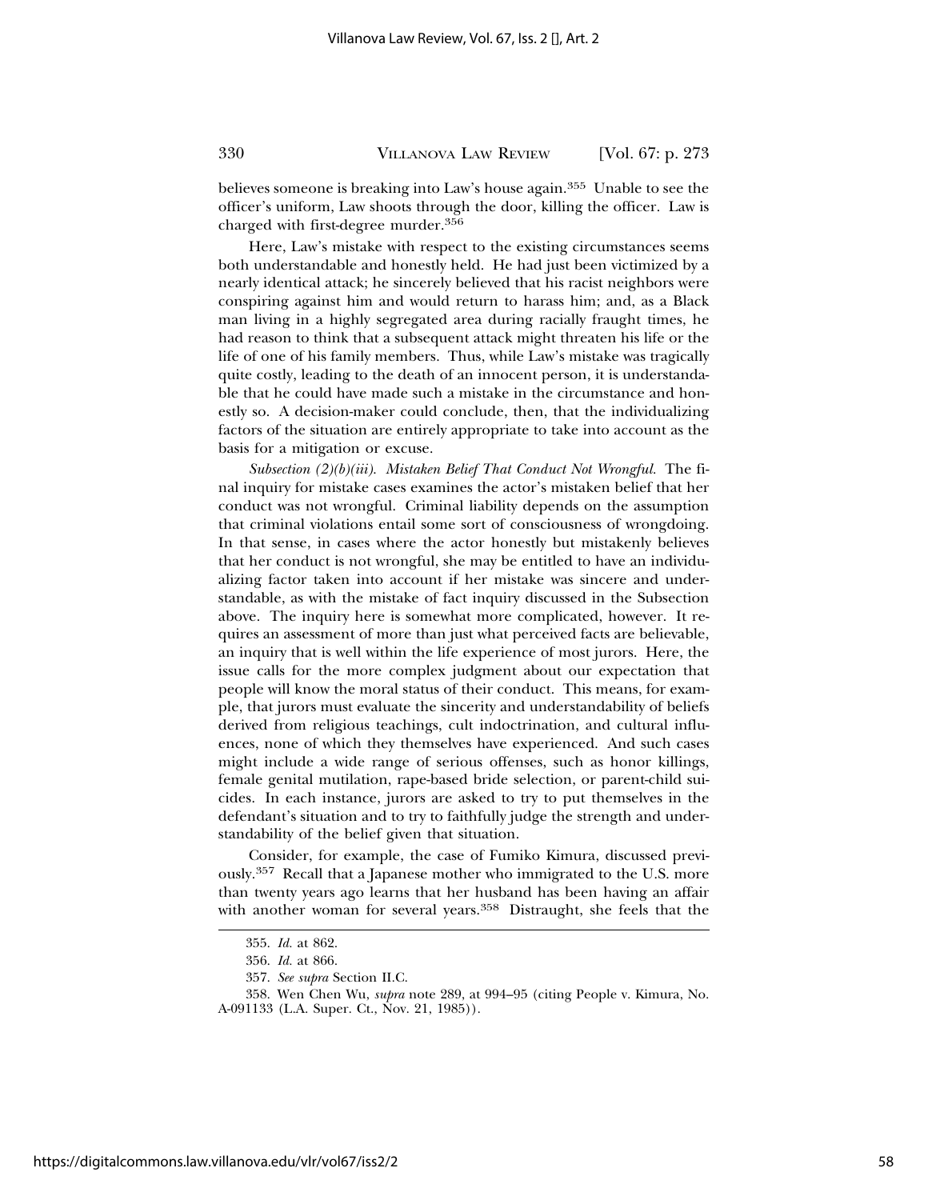believes someone is breaking into Law's house again.[355] Unable to see the officer's uniform, Law shoots through the door, killing the officer. Law is charged with first-degree murder.[356]

Here, Law's mistake with respect to the existing circumstances seems both understandable and honestly held. He had just been victimized by a nearly identical attack; he sincerely believed that his racist neighbors were conspiring against him and would return to harass him; and, as a Black man living in a highly segregated area during racially fraught times, he had reason to think that a subsequent attack might threaten his life or the life of one of his family members. Thus, while Law's mistake was tragically quite costly, leading to the death of an innocent person, it is understandable that he could have made such a mistake in the circumstance and honestly so. A decision-maker could conclude, then, that the individualizing factors of the situation are entirely appropriate to take into account as the basis for a mitigation or excuse.

*Subsection (2)(b)(iii). Mistaken Belief That Conduct Not Wrongful.* The final inquiry for mistake cases examines the actor's mistaken belief that her conduct was not wrongful. Criminal liability depends on the assumption that criminal violations entail some sort of consciousness of wrongdoing. In that sense, in cases where the actor honestly but mistakenly believes that her conduct is not wrongful, she may be entitled to have an individualizing factor taken into account if her mistake was sincere and understandable, as with the mistake of fact inquiry discussed in the Subsection above. The inquiry here is somewhat more complicated, however. It requires an assessment of more than just what perceived facts are believable, an inquiry that is well within the life experience of most jurors. Here, the issue calls for the more complex judgment about our expectation that people will know the moral status of their conduct. This means, for example, that jurors must evaluate the sincerity and understandability of beliefs derived from religious teachings, cult indoctrination, and cultural influences, none of which they themselves have experienced. And such cases might include a wide range of serious offenses, such as honor killings, female genital mutilation, rape-based bride selection, or parent-child suicides. In each instance, jurors are asked to try to put themselves in the defendant's situation and to try to faithfully judge the strength and understandability of the belief given that situation.

Consider, for example, the case of Fumiko Kimura, discussed previously.[357] Recall that a Japanese mother who immigrated to the U.S. more than twenty years ago learns that her husband has been having an affair with another woman for several years.[358] Distraught, she feels that the

355. *Id.* at 862.

356. *Id.* at 866.

357. *See supra* Section II.C.

358. Wen Chen Wu, *supra* note 289, at 994–95 (citing People v. Kimura, No. A-091133 (L.A. Super. Ct., Nov. 21, 1985)).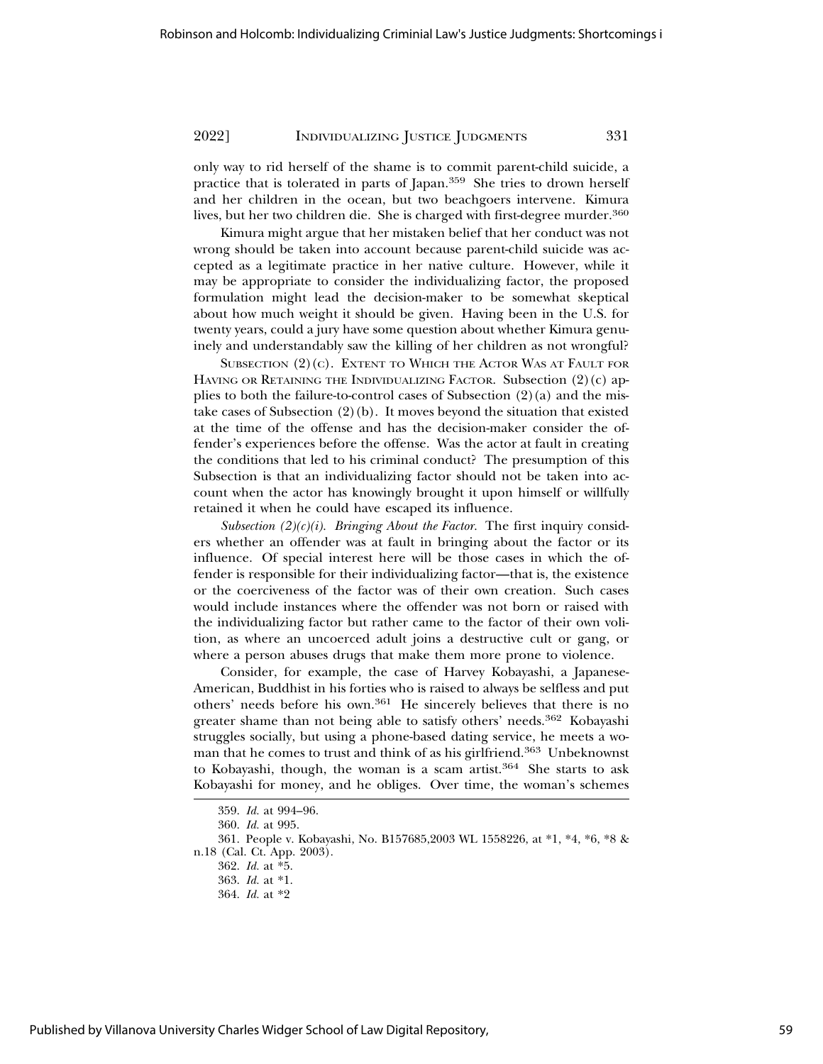only way to rid herself of the shame is to commit parent-child suicide, a practice that is tolerated in parts of Japan.[359] She tries to drown herself and her children in the ocean, but two beachgoers intervene. Kimura lives, but her two children die. She is charged with first-degree murder.[360]

Kimura might argue that her mistaken belief that her conduct was not wrong should be taken into account because parent-child suicide was accepted as a legitimate practice in her native culture. However, while it may be appropriate to consider the individualizing factor, the proposed formulation might lead the decision-maker to be somewhat skeptical about how much weight it should be given. Having been in the U.S. for twenty years, could a jury have some question about whether Kimura genuinely and understandably saw the killing of her children as not wrongful?

SUBSECTION (2)(C). EXTENT TO WHICH THE ACTOR WAS AT FAULT FOR HAVING OR RETAINING THE INDIVIDUALIZING FACTOR. Subsection (2)(c) applies to both the failure-to-control cases of Subsection (2)(a) and the mistake cases of Subsection (2)(b). It moves beyond the situation that existed at the time of the offense and has the decision-maker consider the offender's experiences before the offense. Was the actor at fault in creating the conditions that led to his criminal conduct? The presumption of this Subsection is that an individualizing factor should not be taken into account when the actor has knowingly brought it upon himself or willfully retained it when he could have escaped its influence.

*Subsection (2)(c)(i). Bringing About the Factor.* The first inquiry considers whether an offender was at fault in bringing about the factor or its influence. Of special interest here will be those cases in which the offender is responsible for their individualizing factor—that is, the existence or the coerciveness of the factor was of their own creation. Such cases would include instances where the offender was not born or raised with the individualizing factor but rather came to the factor of their own volition, as where an uncoerced adult joins a destructive cult or gang, or where a person abuses drugs that make them more prone to violence.

Consider, for example, the case of Harvey Kobayashi, a Japanese-American, Buddhist in his forties who is raised to always be selfless and put others' needs before his own.[361] He sincerely believes that there is no greater shame than not being able to satisfy others' needs.[362] Kobayashi struggles socially, but using a phone-based dating service, he meets a woman that he comes to trust and think of as his girlfriend.[363] Unbeknownst to Kobayashi, though, the woman is a scam artist.[364] She starts to ask Kobayashi for money, and he obliges. Over time, the woman's schemes

---

359. *Id.* at 994–96.

360. *Id.* at 995.

361. People v. Kobayashi, No. B157685,2003 WL 1558226, at *1, *4, *6, *8 & n.18 (Cal. Ct. App. 2003).

362. *Id.* at *5.

363. *Id.* at *1.

364. *Id.* at *2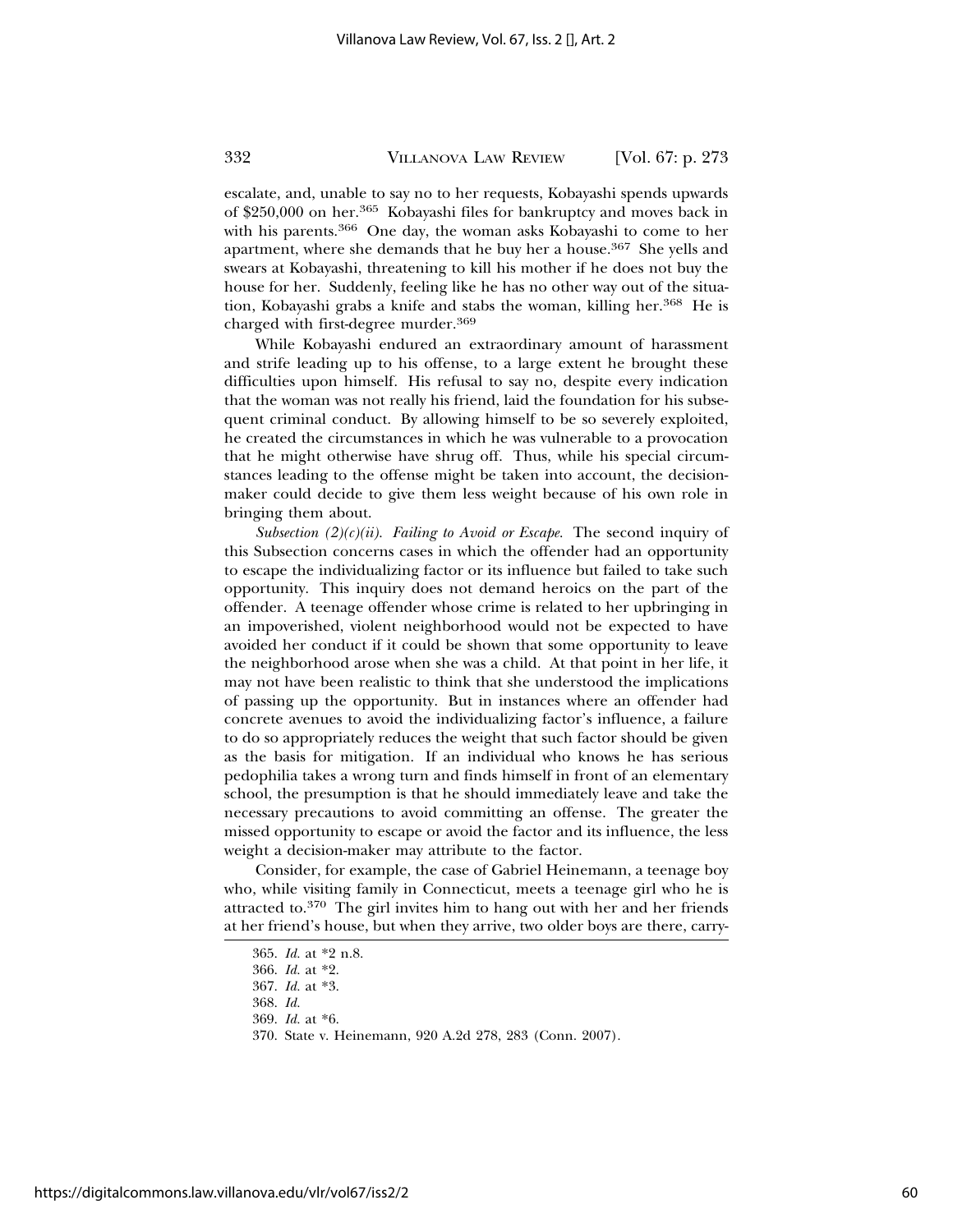escalate, and, unable to say no to her requests, Kobayashi spends upwards of $250,000 on her.[365] Kobayashi files for bankruptcy and moves back in with his parents.[366] One day, the woman asks Kobayashi to come to her apartment, where she demands that he buy her a house.[367] She yells and swears at Kobayashi, threatening to kill his mother if he does not buy the house for her. Suddenly, feeling like he has no other way out of the situation, Kobayashi grabs a knife and stabs the woman, killing her.[368] He is charged with first-degree murder.[369]

While Kobayashi endured an extraordinary amount of harassment and strife leading up to his offense, to a large extent he brought these difficulties upon himself. His refusal to say no, despite every indication that the woman was not really his friend, laid the foundation for his subsequent criminal conduct. By allowing himself to be so severely exploited, he created the circumstances in which he was vulnerable to a provocation that he might otherwise have shrug off. Thus, while his special circumstances leading to the offense might be taken into account, the decision-maker could decide to give them less weight because of his own role in bringing them about.

*Subsection (2)(c)(ii). Failing to Avoid or Escape.* The second inquiry of this Subsection concerns cases in which the offender had an opportunity to escape the individualizing factor or its influence but failed to take such opportunity. This inquiry does not demand heroics on the part of the offender. A teenage offender whose crime is related to her upbringing in an impoverished, violent neighborhood would not be expected to have avoided her conduct if it could be shown that some opportunity to leave the neighborhood arose when she was a child. At that point in her life, it may not have been realistic to think that she understood the implications of passing up the opportunity. But in instances where an offender had concrete avenues to avoid the individualizing factor's influence, a failure to do so appropriately reduces the weight that such factor should be given as the basis for mitigation. If an individual who knows he has serious pedophilia takes a wrong turn and finds himself in front of an elementary school, the presumption is that he should immediately leave and take the necessary precautions to avoid committing an offense. The greater the missed opportunity to escape or avoid the factor and its influence, the less weight a decision-maker may attribute to the factor.

Consider, for example, the case of Gabriel Heinemann, a teenage boy who, while visiting family in Connecticut, meets a teenage girl who he is attracted to.[370] The girl invites him to hang out with her and her friends at her friend's house, but when they arrive, two older boys are there, carry-

365. *Id.* at *2 n.8.

366. *Id.* at *2.

367. *Id.* at *3.

368. *Id.*

369. *Id.* at *6.

370. State v. Heinemann, 920 A.2d 278, 283 (Conn. 2007).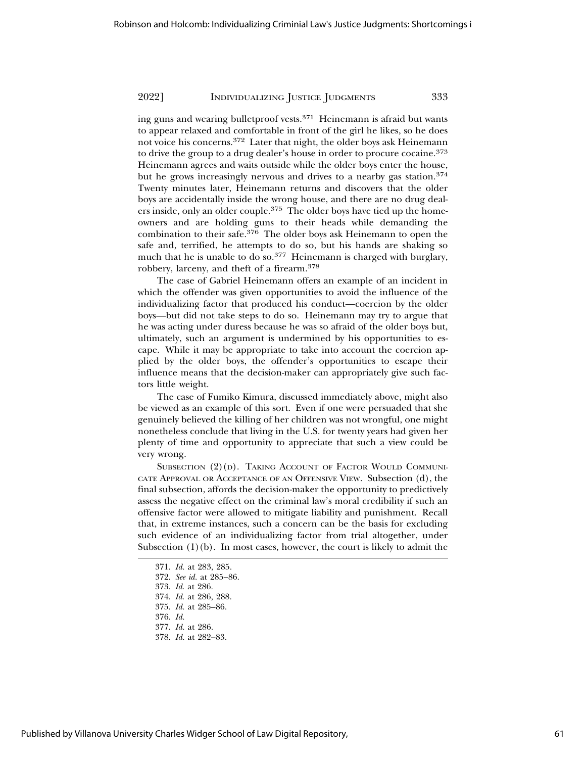ing guns and wearing bulletproof vests.[371] Heinemann is afraid but wants to appear relaxed and comfortable in front of the girl he likes, so he does not voice his concerns.[372] Later that night, the older boys ask Heinemann to drive the group to a drug dealer's house in order to procure cocaine.[373] Heinemann agrees and waits outside while the older boys enter the house, but he grows increasingly nervous and drives to a nearby gas station.[374] Twenty minutes later, Heinemann returns and discovers that the older boys are accidentally inside the wrong house, and there are no drug dealers inside, only an older couple.[375] The older boys have tied up the homeowners and are holding guns to their heads while demanding the combination to their safe.[376] The older boys ask Heinemann to open the safe and, terrified, he attempts to do so, but his hands are shaking so much that he is unable to do so.[377] Heinemann is charged with burglary, robbery, larceny, and theft of a firearm.[378]

The case of Gabriel Heinemann offers an example of an incident in which the offender was given opportunities to avoid the influence of the individualizing factor that produced his conduct—coercion by the older boys—but did not take steps to do so. Heinemann may try to argue that he was acting under duress because he was so afraid of the older boys but, ultimately, such an argument is undermined by his opportunities to escape. While it may be appropriate to take into account the coercion applied by the older boys, the offender's opportunities to escape their influence means that the decision-maker can appropriately give such factors little weight.

The case of Fumiko Kimura, discussed immediately above, might also be viewed as an example of this sort. Even if one were persuaded that she genuinely believed the killing of her children was not wrongful, one might nonetheless conclude that living in the U.S. for twenty years had given her plenty of time and opportunity to appreciate that such a view could be very wrong.

SUBSECTION (2)(D). TAKING ACCOUNT OF FACTOR WOULD COMMUNICATE APPROVAL OR ACCEPTANCE OF AN OFFENSIVE VIEW. Subsection (d), the final subsection, affords the decision-maker the opportunity to predictively assess the negative effect on the criminal law's moral credibility if such an offensive factor were allowed to mitigate liability and punishment. Recall that, in extreme instances, such a concern can be the basis for excluding such evidence of an individualizing factor from trial altogether, under Subsection (1)(b). In most cases, however, the court is likely to admit the

---

371. *Id.* at 283, 285.

372. *See id.* at 285–86.

373. *Id*. at 286.

374. *Id*. at 286, 288.

375. *Id.* at 285–86.

376. *Id.*

377. *Id.* at 286.

378. *Id.* at 282–83.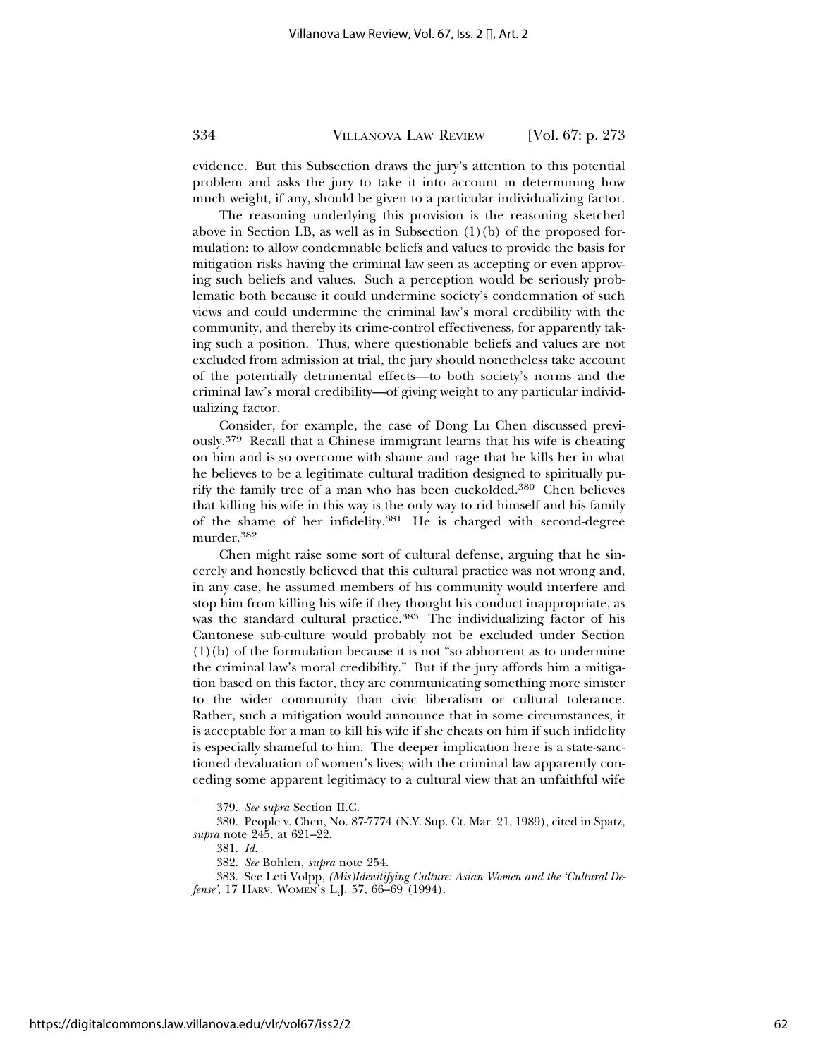evidence. But this Subsection draws the jury's attention to this potential problem and asks the jury to take it into account in determining how much weight, if any, should be given to a particular individualizing factor.

The reasoning underlying this provision is the reasoning sketched above in Section I.B, as well as in Subsection (1)(b) of the proposed formulation: to allow condemnable beliefs and values to provide the basis for mitigation risks having the criminal law seen as accepting or even approving such beliefs and values. Such a perception would be seriously problematic both because it could undermine society's condemnation of such views and could undermine the criminal law's moral credibility with the community, and thereby its crime-control effectiveness, for apparently taking such a position. Thus, where questionable beliefs and values are not excluded from admission at trial, the jury should nonetheless take account of the potentially detrimental effects—to both society's norms and the criminal law's moral credibility—of giving weight to any particular individualizing factor.

Consider, for example, the case of Dong Lu Chen discussed previously.[379] Recall that a Chinese immigrant learns that his wife is cheating on him and is so overcome with shame and rage that he kills her in what he believes to be a legitimate cultural tradition designed to spiritually purify the family tree of a man who has been cuckolded.[380] Chen believes that killing his wife in this way is the only way to rid himself and his family of the shame of her infidelity.[381] He is charged with second-degree murder.[382]

Chen might raise some sort of cultural defense, arguing that he sincerely and honestly believed that this cultural practice was not wrong and, in any case, he assumed members of his community would interfere and stop him from killing his wife if they thought his conduct inappropriate, as was the standard cultural practice.[383] The individualizing factor of his Cantonese sub-culture would probably not be excluded under Section (1)(b) of the formulation because it is not "so abhorrent as to undermine the criminal law's moral credibility." But if the jury affords him a mitigation based on this factor, they are communicating something more sinister to the wider community than civic liberalism or cultural tolerance. Rather, such a mitigation would announce that in some circumstances, it is acceptable for a man to kill his wife if she cheats on him if such infidelity is especially shameful to him. The deeper implication here is a state-sanctioned devaluation of women's lives; with the criminal law apparently conceding some apparent legitimacy to a cultural view that an unfaithful wife

---

379. *See supra* Section II.C.

380. People v. Chen, No. 87-7774 (N.Y. Sup. Ct. Mar. 21, 1989), cited in Spatz, *supra* note 245, at 621–22.

381. *Id.*

382. *See* Bohlen, *supra* note 254.

383. See Leti Volpp, *(Mis)Idenitifying Culture: Asian Women and the 'Cultural Defense'*, 17 HARV. WOMEN'S L.J. 57, 66–69 (1994).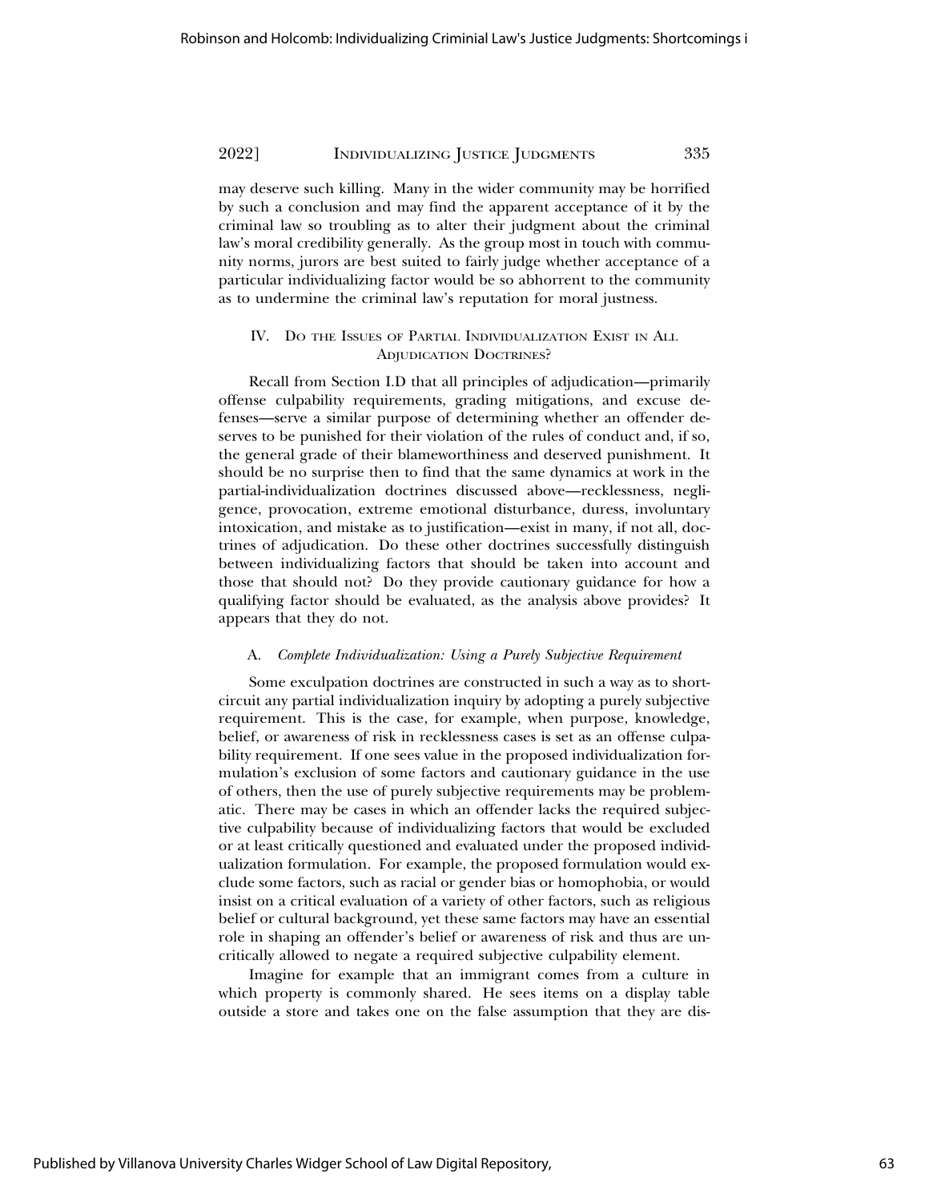may deserve such killing. Many in the wider community may be horrified by such a conclusion and may find the apparent acceptance of it by the criminal law so troubling as to alter their judgment about the criminal law's moral credibility generally. As the group most in touch with community norms, jurors are best suited to fairly judge whether acceptance of a particular individualizing factor would be so abhorrent to the community as to undermine the criminal law's reputation for moral justness.

## IV. Do the Issues of Partial Individualization Exist in All Adjudication Doctrines?

Recall from Section I.D that all principles of adjudication—primarily offense culpability requirements, grading mitigations, and excuse defenses—serve a similar purpose of determining whether an offender deserves to be punished for their violation of the rules of conduct and, if so, the general grade of their blameworthiness and deserved punishment. It should be no surprise then to find that the same dynamics at work in the partial-individualization doctrines discussed above—recklessness, negligence, provocation, extreme emotional disturbance, duress, involuntary intoxication, and mistake as to justification—exist in many, if not all, doctrines of adjudication. Do these other doctrines successfully distinguish between individualizing factors that should be taken into account and those that should not? Do they provide cautionary guidance for how a qualifying factor should be evaluated, as the analysis above provides? It appears that they do not.

### A. *Complete Individualization: Using a Purely Subjective Requirement*

Some exculpation doctrines are constructed in such a way as to short-circuit any partial individualization inquiry by adopting a purely subjective requirement. This is the case, for example, when purpose, knowledge, belief, or awareness of risk in recklessness cases is set as an offense culpability requirement. If one sees value in the proposed individualization formulation's exclusion of some factors and cautionary guidance in the use of others, then the use of purely subjective requirements may be problematic. There may be cases in which an offender lacks the required subjective culpability because of individualizing factors that would be excluded or at least critically questioned and evaluated under the proposed individualization formulation. For example, the proposed formulation would exclude some factors, such as racial or gender bias or homophobia, or would insist on a critical evaluation of a variety of other factors, such as religious belief or cultural background, yet these same factors may have an essential role in shaping an offender's belief or awareness of risk and thus are uncritically allowed to negate a required subjective culpability element.

Imagine for example that an immigrant comes from a culture in which property is commonly shared. He sees items on a display table outside a store and takes one on the false assumption that they are dis-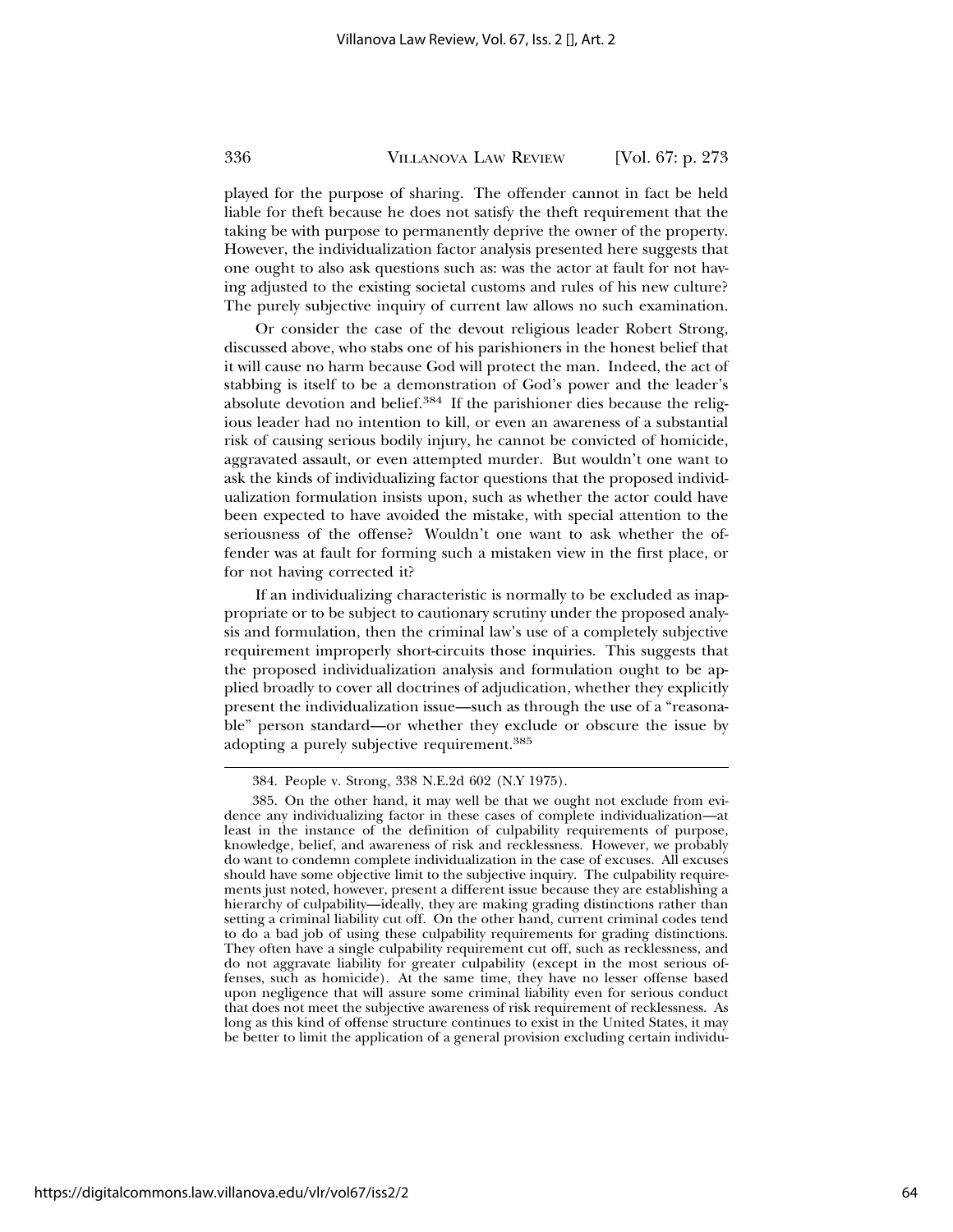played for the purpose of sharing. The offender cannot in fact be held liable for theft because he does not satisfy the theft requirement that the taking be with purpose to permanently deprive the owner of the property. However, the individualization factor analysis presented here suggests that one ought to also ask questions such as: was the actor at fault for not having adjusted to the existing societal customs and rules of his new culture? The purely subjective inquiry of current law allows no such examination.

Or consider the case of the devout religious leader Robert Strong, discussed above, who stabs one of his parishioners in the honest belief that it will cause no harm because God will protect the man. Indeed, the act of stabbing is itself to be a demonstration of God's power and the leader's absolute devotion and belief.[384] If the parishioner dies because the religious leader had no intention to kill, or even an awareness of a substantial risk of causing serious bodily injury, he cannot be convicted of homicide, aggravated assault, or even attempted murder. But wouldn't one want to ask the kinds of individualizing factor questions that the proposed individualization formulation insists upon, such as whether the actor could have been expected to have avoided the mistake, with special attention to the seriousness of the offense? Wouldn't one want to ask whether the offender was at fault for forming such a mistaken view in the first place, or for not having corrected it?

If an individualizing characteristic is normally to be excluded as inappropriate or to be subject to cautionary scrutiny under the proposed analysis and formulation, then the criminal law's use of a completely subjective requirement improperly short-circuits those inquiries. This suggests that the proposed individualization analysis and formulation ought to be applied broadly to cover all doctrines of adjudication, whether they explicitly present the individualization issue—such as through the use of a "reasonable" person standard—or whether they exclude or obscure the issue by adopting a purely subjective requirement.[385]

---

384. People v. Strong, 338 N.E.2d 602 (N.Y 1975).

385. On the other hand, it may well be that we ought not exclude from evidence any individualizing factor in these cases of complete individualization—at least in the instance of the definition of culpability requirements of purpose, knowledge, belief, and awareness of risk and recklessness. However, we probably do want to condemn complete individualization in the case of excuses. All excuses should have some objective limit to the subjective inquiry. The culpability requirements just noted, however, present a different issue because they are establishing a hierarchy of culpability—ideally, they are making grading distinctions rather than setting a criminal liability cut off. On the other hand, current criminal codes tend to do a bad job of using these culpability requirements for grading distinctions. They often have a single culpability requirement cut off, such as recklessness, and do not aggravate liability for greater culpability (except in the most serious offenses, such as homicide). At the same time, they have no lesser offense based upon negligence that will assure some criminal liability even for serious conduct that does not meet the subjective awareness of risk requirement of recklessness. As long as this kind of offense structure continues to exist in the United States, it may be better to limit the application of a general provision excluding certain individu-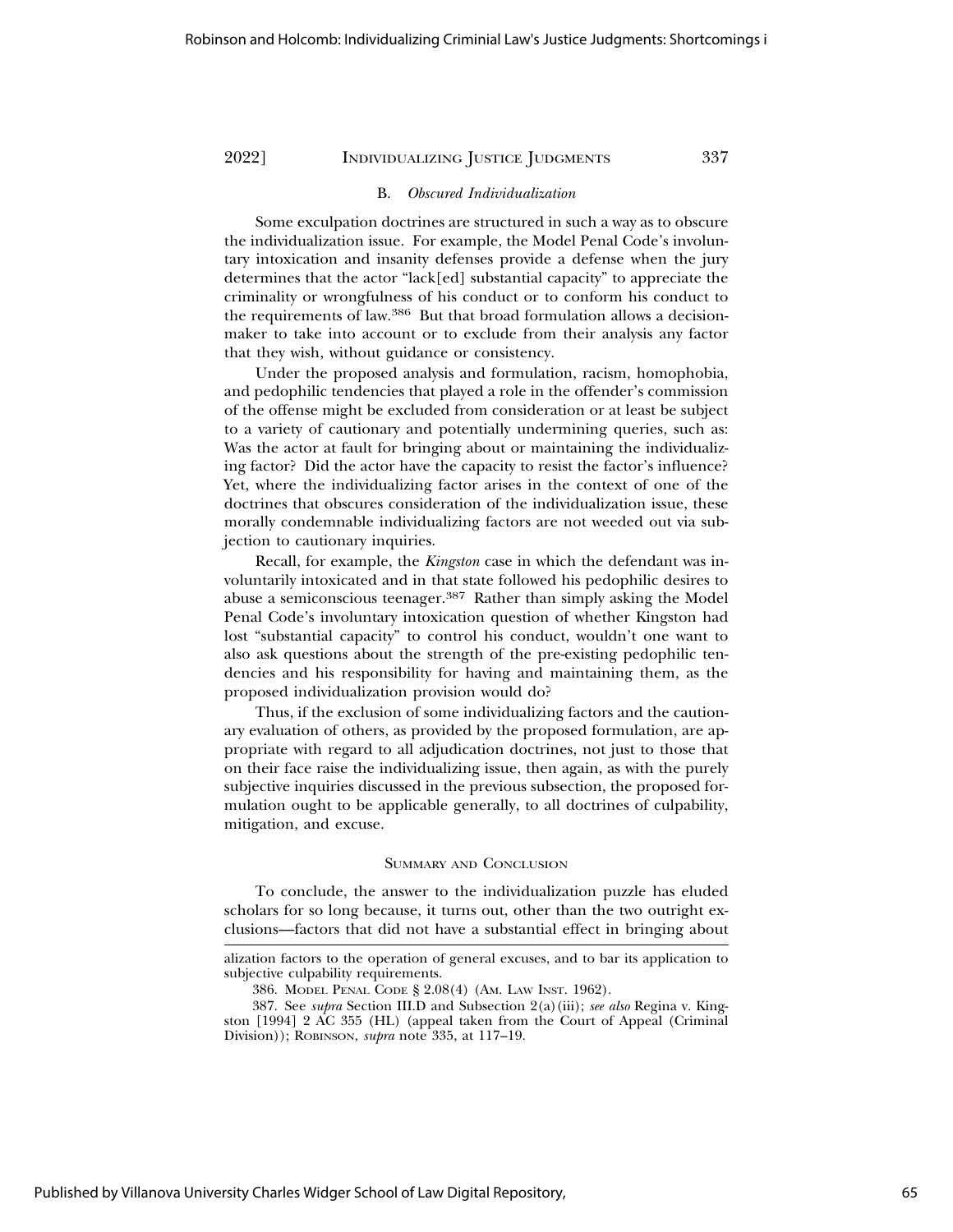### B. *Obscured Individualization*

Some exculpation doctrines are structured in such a way as to obscure the individualization issue. For example, the Model Penal Code's involuntary intoxication and insanity defenses provide a defense when the jury determines that the actor "lack[ed] substantial capacity" to appreciate the criminality or wrongfulness of his conduct or to conform his conduct to the requirements of law.[386] But that broad formulation allows a decision-maker to take into account or to exclude from their analysis any factor that they wish, without guidance or consistency.

Under the proposed analysis and formulation, racism, homophobia, and pedophilic tendencies that played a role in the offender's commission of the offense might be excluded from consideration or at least be subject to a variety of cautionary and potentially undermining queries, such as: Was the actor at fault for bringing about or maintaining the individualizing factor? Did the actor have the capacity to resist the factor's influence? Yet, where the individualizing factor arises in the context of one of the doctrines that obscures consideration of the individualization issue, these morally condemnable individualizing factors are not weeded out via subjection to cautionary inquiries.

Recall, for example, the *Kingston* case in which the defendant was involuntarily intoxicated and in that state followed his pedophilic desires to abuse a semiconscious teenager.[387] Rather than simply asking the Model Penal Code's involuntary intoxication question of whether Kingston had lost "substantial capacity" to control his conduct, wouldn't one want to also ask questions about the strength of the pre-existing pedophilic tendencies and his responsibility for having and maintaining them, as the proposed individualization provision would do?

Thus, if the exclusion of some individualizing factors and the cautionary evaluation of others, as provided by the proposed formulation, are appropriate with regard to all adjudication doctrines, not just to those that on their face raise the individualizing issue, then again, as with the purely subjective inquiries discussed in the previous subsection, the proposed formulation ought to be applicable generally, to all doctrines of culpability, mitigation, and excuse.

## Summary and Conclusion

To conclude, the answer to the individualization puzzle has eluded scholars for so long because, it turns out, other than the two outright exclusions—factors that did not have a substantial effect in bringing about

---

alization factors to the operation of general excuses, and to bar its application to subjective culpability requirements.

386. Model Penal Code § 2.08(4) (Am. Law Inst. 1962).

387. See *supra* Section III.D and Subsection 2(a)(iii); *see also* Regina v. Kingston [1994] 2 AC 355 (HL) (appeal taken from the Court of Appeal (Criminal Division)); Robinson, *supra* note 335, at 117–19.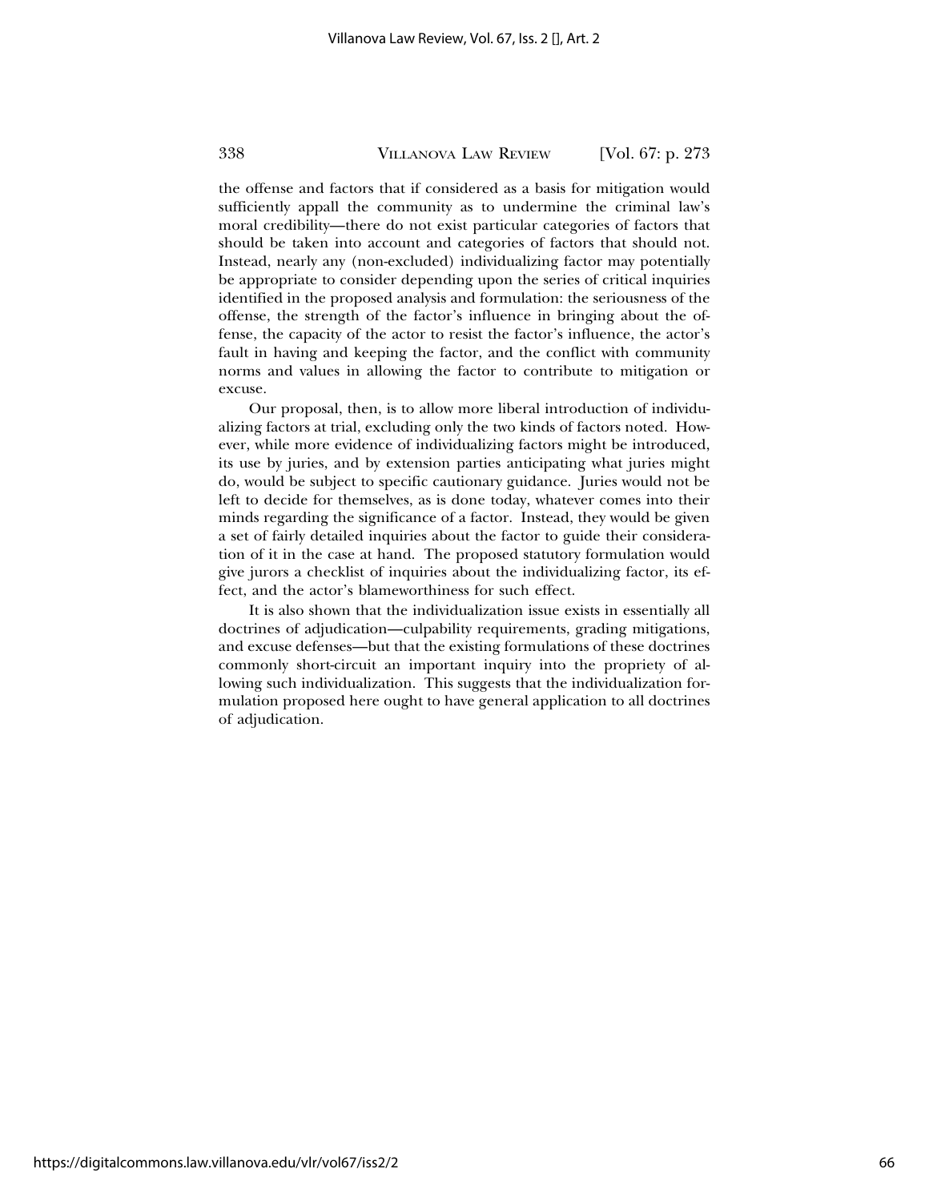the offense and factors that if considered as a basis for mitigation would sufficiently appall the community as to undermine the criminal law's moral credibility—there do not exist particular categories of factors that should be taken into account and categories of factors that should not. Instead, nearly any (non-excluded) individualizing factor may potentially be appropriate to consider depending upon the series of critical inquiries identified in the proposed analysis and formulation: the seriousness of the offense, the strength of the factor's influence in bringing about the offense, the capacity of the actor to resist the factor's influence, the actor's fault in having and keeping the factor, and the conflict with community norms and values in allowing the factor to contribute to mitigation or excuse.

Our proposal, then, is to allow more liberal introduction of individualizing factors at trial, excluding only the two kinds of factors noted. However, while more evidence of individualizing factors might be introduced, its use by juries, and by extension parties anticipating what juries might do, would be subject to specific cautionary guidance. Juries would not be left to decide for themselves, as is done today, whatever comes into their minds regarding the significance of a factor. Instead, they would be given a set of fairly detailed inquiries about the factor to guide their consideration of it in the case at hand. The proposed statutory formulation would give jurors a checklist of inquiries about the individualizing factor, its effect, and the actor's blameworthiness for such effect.

It is also shown that the individualization issue exists in essentially all doctrines of adjudication—culpability requirements, grading mitigations, and excuse defenses—but that the existing formulations of these doctrines commonly short-circuit an important inquiry into the propriety of allowing such individualization. This suggests that the individualization formulation proposed here ought to have general application to all doctrines of adjudication.